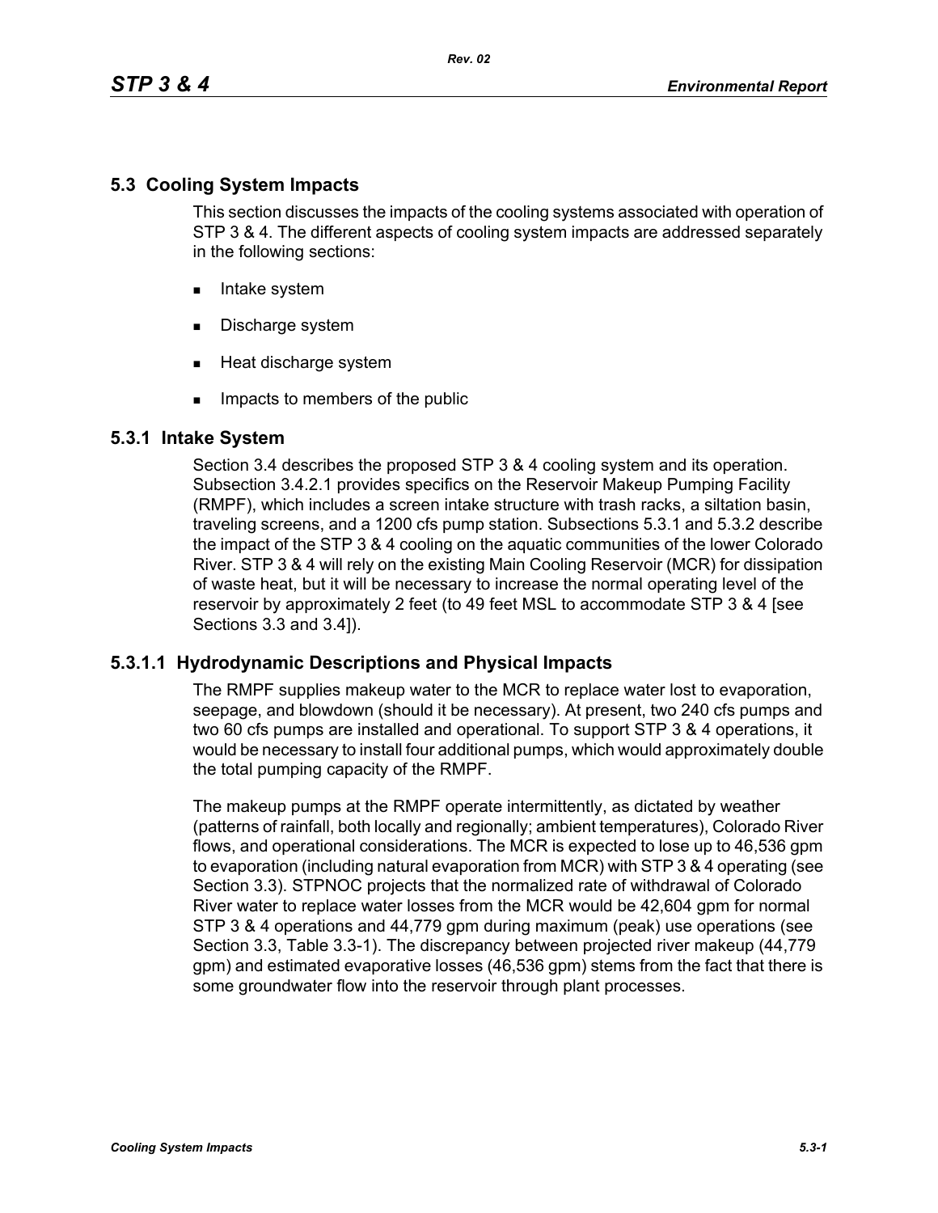## 5.3 Cooling System Impacts

This section discusses the impacts of the cooling systems associated with operation of STP 3 & 4. The different aspects of cooling system impacts are addressed separately in the following sections:

- Intake system
- Discharge system
- Heat discharge system
- Impacts to members of the public

### 5.3.1 Intake System

Section 3.4 describes the proposed STP 3 & 4 cooling system and its operation. Subsection 3.4.2.1 provides specifics on the Reservoir Makeup Pumping Facility (RMPF), which includes a screen intake structure with trash racks, a siltation basin, traveling screens, and a 1200 cfs pump station. Subsections 5.3.1 and 5.3.2 describe the impact of the STP 3 & 4 cooling on the aquatic communities of the lower Colorado River. STP 3 & 4 will rely on the existing Main Cooling Reservoir (MCR) for dissipation of waste heat, but it will be necessary to increase the normal operating level of the reservoir by approximately 2 feet (to 49 feet MSL to accommodate STP 3 & 4 [see Sections 3.3 and 3.4]).

#### 5.3.1.1 Hydrodynamic Descriptions and Physical Impacts

The RMPF supplies makeup water to the MCR to replace water lost to evaporation, seepage, and blowdown (should it be necessary). At present, two 240 cfs pumps and two 60 cfs pumps are installed and operational. To support STP 3 & 4 operations, it would be necessary to install four additional pumps, which would approximately double the total pumping capacity of the RMPF.

The makeup pumps at the RMPF operate intermittently, as dictated by weather (patterns of rainfall, both locally and regionally; ambient temperatures), Colorado River flows, and operational considerations. The MCR is expected to lose up to 46,536 gpm to evaporation (including natural evaporation from MCR) with STP 3 & 4 operating (see Section 3.3). STPNOC projects that the normalized rate of withdrawal of Colorado River water to replace water losses from the MCR would be 42,604 gpm for normal STP 3 & 4 operations and 44,779 gpm during maximum (peak) use operations (see Section 3.3, Table 3.3-1). The discrepancy between projected river makeup (44,779 gpm) and estimated evaporative losses (46,536 gpm) stems from the fact that there is some groundwater flow into the reservoir through plant processes.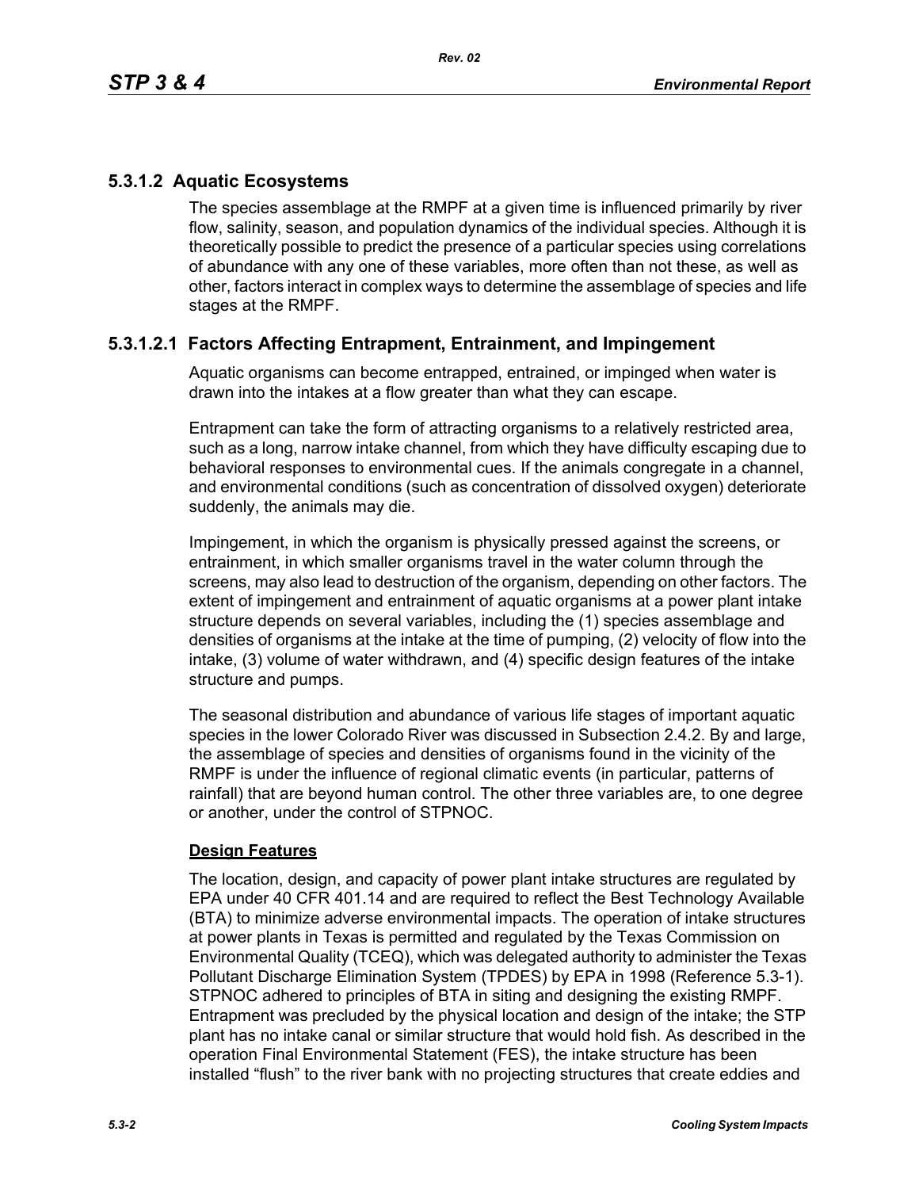## 5.3.1.2 Aquatic Ecosystems

The species assemblage at the RMPF at a given time is influenced primarily by river flow, salinity, season, and population dynamics of the individual species. Although it is theoretically possible to predict the presence of a particular species using correlations of abundance with any one of these variables, more often than not these, as well as other, factors interact in complex ways to determine the assemblage of species and life stages at the RMPF.

### 5.3.1.2.1 Factors Affecting Entrapment, Entrainment, and Impingement

Aquatic organisms can become entrapped, entrained, or impinged when water is drawn into the intakes at a flow greater than what they can escape.

Entrapment can take the form of attracting organisms to a relatively restricted area, such as a long, narrow intake channel, from which they have difficulty escaping due to behavioral responses to environmental cues. If the animals congregate in a channel, and environmental conditions (such as concentration of dissolved oxygen) deteriorate suddenly, the animals may die.

Impingement, in which the organism is physically pressed against the screens, or entrainment, in which smaller organisms travel in the water column through the screens, may also lead to destruction of the organism, depending on other factors. The extent of impingement and entrainment of aquatic organisms at a power plant intake structure depends on several variables, including the (1) species assemblage and densities of organisms at the intake at the time of pumping, (2) velocity of flow into the intake, (3) volume of water withdrawn, and (4) specific design features of the intake structure and pumps.

The seasonal distribution and abundance of various life stages of important aquatic species in the lower Colorado River was discussed in Subsection 2.4.2. By and large, the assemblage of species and densities of organisms found in the vicinity of the RMPF is under the influence of regional climatic events (in particular, patterns of rainfall) that are beyond human control. The other three variables are, to one degree or another, under the control of STPNOC.

**Design Features**

The location, design, and capacity of power plant intake structures are regulated by EPA under 40 CFR 401.14 and are required to reflect the Best Technology Available (BTA) to minimize adverse environmental impacts. The operation of intake structures at power plants in Texas is permitted and regulated by the Texas Commission on Environmental Quality (TCEQ), which was delegated authority to administer the Texas Pollutant Discharge Elimination System (TPDES) by EPA in 1998 (Reference 5.3-1). STPNOC adhered to principles of BTA in siting and designing the existing RMPF. Entrapment was precluded by the physical location and design of the intake; the STP plant has no intake canal or similar structure that would hold fish. As described in the operation Final Environmental Statement (FES), the intake structure has been installed "flush" to the river bank with no projecting structures that create eddies and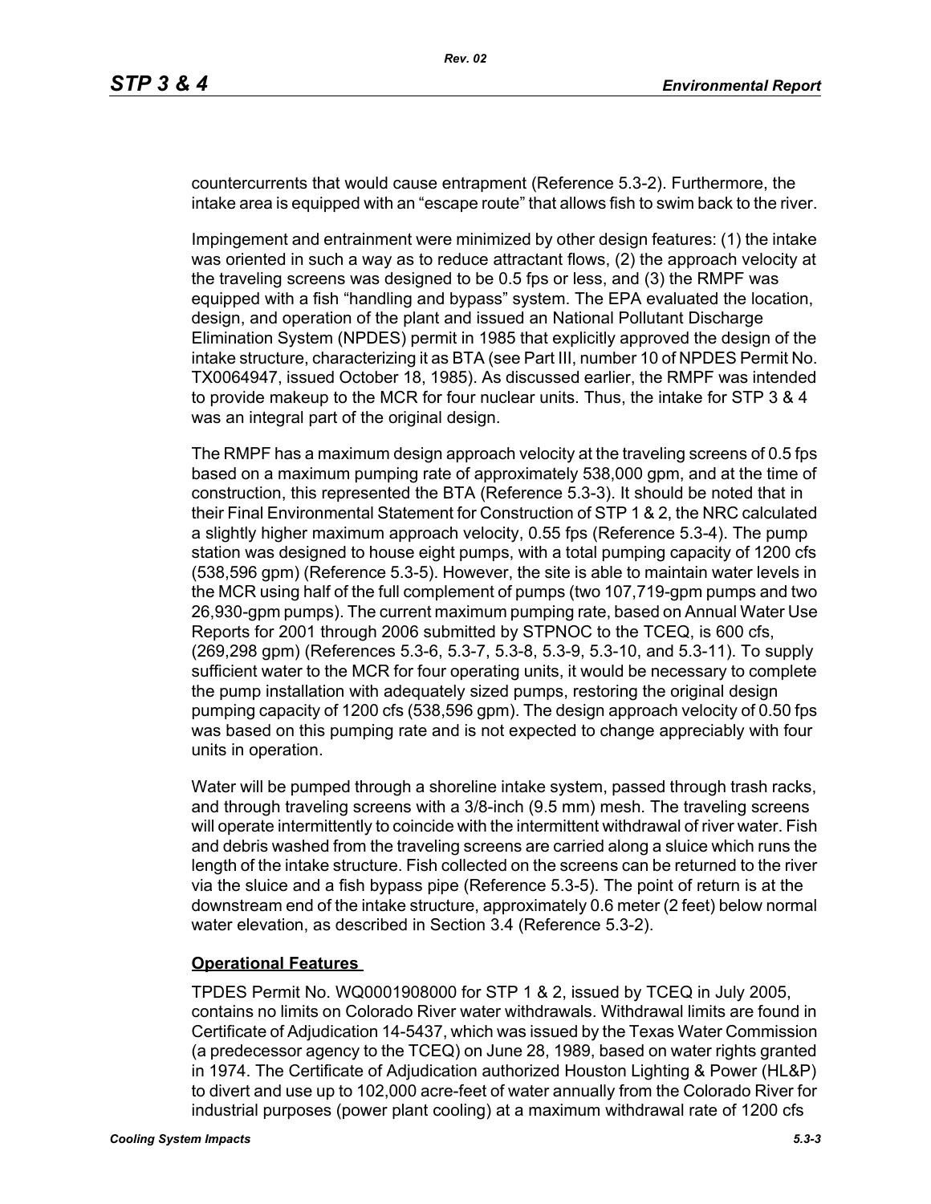countercurrents that would cause entrapment (Reference 5.3-2). Furthermore, the intake area is equipped with an “escape route” that allows fish to swim back to the river.

Impingement and entrainment were minimized by other design features: (1) the intake was oriented in such a way as to reduce attractant flows, (2) the approach velocity at the traveling screens was designed to be 0.5 fps or less, and (3) the RMPF was equipped with a fish “handling and bypass” system. The EPA evaluated the location, design, and operation of the plant and issued an National Pollutant Discharge Elimination System (NPDES) permit in 1985 that explicitly approved the design of the intake structure, characterizing it as BTA (see Part III, number 10 of NPDES Permit No. TX0064947, issued October 18, 1985). As discussed earlier, the RMPF was intended to provide makeup to the MCR for four nuclear units. Thus, the intake for STP 3 & 4 was an integral part of the original design.

The RMPF has a maximum design approach velocity at the traveling screens of 0.5 fps based on a maximum pumping rate of approximately 538,000 gpm, and at the time of construction, this represented the BTA (Reference 5.3-3). It should be noted that in their Final Environmental Statement for Construction of STP 1 & 2, the NRC calculated a slightly higher maximum approach velocity, 0.55 fps (Reference 5.3-4). The pump station was designed to house eight pumps, with a total pumping capacity of 1200 cfs (538,596 gpm) (Reference 5.3-5). However, the site is able to maintain water levels in the MCR using half of the full complement of pumps (two 107,719-gpm pumps and two 26,930-gpm pumps). The current maximum pumping rate, based on Annual Water Use Reports for 2001 through 2006 submitted by STPNOC to the TCEQ, is 600 cfs, (269,298 gpm) (References 5.3-6, 5.3-7, 5.3-8, 5.3-9, 5.3-10, and 5.3-11). To supply sufficient water to the MCR for four operating units, it would be necessary to complete the pump installation with adequately sized pumps, restoring the original design pumping capacity of 1200 cfs (538,596 gpm). The design approach velocity of 0.50 fps was based on this pumping rate and is not expected to change appreciably with four units in operation.

Water will be pumped through a shoreline intake system, passed through trash racks, and through traveling screens with a 3/8-inch (9.5 mm) mesh. The traveling screens will operate intermittently to coincide with the intermittent withdrawal of river water. Fish and debris washed from the traveling screens are carried along a sluice which runs the length of the intake structure. Fish collected on the screens can be returned to the river via the sluice and a fish bypass pipe (Reference 5.3-5). The point of return is at the downstream end of the intake structure, approximately 0.6 meter (2 feet) below normal water elevation, as described in Section 3.4 (Reference 5.3-2).

**Operational Features**

TPDES Permit No. WQ0001908000 for STP 1 & 2, issued by TCEQ in July 2005, contains no limits on Colorado River water withdrawals. Withdrawal limits are found in Certificate of Adjudication 14-5437, which was issued by the Texas Water Commission (a predecessor agency to the TCEQ) on June 28, 1989, based on water rights granted in 1974. The Certificate of Adjudication authorized Houston Lighting & Power (HL&P) to divert and use up to 102,000 acre-feet of water annually from the Colorado River for industrial purposes (power plant cooling) at a maximum withdrawal rate of 1200 cfs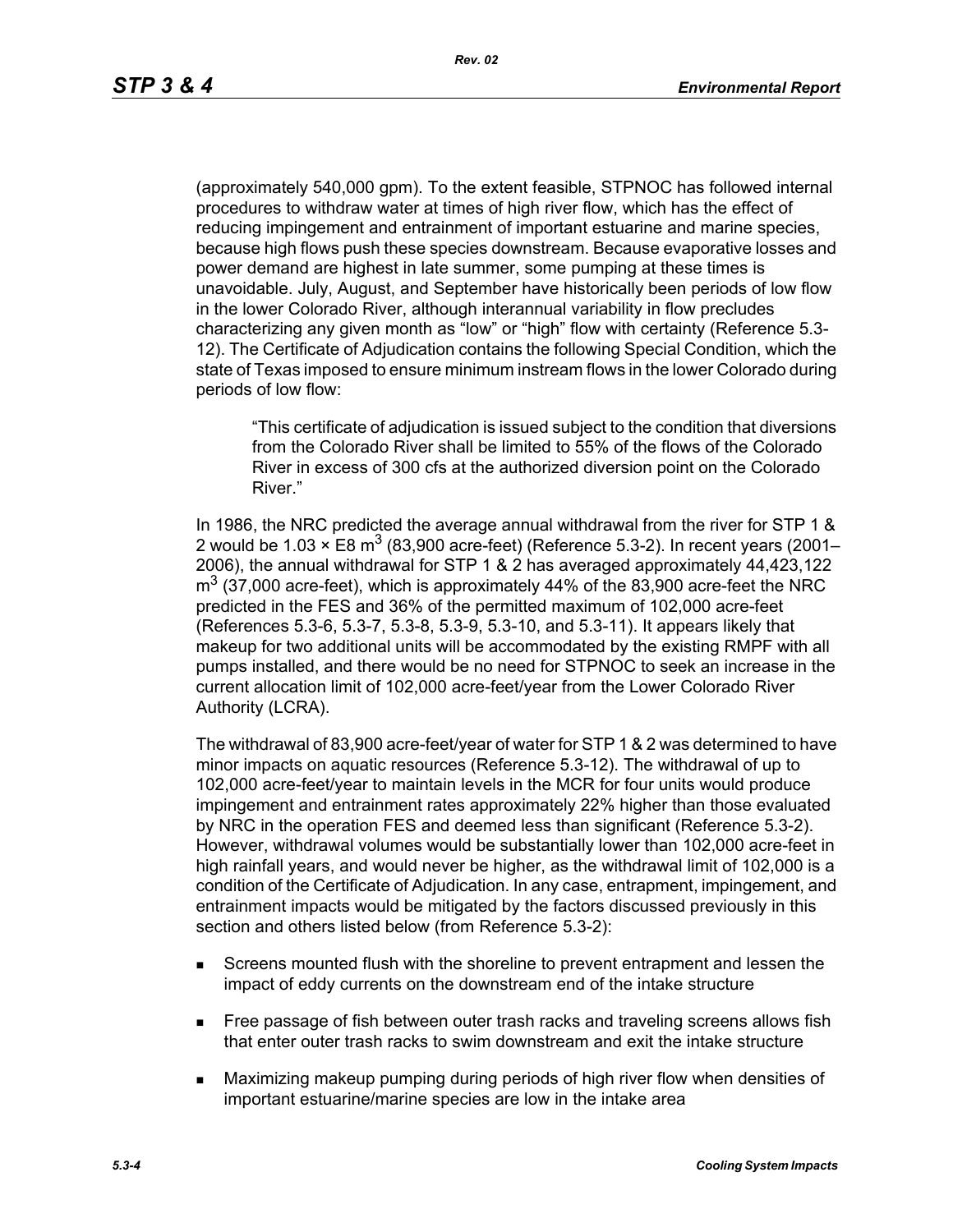(approximately 540,000 gpm). To the extent feasible, STPNOC has followed internal procedures to withdraw water at times of high river flow, which has the effect of reducing impingement and entrainment of important estuarine and marine species, because high flows push these species downstream. Because evaporative losses and power demand are highest in late summer, some pumping at these times is unavoidable. July, August, and September have historically been periods of low flow in the lower Colorado River, although interannual variability in flow precludes characterizing any given month as "low" or "high" flow with certainty (Reference 5.3-12). The Certificate of Adjudication contains the following Special Condition, which the state of Texas imposed to ensure minimum instream flows in the lower Colorado during periods of low flow:

> "This certificate of adjudication is issued subject to the condition that diversions from the Colorado River shall be limited to 55% of the flows of the Colorado River in excess of 300 cfs at the authorized diversion point on the Colorado River."

In 1986, the NRC predicted the average annual withdrawal from the river for STP 1 & 2 would be $1.03 \times E8\ m^3$ (83,900 acre-feet) (Reference 5.3-2). In recent years (2001–2006), the annual withdrawal for STP 1 & 2 has averaged approximately 44,423,122 $m^3$ (37,000 acre-feet), which is approximately 44% of the 83,900 acre-feet the NRC predicted in the FES and 36% of the permitted maximum of 102,000 acre-feet (References 5.3-6, 5.3-7, 5.3-8, 5.3-9, 5.3-10, and 5.3-11). It appears likely that makeup for two additional units will be accommodated by the existing RMPF with all pumps installed, and there would be no need for STPNOC to seek an increase in the current allocation limit of 102,000 acre-feet/year from the Lower Colorado River Authority (LCRA).

The withdrawal of 83,900 acre-feet/year of water for STP 1 & 2 was determined to have minor impacts on aquatic resources (Reference 5.3-12). The withdrawal of up to 102,000 acre-feet/year to maintain levels in the MCR for four units would produce impingement and entrainment rates approximately 22% higher than those evaluated by NRC in the operation FES and deemed less than significant (Reference 5.3-2). However, withdrawal volumes would be substantially lower than 102,000 acre-feet in high rainfall years, and would never be higher, as the withdrawal limit of 102,000 is a condition of the Certificate of Adjudication. In any case, entrapment, impingement, and entrainment impacts would be mitigated by the factors discussed previously in this section and others listed below (from Reference 5.3-2):

- Screens mounted flush with the shoreline to prevent entrapment and lessen the impact of eddy currents on the downstream end of the intake structure
- Free passage of fish between outer trash racks and traveling screens allows fish that enter outer trash racks to swim downstream and exit the intake structure
- Maximizing makeup pumping during periods of high river flow when densities of important estuarine/marine species are low in the intake area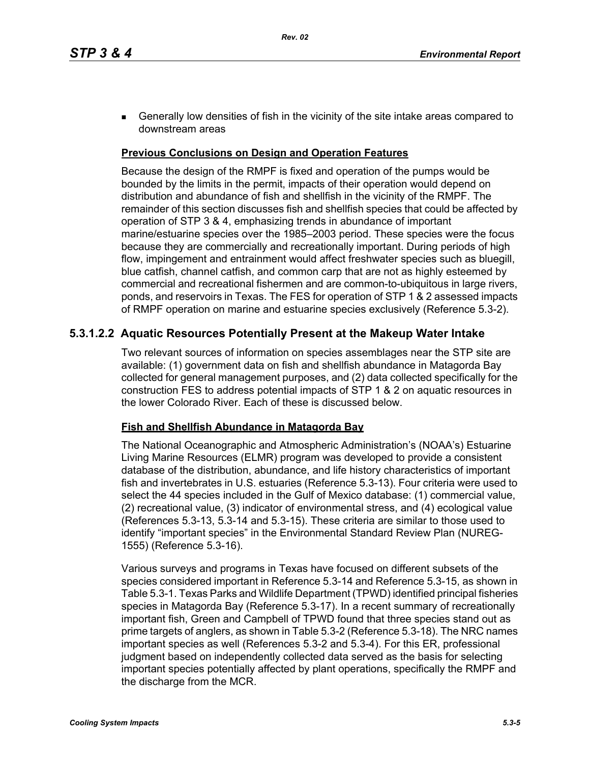- Generally low densities of fish in the vicinity of the site intake areas compared to downstream areas

**Previous Conclusions on Design and Operation Features**

Because the design of the RMPF is fixed and operation of the pumps would be bounded by the limits in the permit, impacts of their operation would depend on distribution and abundance of fish and shellfish in the vicinity of the RMPF. The remainder of this section discusses fish and shellfish species that could be affected by operation of STP 3 & 4, emphasizing trends in abundance of important marine/estuarine species over the 1985–2003 period. These species were the focus because they are commercially and recreationally important. During periods of high flow, impingement and entrainment would affect freshwater species such as bluegill, blue catfish, channel catfish, and common carp that are not as highly esteemed by commercial and recreational fishermen and are common-to-ubiquitous in large rivers, ponds, and reservoirs in Texas. The FES for operation of STP 1 & 2 assessed impacts of RMPF operation on marine and estuarine species exclusively (Reference 5.3-2).

### 5.3.1.2.2 Aquatic Resources Potentially Present at the Makeup Water Intake

Two relevant sources of information on species assemblages near the STP site are available: (1) government data on fish and shellfish abundance in Matagorda Bay collected for general management purposes, and (2) data collected specifically for the construction FES to address potential impacts of STP 1 & 2 on aquatic resources in the lower Colorado River. Each of these is discussed below.

**Fish and Shellfish Abundance in Matagorda Bay**

The National Oceanographic and Atmospheric Administration's (NOAA's) Estuarine Living Marine Resources (ELMR) program was developed to provide a consistent database of the distribution, abundance, and life history characteristics of important fish and invertebrates in U.S. estuaries (Reference 5.3-13). Four criteria were used to select the 44 species included in the Gulf of Mexico database: (1) commercial value, (2) recreational value, (3) indicator of environmental stress, and (4) ecological value (References 5.3-13, 5.3-14 and 5.3-15). These criteria are similar to those used to identify "important species" in the Environmental Standard Review Plan (NUREG-1555) (Reference 5.3-16).

Various surveys and programs in Texas have focused on different subsets of the species considered important in Reference 5.3-14 and Reference 5.3-15, as shown in Table 5.3-1. Texas Parks and Wildlife Department (TPWD) identified principal fisheries species in Matagorda Bay (Reference 5.3-17). In a recent summary of recreationally important fish, Green and Campbell of TPWD found that three species stand out as prime targets of anglers, as shown in Table 5.3-2 (Reference 5.3-18). The NRC names important species as well (References 5.3-2 and 5.3-4). For this ER, professional judgment based on independently collected data served as the basis for selecting important species potentially affected by plant operations, specifically the RMPF and the discharge from the MCR.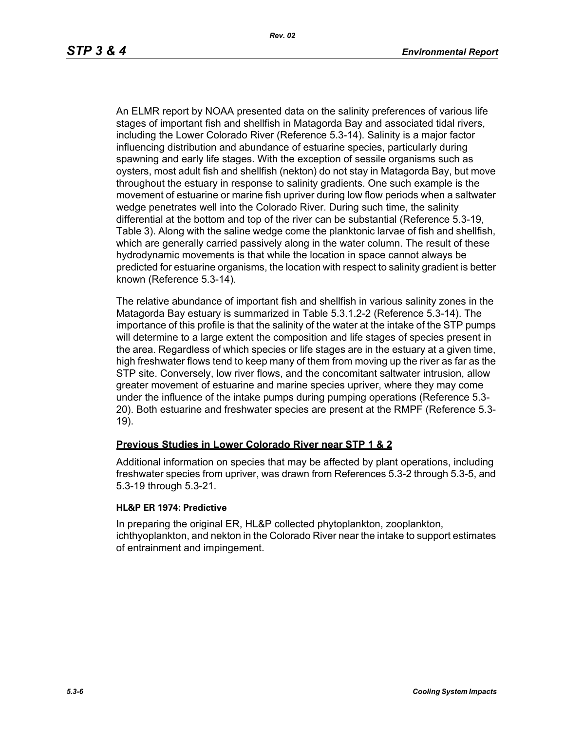An ELMR report by NOAA presented data on the salinity preferences of various life stages of important fish and shellfish in Matagorda Bay and associated tidal rivers, including the Lower Colorado River (Reference 5.3-14). Salinity is a major factor influencing distribution and abundance of estuarine species, particularly during spawning and early life stages. With the exception of sessile organisms such as oysters, most adult fish and shellfish (nekton) do not stay in Matagorda Bay, but move throughout the estuary in response to salinity gradients. One such example is the movement of estuarine or marine fish upriver during low flow periods when a saltwater wedge penetrates well into the Colorado River. During such time, the salinity differential at the bottom and top of the river can be substantial (Reference 5.3-19, Table 3). Along with the saline wedge come the planktonic larvae of fish and shellfish, which are generally carried passively along in the water column. The result of these hydrodynamic movements is that while the location in space cannot always be predicted for estuarine organisms, the location with respect to salinity gradient is better known (Reference 5.3-14).

The relative abundance of important fish and shellfish in various salinity zones in the Matagorda Bay estuary is summarized in Table 5.3.1.2-2 (Reference 5.3-14). The importance of this profile is that the salinity of the water at the intake of the STP pumps will determine to a large extent the composition and life stages of species present in the area. Regardless of which species or life stages are in the estuary at a given time, high freshwater flows tend to keep many of them from moving up the river as far as the STP site. Conversely, low river flows, and the concomitant saltwater intrusion, allow greater movement of estuarine and marine species upriver, where they may come under the influence of the intake pumps during pumping operations (Reference 5.3-20). Both estuarine and freshwater species are present at the RMPF (Reference 5.3-19).

## Previous Studies in Lower Colorado River near STP 1 & 2

Additional information on species that may be affected by plant operations, including freshwater species from upriver, was drawn from References 5.3-2 through 5.3-5, and 5.3-19 through 5.3-21.

### HL&P ER 1974: Predictive

In preparing the original ER, HL&P collected phytoplankton, zooplankton, ichthyoplankton, and nekton in the Colorado River near the intake to support estimates of entrainment and impingement.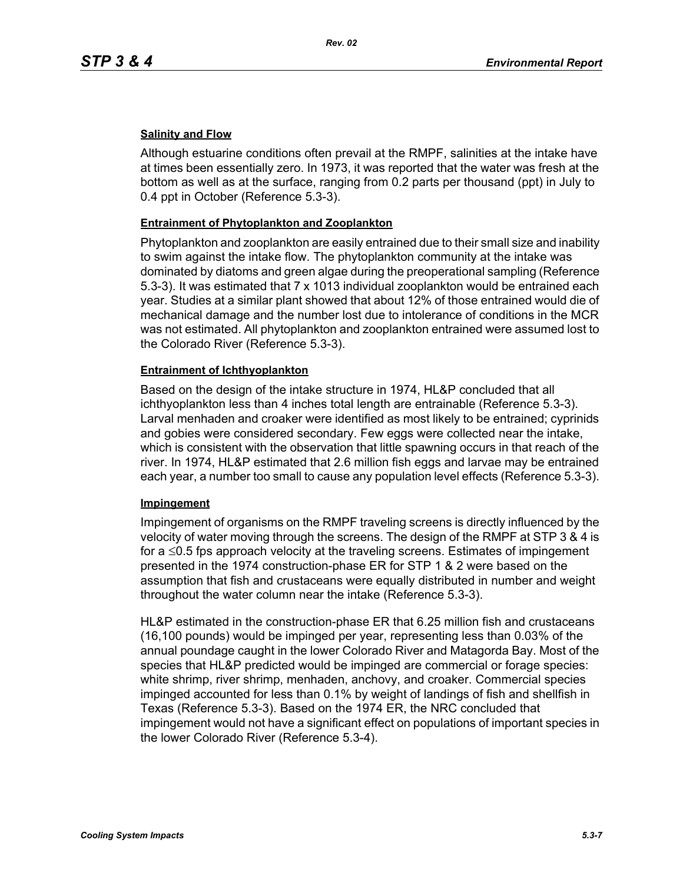**Salinity and Flow**

Although estuarine conditions often prevail at the RMPF, salinities at the intake have at times been essentially zero. In 1973, it was reported that the water was fresh at the bottom as well as at the surface, ranging from 0.2 parts per thousand (ppt) in July to 0.4 ppt in October (Reference 5.3-3).

**Entrainment of Phytoplankton and Zooplankton**

Phytoplankton and zooplankton are easily entrained due to their small size and inability to swim against the intake flow. The phytoplankton community at the intake was dominated by diatoms and green algae during the preoperational sampling (Reference 5.3-3). It was estimated that 7 x 1013 individual zooplankton would be entrained each year. Studies at a similar plant showed that about 12% of those entrained would die of mechanical damage and the number lost due to intolerance of conditions in the MCR was not estimated. All phytoplankton and zooplankton entrained were assumed lost to the Colorado River (Reference 5.3-3).

**Entrainment of Ichthyoplankton**

Based on the design of the intake structure in 1974, HL&P concluded that all ichthyoplankton less than 4 inches total length are entrainable (Reference 5.3-3). Larval menhaden and croaker were identified as most likely to be entrained; cyprinids and gobies were considered secondary. Few eggs were collected near the intake, which is consistent with the observation that little spawning occurs in that reach of the river. In 1974, HL&P estimated that 2.6 million fish eggs and larvae may be entrained each year, a number too small to cause any population level effects (Reference 5.3-3).

**Impingement**

Impingement of organisms on the RMPF traveling screens is directly influenced by the velocity of water moving through the screens. The design of the RMPF at STP 3 & 4 is for a $\leq$0.5 fps approach velocity at the traveling screens. Estimates of impingement presented in the 1974 construction-phase ER for STP 1 & 2 were based on the assumption that fish and crustaceans were equally distributed in number and weight throughout the water column near the intake (Reference 5.3-3).

HL&P estimated in the construction-phase ER that 6.25 million fish and crustaceans (16,100 pounds) would be impinged per year, representing less than 0.03% of the annual poundage caught in the lower Colorado River and Matagorda Bay. Most of the species that HL&P predicted would be impinged are commercial or forage species: white shrimp, river shrimp, menhaden, anchovy, and croaker. Commercial species impinged accounted for less than 0.1% by weight of landings of fish and shellfish in Texas (Reference 5.3-3). Based on the 1974 ER, the NRC concluded that impingement would not have a significant effect on populations of important species in the lower Colorado River (Reference 5.3-4).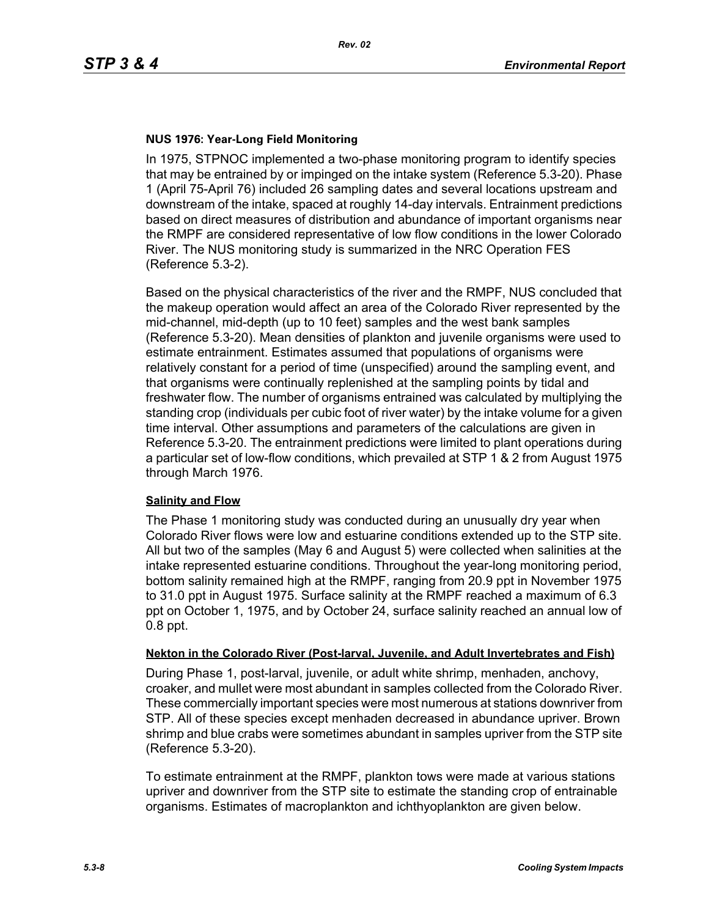**NUS 1976: Year-Long Field Monitoring**

In 1975, STPNOC implemented a two-phase monitoring program to identify species that may be entrained by or impinged on the intake system (Reference 5.3-20). Phase 1 (April 75-April 76) included 26 sampling dates and several locations upstream and downstream of the intake, spaced at roughly 14-day intervals. Entrainment predictions based on direct measures of distribution and abundance of important organisms near the RMPF are considered representative of low flow conditions in the lower Colorado River. The NUS monitoring study is summarized in the NRC Operation FES (Reference 5.3-2).

Based on the physical characteristics of the river and the RMPF, NUS concluded that the makeup operation would affect an area of the Colorado River represented by the mid-channel, mid-depth (up to 10 feet) samples and the west bank samples (Reference 5.3-20). Mean densities of plankton and juvenile organisms were used to estimate entrainment. Estimates assumed that populations of organisms were relatively constant for a period of time (unspecified) around the sampling event, and that organisms were continually replenished at the sampling points by tidal and freshwater flow. The number of organisms entrained was calculated by multiplying the standing crop (individuals per cubic foot of river water) by the intake volume for a given time interval. Other assumptions and parameters of the calculations are given in Reference 5.3-20. The entrainment predictions were limited to plant operations during a particular set of low-flow conditions, which prevailed at STP 1 & 2 from August 1975 through March 1976.

**Salinity and Flow**

The Phase 1 monitoring study was conducted during an unusually dry year when Colorado River flows were low and estuarine conditions extended up to the STP site. All but two of the samples (May 6 and August 5) were collected when salinities at the intake represented estuarine conditions. Throughout the year-long monitoring period, bottom salinity remained high at the RMPF, ranging from 20.9 ppt in November 1975 to 31.0 ppt in August 1975. Surface salinity at the RMPF reached a maximum of 6.3 ppt on October 1, 1975, and by October 24, surface salinity reached an annual low of 0.8 ppt.

**Nekton in the Colorado River (Post-larval, Juvenile, and Adult Invertebrates and Fish)**

During Phase 1, post-larval, juvenile, or adult white shrimp, menhaden, anchovy, croaker, and mullet were most abundant in samples collected from the Colorado River. These commercially important species were most numerous at stations downriver from STP. All of these species except menhaden decreased in abundance upriver. Brown shrimp and blue crabs were sometimes abundant in samples upriver from the STP site (Reference 5.3-20).

To estimate entrainment at the RMPF, plankton tows were made at various stations upriver and downriver from the STP site to estimate the standing crop of entrainable organisms. Estimates of macroplankton and ichthyoplankton are given below.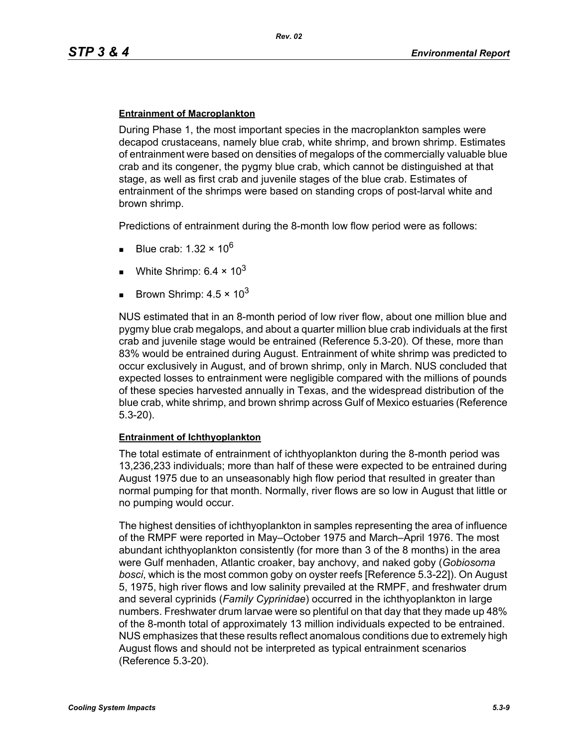**Entrainment of Macroplankton**

During Phase 1, the most important species in the macroplankton samples were decapod crustaceans, namely blue crab, white shrimp, and brown shrimp. Estimates of entrainment were based on densities of megalops of the commercially valuable blue crab and its congener, the pygmy blue crab, which cannot be distinguished at that stage, as well as first crab and juvenile stages of the blue crab. Estimates of entrainment of the shrimps were based on standing crops of post-larval white and brown shrimp.

Predictions of entrainment during the 8-month low flow period were as follows:

- Blue crab: $1.32 \times 10^6$
- White Shrimp: $6.4 \times 10^3$
- Brown Shrimp: $4.5 \times 10^3$

NUS estimated that in an 8-month period of low river flow, about one million blue and pygmy blue crab megalops, and about a quarter million blue crab individuals at the first crab and juvenile stage would be entrained (Reference 5.3-20). Of these, more than 83% would be entrained during August. Entrainment of white shrimp was predicted to occur exclusively in August, and of brown shrimp, only in March. NUS concluded that expected losses to entrainment were negligible compared with the millions of pounds of these species harvested annually in Texas, and the widespread distribution of the blue crab, white shrimp, and brown shrimp across Gulf of Mexico estuaries (Reference 5.3-20).

**Entrainment of Ichthyoplankton**

The total estimate of entrainment of ichthyoplankton during the 8-month period was 13,236,233 individuals; more than half of these were expected to be entrained during August 1975 due to an unseasonably high flow period that resulted in greater than normal pumping for that month. Normally, river flows are so low in August that little or no pumping would occur.

The highest densities of ichthyoplankton in samples representing the area of influence of the RMPF were reported in May–October 1975 and March–April 1976. The most abundant ichthyoplankton consistently (for more than 3 of the 8 months) in the area were Gulf menhaden, Atlantic croaker, bay anchovy, and naked goby (*Gobiosoma bosci*, which is the most common goby on oyster reefs [Reference 5.3-22]). On August 5, 1975, high river flows and low salinity prevailed at the RMPF, and freshwater drum and several cyprinids (*Family Cyprinidae*) occurred in the ichthyoplankton in large numbers. Freshwater drum larvae were so plentiful on that day that they made up 48% of the 8-month total of approximately 13 million individuals expected to be entrained. NUS emphasizes that these results reflect anomalous conditions due to extremely high August flows and should not be interpreted as typical entrainment scenarios (Reference 5.3-20).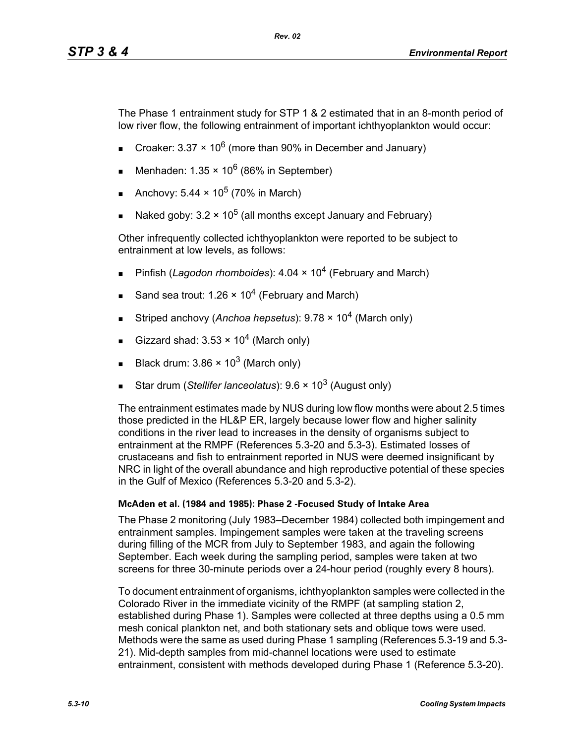The Phase 1 entrainment study for STP 1 & 2 estimated that in an 8-month period of low river flow, the following entrainment of important ichthyoplankton would occur:

- Croaker: $3.37 \times 10^6$ (more than 90% in December and January)
- Menhaden: $1.35 \times 10^6$ (86% in September)
- Anchovy: $5.44 \times 10^5$ (70% in March)
- Naked goby: $3.2 \times 10^5$ (all months except January and February)

Other infrequently collected ichthyoplankton were reported to be subject to entrainment at low levels, as follows:

- Pinfish (*Lagodon rhomboides*): $4.04 \times 10^4$ (February and March)
- Sand sea trout: $1.26 \times 10^4$ (February and March)
- Striped anchovy (*Anchoa hepsetus*): $9.78 \times 10^4$ (March only)
- Gizzard shad: $3.53 \times 10^4$ (March only)
- Black drum: $3.86 \times 10^3$ (March only)
- Star drum (*Stellifer lanceolatus*): $9.6 \times 10^3$ (August only)

The entrainment estimates made by NUS during low flow months were about 2.5 times those predicted in the HL&P ER, largely because lower flow and higher salinity conditions in the river lead to increases in the density of organisms subject to entrainment at the RMPF (References 5.3-20 and 5.3-3). Estimated losses of crustaceans and fish to entrainment reported in NUS were deemed insignificant by NRC in light of the overall abundance and high reproductive potential of these species in the Gulf of Mexico (References 5.3-20 and 5.3-2).

**McAden et al. (1984 and 1985): Phase 2 -Focused Study of Intake Area**

The Phase 2 monitoring (July 1983–December 1984) collected both impingement and entrainment samples. Impingement samples were taken at the traveling screens during filling of the MCR from July to September 1983, and again the following September. Each week during the sampling period, samples were taken at two screens for three 30-minute periods over a 24-hour period (roughly every 8 hours).

To document entrainment of organisms, ichthyoplankton samples were collected in the Colorado River in the immediate vicinity of the RMPF (at sampling station 2, established during Phase 1). Samples were collected at three depths using a 0.5 mm mesh conical plankton net, and both stationary sets and oblique tows were used. Methods were the same as used during Phase 1 sampling (References 5.3-19 and 5.3-21). Mid-depth samples from mid-channel locations were used to estimate entrainment, consistent with methods developed during Phase 1 (Reference 5.3-20).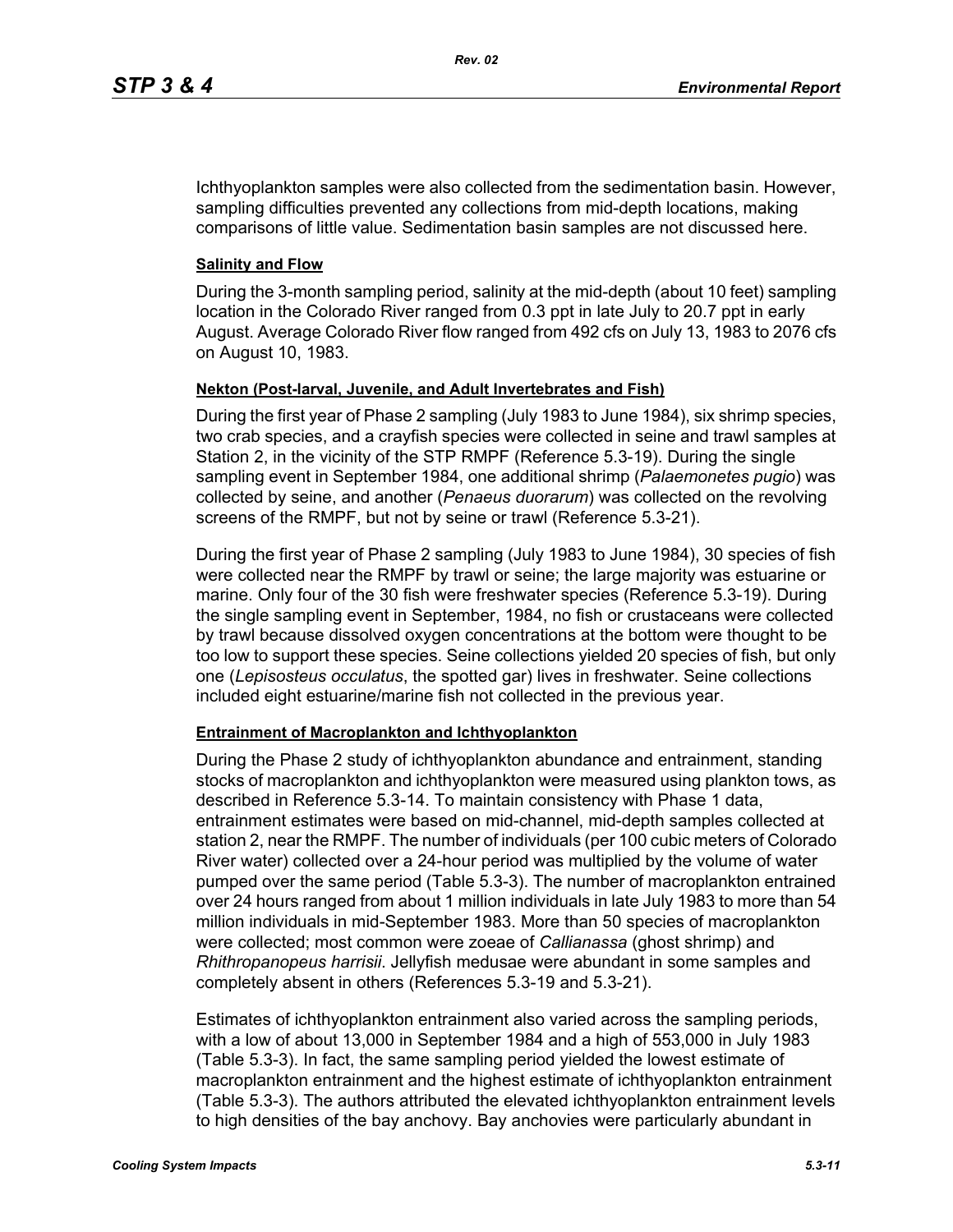Ichthyoplankton samples were also collected from the sedimentation basin. However, sampling difficulties prevented any collections from mid-depth locations, making comparisons of little value. Sedimentation basin samples are not discussed here.

**Salinity and Flow**

During the 3-month sampling period, salinity at the mid-depth (about 10 feet) sampling location in the Colorado River ranged from 0.3 ppt in late July to 20.7 ppt in early August. Average Colorado River flow ranged from 492 cfs on July 13, 1983 to 2076 cfs on August 10, 1983.

**Nekton (Post-larval, Juvenile, and Adult Invertebrates and Fish)**

During the first year of Phase 2 sampling (July 1983 to June 1984), six shrimp species, two crab species, and a crayfish species were collected in seine and trawl samples at Station 2, in the vicinity of the STP RMPF (Reference 5.3-19). During the single sampling event in September 1984, one additional shrimp (*Palaemonetes pugio*) was collected by seine, and another (*Penaeus duorarum*) was collected on the revolving screens of the RMPF, but not by seine or trawl (Reference 5.3-21).

During the first year of Phase 2 sampling (July 1983 to June 1984), 30 species of fish were collected near the RMPF by trawl or seine; the large majority was estuarine or marine. Only four of the 30 fish were freshwater species (Reference 5.3-19). During the single sampling event in September, 1984, no fish or crustaceans were collected by trawl because dissolved oxygen concentrations at the bottom were thought to be too low to support these species. Seine collections yielded 20 species of fish, but only one (*Lepisosteus occulatus*, the spotted gar) lives in freshwater. Seine collections included eight estuarine/marine fish not collected in the previous year.

**Entrainment of Macroplankton and Ichthyoplankton**

During the Phase 2 study of ichthyoplankton abundance and entrainment, standing stocks of macroplankton and ichthyoplankton were measured using plankton tows, as described in Reference 5.3-14. To maintain consistency with Phase 1 data, entrainment estimates were based on mid-channel, mid-depth samples collected at station 2, near the RMPF. The number of individuals (per 100 cubic meters of Colorado River water) collected over a 24-hour period was multiplied by the volume of water pumped over the same period (Table 5.3-3). The number of macroplankton entrained over 24 hours ranged from about 1 million individuals in late July 1983 to more than 54 million individuals in mid-September 1983. More than 50 species of macroplankton were collected; most common were zoeae of *Callianassa* (ghost shrimp) and *Rhithropanopeus harrisii*. Jellyfish medusae were abundant in some samples and completely absent in others (References 5.3-19 and 5.3-21).

Estimates of ichthyoplankton entrainment also varied across the sampling periods, with a low of about 13,000 in September 1984 and a high of 553,000 in July 1983 (Table 5.3-3). In fact, the same sampling period yielded the lowest estimate of macroplankton entrainment and the highest estimate of ichthyoplankton entrainment (Table 5.3-3). The authors attributed the elevated ichthyoplankton entrainment levels to high densities of the bay anchovy. Bay anchovies were particularly abundant in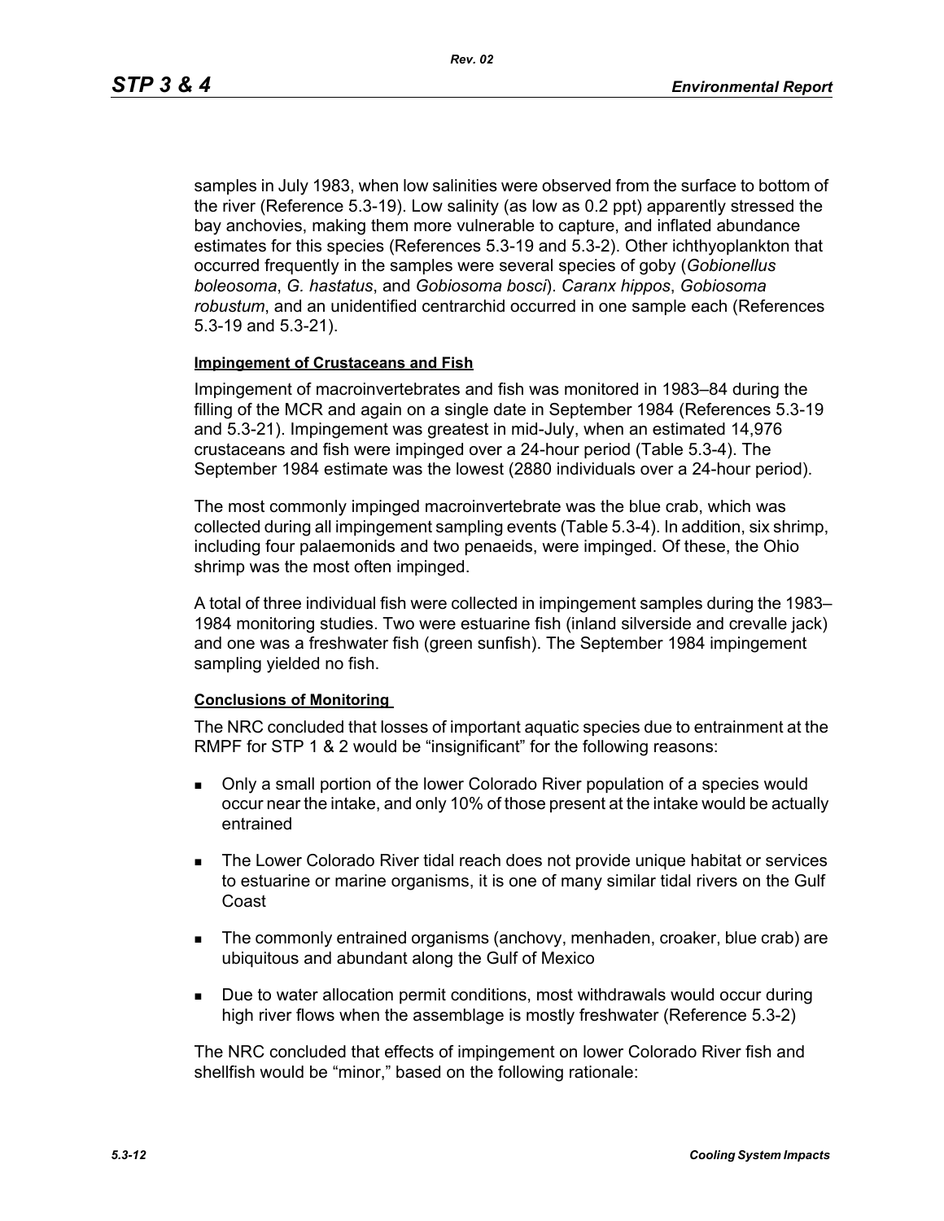samples in July 1983, when low salinities were observed from the surface to bottom of the river (Reference 5.3-19). Low salinity (as low as 0.2 ppt) apparently stressed the bay anchovies, making them more vulnerable to capture, and inflated abundance estimates for this species (References 5.3-19 and 5.3-2). Other ichthyoplankton that occurred frequently in the samples were several species of goby (*Gobionellus boleosoma*, *G. hastatus*, and *Gobiosoma bosci*). *Caranx hippos*, *Gobiosoma robustum*, and an unidentified centrarchid occurred in one sample each (References 5.3-19 and 5.3-21).

**Impingement of Crustaceans and Fish**

Impingement of macroinvertebrates and fish was monitored in 1983–84 during the filling of the MCR and again on a single date in September 1984 (References 5.3-19 and 5.3-21). Impingement was greatest in mid-July, when an estimated 14,976 crustaceans and fish were impinged over a 24-hour period (Table 5.3-4). The September 1984 estimate was the lowest (2880 individuals over a 24-hour period).

The most commonly impinged macroinvertebrate was the blue crab, which was collected during all impingement sampling events (Table 5.3-4). In addition, six shrimp, including four palaemonids and two penaeids, were impinged. Of these, the Ohio shrimp was the most often impinged.

A total of three individual fish were collected in impingement samples during the 1983–1984 monitoring studies. Two were estuarine fish (inland silverside and crevalle jack) and one was a freshwater fish (green sunfish). The September 1984 impingement sampling yielded no fish.

**Conclusions of Monitoring**

The NRC concluded that losses of important aquatic species due to entrainment at the RMPF for STP 1 & 2 would be "insignificant" for the following reasons:

- Only a small portion of the lower Colorado River population of a species would occur near the intake, and only 10% of those present at the intake would be actually entrained
- The Lower Colorado River tidal reach does not provide unique habitat or services to estuarine or marine organisms, it is one of many similar tidal rivers on the Gulf Coast
- The commonly entrained organisms (anchovy, menhaden, croaker, blue crab) are ubiquitous and abundant along the Gulf of Mexico
- Due to water allocation permit conditions, most withdrawals would occur during high river flows when the assemblage is mostly freshwater (Reference 5.3-2)

The NRC concluded that effects of impingement on lower Colorado River fish and shellfish would be "minor," based on the following rationale: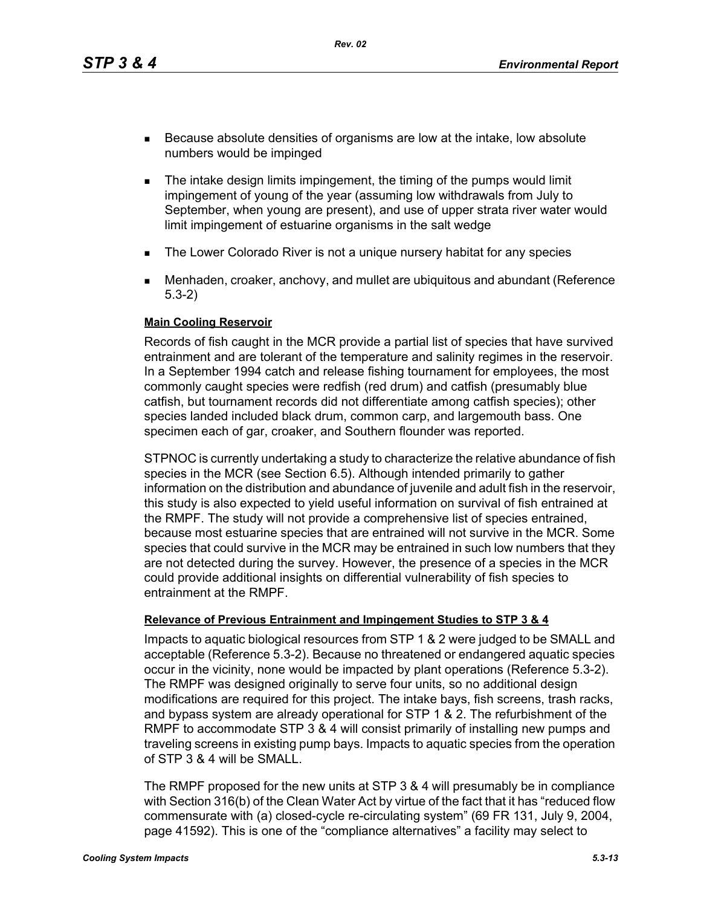- Because absolute densities of organisms are low at the intake, low absolute numbers would be impinged
- The intake design limits impingement, the timing of the pumps would limit impingement of young of the year (assuming low withdrawals from July to September, when young are present), and use of upper strata river water would limit impingement of estuarine organisms in the salt wedge
- The Lower Colorado River is not a unique nursery habitat for any species
- Menhaden, croaker, anchovy, and mullet are ubiquitous and abundant (Reference 5.3-2)

**Main Cooling Reservoir**

Records of fish caught in the MCR provide a partial list of species that have survived entrainment and are tolerant of the temperature and salinity regimes in the reservoir. In a September 1994 catch and release fishing tournament for employees, the most commonly caught species were redfish (red drum) and catfish (presumably blue catfish, but tournament records did not differentiate among catfish species); other species landed included black drum, common carp, and largemouth bass. One specimen each of gar, croaker, and Southern flounder was reported.

STPNOC is currently undertaking a study to characterize the relative abundance of fish species in the MCR (see Section 6.5). Although intended primarily to gather information on the distribution and abundance of juvenile and adult fish in the reservoir, this study is also expected to yield useful information on survival of fish entrained at the RMPF. The study will not provide a comprehensive list of species entrained, because most estuarine species that are entrained will not survive in the MCR. Some species that could survive in the MCR may be entrained in such low numbers that they are not detected during the survey. However, the presence of a species in the MCR could provide additional insights on differential vulnerability of fish species to entrainment at the RMPF.

**Relevance of Previous Entrainment and Impingement Studies to STP 3 & 4**

Impacts to aquatic biological resources from STP 1 & 2 were judged to be SMALL and acceptable (Reference 5.3-2). Because no threatened or endangered aquatic species occur in the vicinity, none would be impacted by plant operations (Reference 5.3-2). The RMPF was designed originally to serve four units, so no additional design modifications are required for this project. The intake bays, fish screens, trash racks, and bypass system are already operational for STP 1 & 2. The refurbishment of the RMPF to accommodate STP 3 & 4 will consist primarily of installing new pumps and traveling screens in existing pump bays. Impacts to aquatic species from the operation of STP 3 & 4 will be SMALL.

The RMPF proposed for the new units at STP 3 & 4 will presumably be in compliance with Section 316(b) of the Clean Water Act by virtue of the fact that it has "reduced flow commensurate with (a) closed-cycle re-circulating system" (69 FR 131, July 9, 2004, page 41592). This is one of the "compliance alternatives" a facility may select to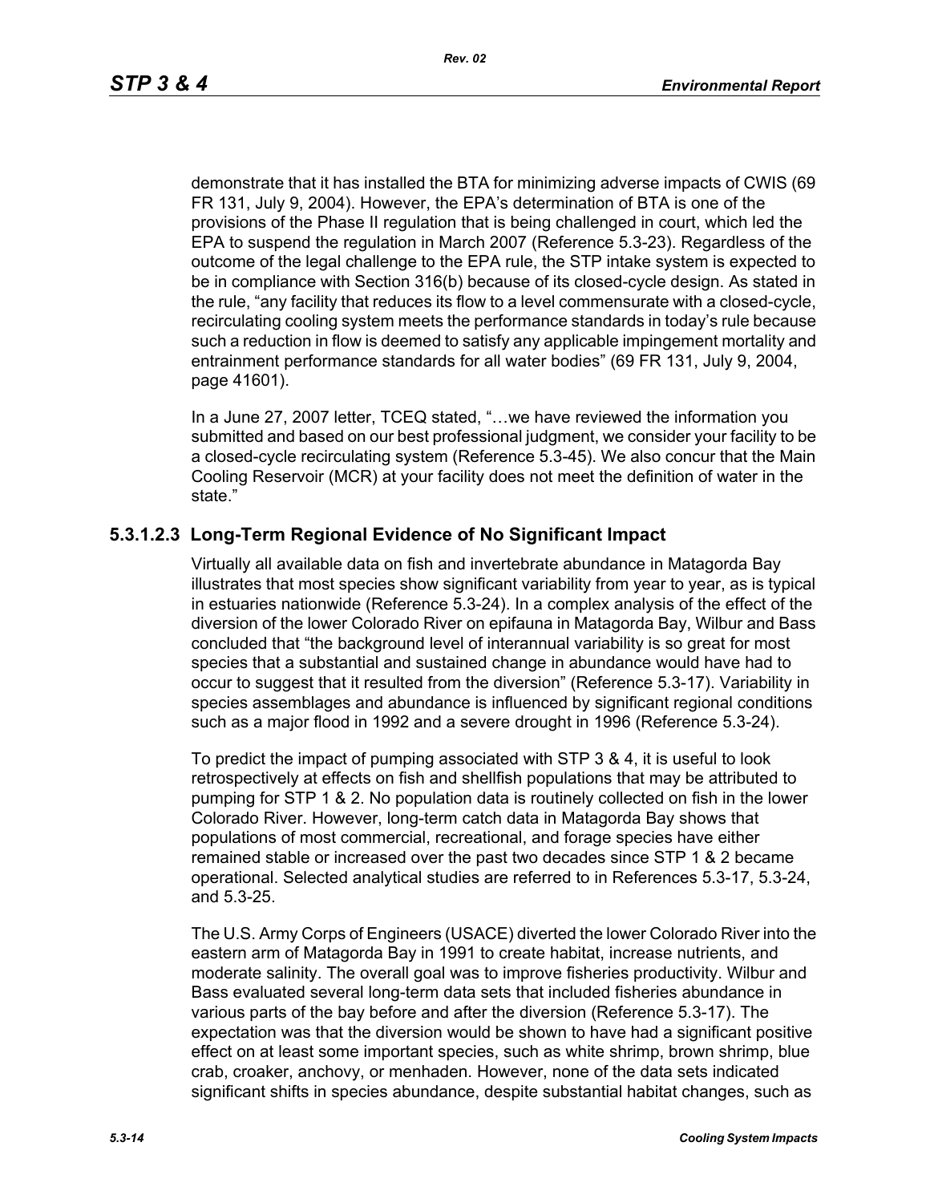demonstrate that it has installed the BTA for minimizing adverse impacts of CWIS (69 FR 131, July 9, 2004). However, the EPA's determination of BTA is one of the provisions of the Phase II regulation that is being challenged in court, which led the EPA to suspend the regulation in March 2007 (Reference 5.3-23). Regardless of the outcome of the legal challenge to the EPA rule, the STP intake system is expected to be in compliance with Section 316(b) because of its closed-cycle design. As stated in the rule, "any facility that reduces its flow to a level commensurate with a closed-cycle, recirculating cooling system meets the performance standards in today's rule because such a reduction in flow is deemed to satisfy any applicable impingement mortality and entrainment performance standards for all water bodies" (69 FR 131, July 9, 2004, page 41601).

In a June 27, 2007 letter, TCEQ stated, "…we have reviewed the information you submitted and based on our best professional judgment, we consider your facility to be a closed-cycle recirculating system (Reference 5.3-45). We also concur that the Main Cooling Reservoir (MCR) at your facility does not meet the definition of water in the state."

### 5.3.1.2.3 Long-Term Regional Evidence of No Significant Impact

Virtually all available data on fish and invertebrate abundance in Matagorda Bay illustrates that most species show significant variability from year to year, as is typical in estuaries nationwide (Reference 5.3-24). In a complex analysis of the effect of the diversion of the lower Colorado River on epifauna in Matagorda Bay, Wilbur and Bass concluded that "the background level of interannual variability is so great for most species that a substantial and sustained change in abundance would have had to occur to suggest that it resulted from the diversion" (Reference 5.3-17). Variability in species assemblages and abundance is influenced by significant regional conditions such as a major flood in 1992 and a severe drought in 1996 (Reference 5.3-24).

To predict the impact of pumping associated with STP 3 & 4, it is useful to look retrospectively at effects on fish and shellfish populations that may be attributed to pumping for STP 1 & 2. No population data is routinely collected on fish in the lower Colorado River. However, long-term catch data in Matagorda Bay shows that populations of most commercial, recreational, and forage species have either remained stable or increased over the past two decades since STP 1 & 2 became operational. Selected analytical studies are referred to in References 5.3-17, 5.3-24, and 5.3-25.

The U.S. Army Corps of Engineers (USACE) diverted the lower Colorado River into the eastern arm of Matagorda Bay in 1991 to create habitat, increase nutrients, and moderate salinity. The overall goal was to improve fisheries productivity. Wilbur and Bass evaluated several long-term data sets that included fisheries abundance in various parts of the bay before and after the diversion (Reference 5.3-17). The expectation was that the diversion would be shown to have had a significant positive effect on at least some important species, such as white shrimp, brown shrimp, blue crab, croaker, anchovy, or menhaden. However, none of the data sets indicated significant shifts in species abundance, despite substantial habitat changes, such as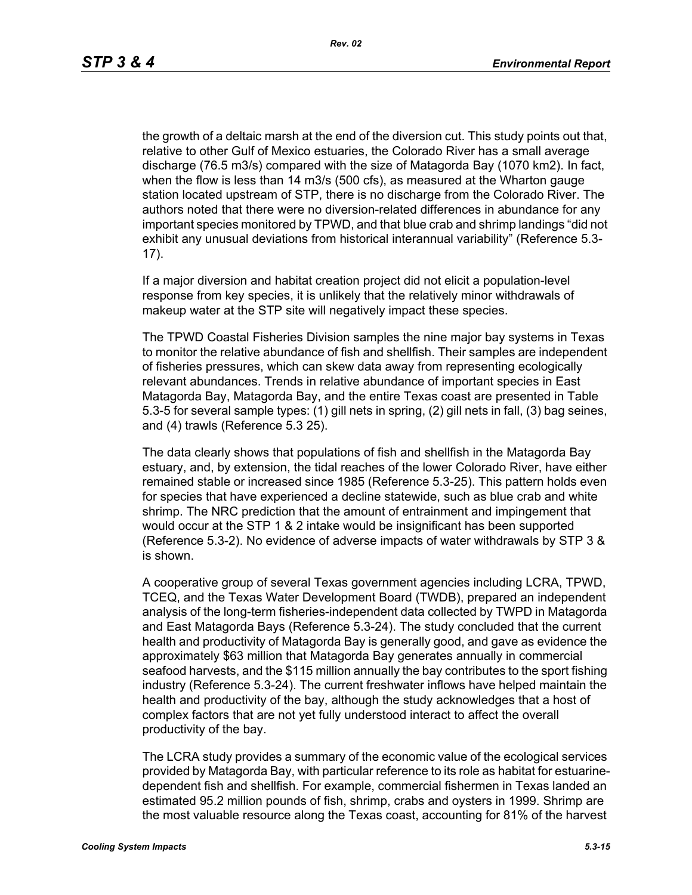the growth of a deltaic marsh at the end of the diversion cut. This study points out that, relative to other Gulf of Mexico estuaries, the Colorado River has a small average discharge (76.5 m3/s) compared with the size of Matagorda Bay (1070 km2). In fact, when the flow is less than 14 m3/s (500 cfs), as measured at the Wharton gauge station located upstream of STP, there is no discharge from the Colorado River. The authors noted that there were no diversion-related differences in abundance for any important species monitored by TPWD, and that blue crab and shrimp landings "did not exhibit any unusual deviations from historical interannual variability" (Reference 5.3-17).

If a major diversion and habitat creation project did not elicit a population-level response from key species, it is unlikely that the relatively minor withdrawals of makeup water at the STP site will negatively impact these species.

The TPWD Coastal Fisheries Division samples the nine major bay systems in Texas to monitor the relative abundance of fish and shellfish. Their samples are independent of fisheries pressures, which can skew data away from representing ecologically relevant abundances. Trends in relative abundance of important species in East Matagorda Bay, Matagorda Bay, and the entire Texas coast are presented in Table 5.3-5 for several sample types: (1) gill nets in spring, (2) gill nets in fall, (3) bag seines, and (4) trawls (Reference 5.3 25).

The data clearly shows that populations of fish and shellfish in the Matagorda Bay estuary, and, by extension, the tidal reaches of the lower Colorado River, have either remained stable or increased since 1985 (Reference 5.3-25). This pattern holds even for species that have experienced a decline statewide, such as blue crab and white shrimp. The NRC prediction that the amount of entrainment and impingement that would occur at the STP 1 & 2 intake would be insignificant has been supported (Reference 5.3-2). No evidence of adverse impacts of water withdrawals by STP 3 & is shown.

A cooperative group of several Texas government agencies including LCRA, TPWD, TCEQ, and the Texas Water Development Board (TWDB), prepared an independent analysis of the long-term fisheries-independent data collected by TWPD in Matagorda and East Matagorda Bays (Reference 5.3-24). The study concluded that the current health and productivity of Matagorda Bay is generally good, and gave as evidence the approximately $63 million that Matagorda Bay generates annually in commercial seafood harvests, and the $115 million annually the bay contributes to the sport fishing industry (Reference 5.3-24). The current freshwater inflows have helped maintain the health and productivity of the bay, although the study acknowledges that a host of complex factors that are not yet fully understood interact to affect the overall productivity of the bay.

The LCRA study provides a summary of the economic value of the ecological services provided by Matagorda Bay, with particular reference to its role as habitat for estuarine-dependent fish and shellfish. For example, commercial fishermen in Texas landed an estimated 95.2 million pounds of fish, shrimp, crabs and oysters in 1999. Shrimp are the most valuable resource along the Texas coast, accounting for 81% of the harvest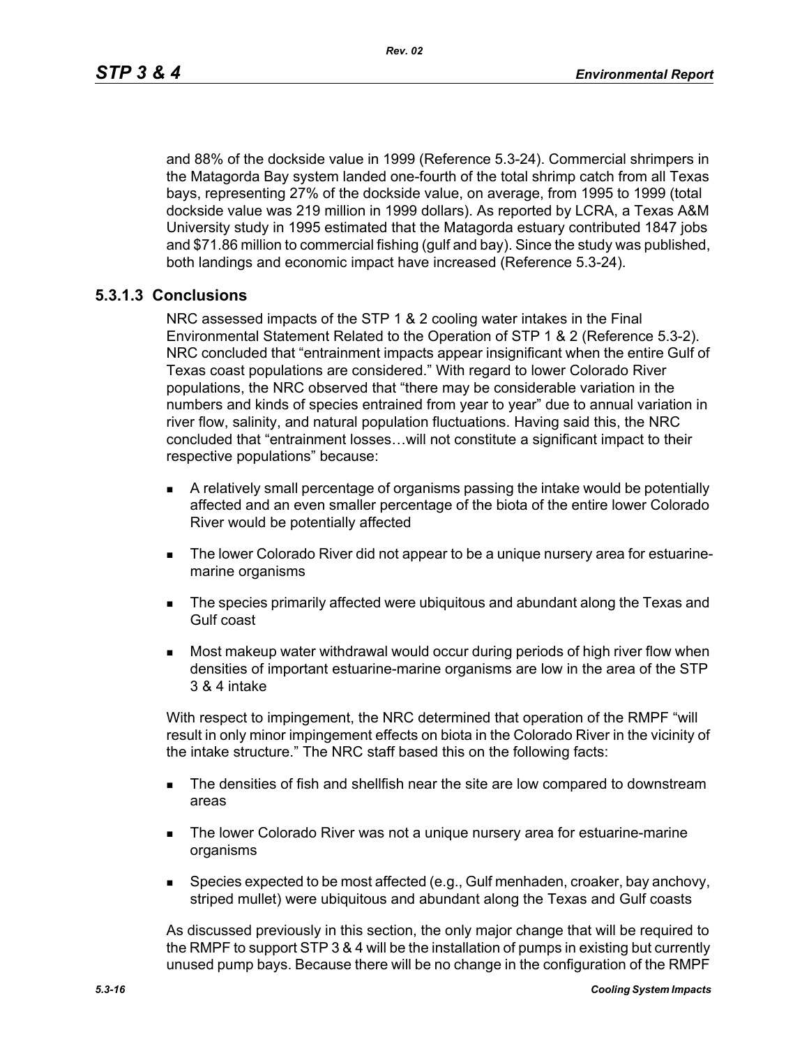and 88% of the dockside value in 1999 (Reference 5.3-24). Commercial shrimpers in the Matagorda Bay system landed one-fourth of the total shrimp catch from all Texas bays, representing 27% of the dockside value, on average, from 1995 to 1999 (total dockside value was 219 million in 1999 dollars). As reported by LCRA, a Texas A&M University study in 1995 estimated that the Matagorda estuary contributed 1847 jobs and $71.86 million to commercial fishing (gulf and bay). Since the study was published, both landings and economic impact have increased (Reference 5.3-24).

### 5.3.1.3 Conclusions

NRC assessed impacts of the STP 1 & 2 cooling water intakes in the Final Environmental Statement Related to the Operation of STP 1 & 2 (Reference 5.3-2). NRC concluded that "entrainment impacts appear insignificant when the entire Gulf of Texas coast populations are considered." With regard to lower Colorado River populations, the NRC observed that "there may be considerable variation in the numbers and kinds of species entrained from year to year" due to annual variation in river flow, salinity, and natural population fluctuations. Having said this, the NRC concluded that "entrainment losses…will not constitute a significant impact to their respective populations" because:

- A relatively small percentage of organisms passing the intake would be potentially affected and an even smaller percentage of the biota of the entire lower Colorado River would be potentially affected
- The lower Colorado River did not appear to be a unique nursery area for estuarine-marine organisms
- The species primarily affected were ubiquitous and abundant along the Texas and Gulf coast
- Most makeup water withdrawal would occur during periods of high river flow when densities of important estuarine-marine organisms are low in the area of the STP 3 & 4 intake

With respect to impingement, the NRC determined that operation of the RMPF "will result in only minor impingement effects on biota in the Colorado River in the vicinity of the intake structure." The NRC staff based this on the following facts:

- The densities of fish and shellfish near the site are low compared to downstream areas
- The lower Colorado River was not a unique nursery area for estuarine-marine organisms
- Species expected to be most affected (e.g., Gulf menhaden, croaker, bay anchovy, striped mullet) were ubiquitous and abundant along the Texas and Gulf coasts

As discussed previously in this section, the only major change that will be required to the RMPF to support STP 3 & 4 will be the installation of pumps in existing but currently unused pump bays. Because there will be no change in the configuration of the RMPF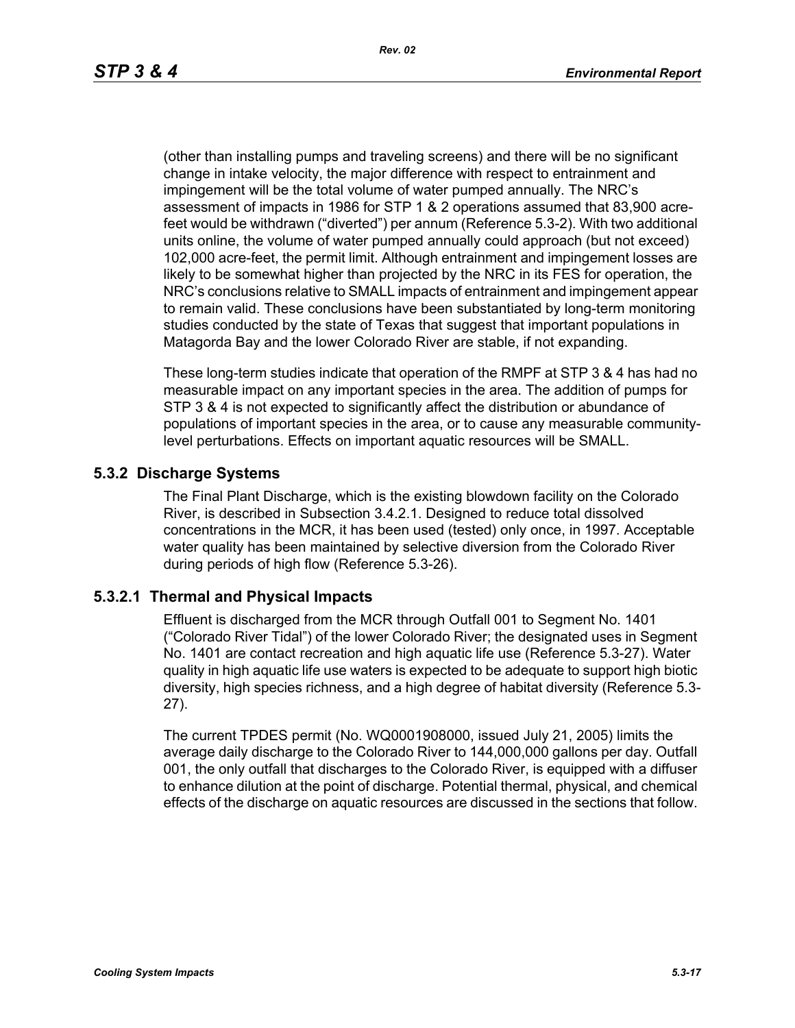(other than installing pumps and traveling screens) and there will be no significant change in intake velocity, the major difference with respect to entrainment and impingement will be the total volume of water pumped annually. The NRC's assessment of impacts in 1986 for STP 1 & 2 operations assumed that 83,900 acre-feet would be withdrawn ("diverted") per annum (Reference 5.3-2). With two additional units online, the volume of water pumped annually could approach (but not exceed) 102,000 acre-feet, the permit limit. Although entrainment and impingement losses are likely to be somewhat higher than projected by the NRC in its FES for operation, the NRC's conclusions relative to SMALL impacts of entrainment and impingement appear to remain valid. These conclusions have been substantiated by long-term monitoring studies conducted by the state of Texas that suggest that important populations in Matagorda Bay and the lower Colorado River are stable, if not expanding.

These long-term studies indicate that operation of the RMPF at STP 3 & 4 has had no measurable impact on any important species in the area. The addition of pumps for STP 3 & 4 is not expected to significantly affect the distribution or abundance of populations of important species in the area, or to cause any measurable community-level perturbations. Effects on important aquatic resources will be SMALL.

### 5.3.2 Discharge Systems

The Final Plant Discharge, which is the existing blowdown facility on the Colorado River, is described in Subsection 3.4.2.1. Designed to reduce total dissolved concentrations in the MCR, it has been used (tested) only once, in 1997. Acceptable water quality has been maintained by selective diversion from the Colorado River during periods of high flow (Reference 5.3-26).

#### 5.3.2.1 Thermal and Physical Impacts

Effluent is discharged from the MCR through Outfall 001 to Segment No. 1401 ("Colorado River Tidal") of the lower Colorado River; the designated uses in Segment No. 1401 are contact recreation and high aquatic life use (Reference 5.3-27). Water quality in high aquatic life use waters is expected to be adequate to support high biotic diversity, high species richness, and a high degree of habitat diversity (Reference 5.3-27).

The current TPDES permit (No. WQ0001908000, issued July 21, 2005) limits the average daily discharge to the Colorado River to 144,000,000 gallons per day. Outfall 001, the only outfall that discharges to the Colorado River, is equipped with a diffuser to enhance dilution at the point of discharge. Potential thermal, physical, and chemical effects of the discharge on aquatic resources are discussed in the sections that follow.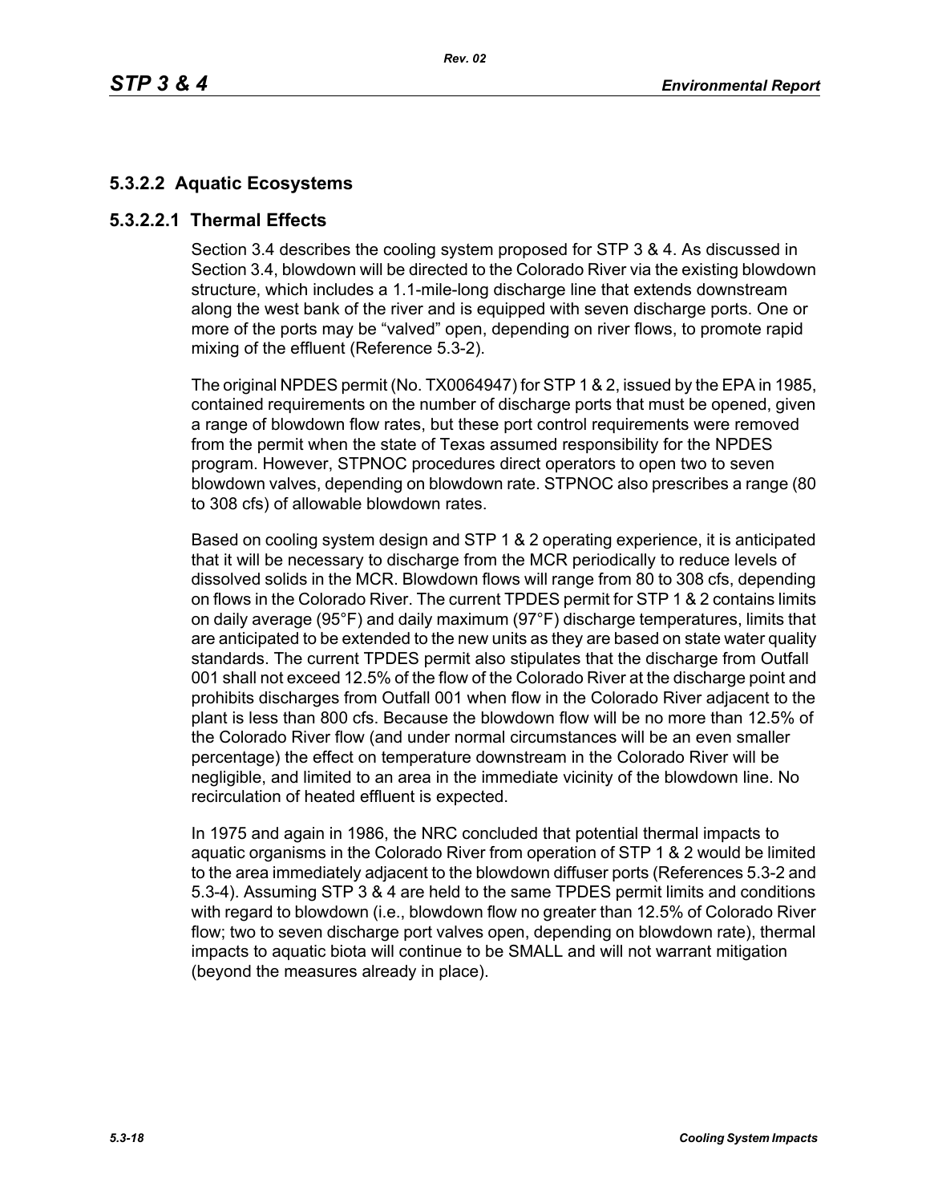## 5.3.2.2 Aquatic Ecosystems

### 5.3.2.2.1 Thermal Effects

Section 3.4 describes the cooling system proposed for STP 3 & 4. As discussed in Section 3.4, blowdown will be directed to the Colorado River via the existing blowdown structure, which includes a 1.1-mile-long discharge line that extends downstream along the west bank of the river and is equipped with seven discharge ports. One or more of the ports may be "valved" open, depending on river flows, to promote rapid mixing of the effluent (Reference 5.3-2).

The original NPDES permit (No. TX0064947) for STP 1 & 2, issued by the EPA in 1985, contained requirements on the number of discharge ports that must be opened, given a range of blowdown flow rates, but these port control requirements were removed from the permit when the state of Texas assumed responsibility for the NPDES program. However, STPNOC procedures direct operators to open two to seven blowdown valves, depending on blowdown rate. STPNOC also prescribes a range (80 to 308 cfs) of allowable blowdown rates.

Based on cooling system design and STP 1 & 2 operating experience, it is anticipated that it will be necessary to discharge from the MCR periodically to reduce levels of dissolved solids in the MCR. Blowdown flows will range from 80 to 308 cfs, depending on flows in the Colorado River. The current TPDES permit for STP 1 & 2 contains limits on daily average (95°F) and daily maximum (97°F) discharge temperatures, limits that are anticipated to be extended to the new units as they are based on state water quality standards. The current TPDES permit also stipulates that the discharge from Outfall 001 shall not exceed 12.5% of the flow of the Colorado River at the discharge point and prohibits discharges from Outfall 001 when flow in the Colorado River adjacent to the plant is less than 800 cfs. Because the blowdown flow will be no more than 12.5% of the Colorado River flow (and under normal circumstances will be an even smaller percentage) the effect on temperature downstream in the Colorado River will be negligible, and limited to an area in the immediate vicinity of the blowdown line. No recirculation of heated effluent is expected.

In 1975 and again in 1986, the NRC concluded that potential thermal impacts to aquatic organisms in the Colorado River from operation of STP 1 & 2 would be limited to the area immediately adjacent to the blowdown diffuser ports (References 5.3-2 and 5.3-4). Assuming STP 3 & 4 are held to the same TPDES permit limits and conditions with regard to blowdown (i.e., blowdown flow no greater than 12.5% of Colorado River flow; two to seven discharge port valves open, depending on blowdown rate), thermal impacts to aquatic biota will continue to be SMALL and will not warrant mitigation (beyond the measures already in place).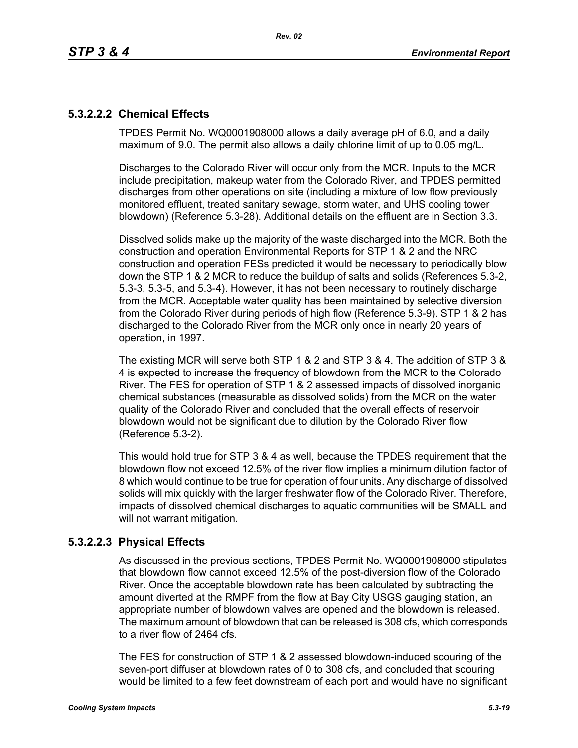#### 5.3.2.2.2 Chemical Effects

TPDES Permit No. WQ0001908000 allows a daily average pH of 6.0, and a daily maximum of 9.0. The permit also allows a daily chlorine limit of up to 0.05 mg/L.

Discharges to the Colorado River will occur only from the MCR. Inputs to the MCR include precipitation, makeup water from the Colorado River, and TPDES permitted discharges from other operations on site (including a mixture of low flow previously monitored effluent, treated sanitary sewage, storm water, and UHS cooling tower blowdown) (Reference 5.3-28). Additional details on the effluent are in Section 3.3.

Dissolved solids make up the majority of the waste discharged into the MCR. Both the construction and operation Environmental Reports for STP 1 & 2 and the NRC construction and operation FESs predicted it would be necessary to periodically blow down the STP 1 & 2 MCR to reduce the buildup of salts and solids (References 5.3-2, 5.3-3, 5.3-5, and 5.3-4). However, it has not been necessary to routinely discharge from the MCR. Acceptable water quality has been maintained by selective diversion from the Colorado River during periods of high flow (Reference 5.3-9). STP 1 & 2 has discharged to the Colorado River from the MCR only once in nearly 20 years of operation, in 1997.

The existing MCR will serve both STP 1 & 2 and STP 3 & 4. The addition of STP 3 & 4 is expected to increase the frequency of blowdown from the MCR to the Colorado River. The FES for operation of STP 1 & 2 assessed impacts of dissolved inorganic chemical substances (measurable as dissolved solids) from the MCR on the water quality of the Colorado River and concluded that the overall effects of reservoir blowdown would not be significant due to dilution by the Colorado River flow (Reference 5.3-2).

This would hold true for STP 3 & 4 as well, because the TPDES requirement that the blowdown flow not exceed 12.5% of the river flow implies a minimum dilution factor of 8 which would continue to be true for operation of four units. Any discharge of dissolved solids will mix quickly with the larger freshwater flow of the Colorado River. Therefore, impacts of dissolved chemical discharges to aquatic communities will be SMALL and will not warrant mitigation.

#### 5.3.2.2.3 Physical Effects

As discussed in the previous sections, TPDES Permit No. WQ0001908000 stipulates that blowdown flow cannot exceed 12.5% of the post-diversion flow of the Colorado River. Once the acceptable blowdown rate has been calculated by subtracting the amount diverted at the RMPF from the flow at Bay City USGS gauging station, an appropriate number of blowdown valves are opened and the blowdown is released. The maximum amount of blowdown that can be released is 308 cfs, which corresponds to a river flow of 2464 cfs.

The FES for construction of STP 1 & 2 assessed blowdown-induced scouring of the seven-port diffuser at blowdown rates of 0 to 308 cfs, and concluded that scouring would be limited to a few feet downstream of each port and would have no significant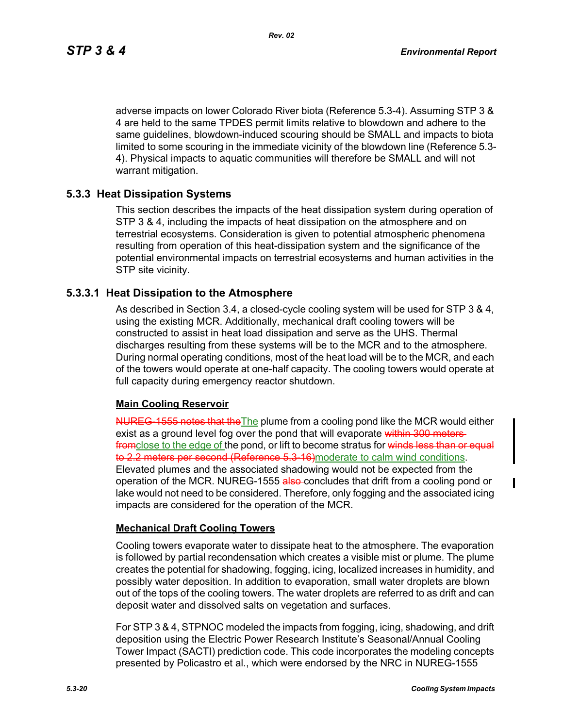adverse impacts on lower Colorado River biota (Reference 5.3-4). Assuming STP 3 & 4 are held to the same TPDES permit limits relative to blowdown and adhere to the same guidelines, blowdown-induced scouring should be SMALL and impacts to biota limited to some scouring in the immediate vicinity of the blowdown line (Reference 5.3-4). Physical impacts to aquatic communities will therefore be SMALL and will not warrant mitigation.

### 5.3.3 Heat Dissipation Systems

This section describes the impacts of the heat dissipation system during operation of STP 3 & 4, including the impacts of heat dissipation on the atmosphere and on terrestrial ecosystems. Consideration is given to potential atmospheric phenomena resulting from operation of this heat-dissipation system and the significance of the potential environmental impacts on terrestrial ecosystems and human activities in the STP site vicinity.

#### 5.3.3.1 Heat Dissipation to the Atmosphere

As described in Section 3.4, a closed-cycle cooling system will be used for STP 3 & 4, using the existing MCR. Additionally, mechanical draft cooling towers will be constructed to assist in heat load dissipation and serve as the UHS. Thermal discharges resulting from these systems will be to the MCR and to the atmosphere. During normal operating conditions, most of the heat load will be to the MCR, and each of the towers would operate at one-half capacity. The cooling towers would operate at full capacity during emergency reactor shutdown.

**Main Cooling Reservoir**

~~NUREG-1555 notes that the~~The plume from a cooling pond like the MCR would either exist as a ground level fog over the pond that will evaporate ~~within 300 meters from~~close to the edge of the pond, or lift to become stratus for ~~winds less than or equal to 2.2 meters per second (Reference 5.3-16)~~moderate to calm wind conditions. Elevated plumes and the associated shadowing would not be expected from the operation of the MCR. NUREG-1555 ~~also~~ concludes that drift from a cooling pond or lake would not need to be considered. Therefore, only fogging and the associated icing impacts are considered for the operation of the MCR.

**Mechanical Draft Cooling Towers**

Cooling towers evaporate water to dissipate heat to the atmosphere. The evaporation is followed by partial recondensation which creates a visible mist or plume. The plume creates the potential for shadowing, fogging, icing, localized increases in humidity, and possibly water deposition. In addition to evaporation, small water droplets are blown out of the tops of the cooling towers. The water droplets are referred to as drift and can deposit water and dissolved salts on vegetation and surfaces.

For STP 3 & 4, STPNOC modeled the impacts from fogging, icing, shadowing, and drift deposition using the Electric Power Research Institute's Seasonal/Annual Cooling Tower Impact (SACTI) prediction code. This code incorporates the modeling concepts presented by Policastro et al., which were endorsed by the NRC in NUREG-1555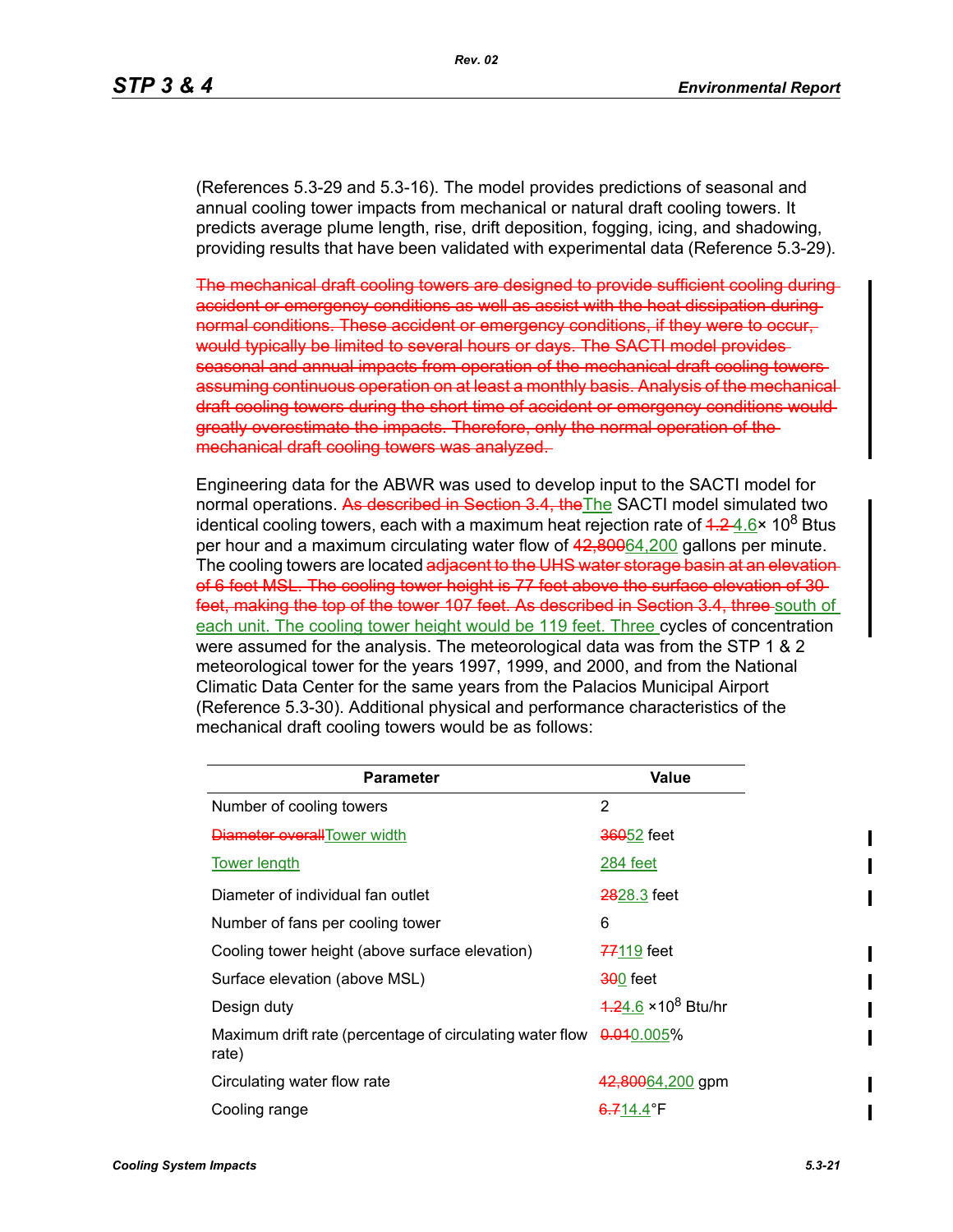(References 5.3-29 and 5.3-16). The model provides predictions of seasonal and annual cooling tower impacts from mechanical or natural draft cooling towers. It predicts average plume length, rise, drift deposition, fogging, icing, and shadowing, providing results that have been validated with experimental data (Reference 5.3-29).

~~The mechanical draft cooling towers are designed to provide sufficient cooling during accident or emergency conditions as well as assist with the heat dissipation during normal conditions. These accident or emergency conditions, if they were to occur, would typically be limited to several hours or days. The SACTI model provides seasonal and annual impacts from operation of the mechanical draft cooling towers assuming continuous operation on at least a monthly basis. Analysis of the mechanical draft cooling towers during the short time of accident or emergency conditions would greatly overestimate the impacts. Therefore, only the normal operation of the mechanical draft cooling towers was analyzed.~~

Engineering data for the ABWR was used to develop input to the SACTI model for normal operations. ~~As described in Section 3.4, the~~<u>The</u> SACTI model simulated two identical cooling towers, each with a maximum heat rejection rate of ~~1.2~~ <u>4.6</u>$\times 10^8$ Btus per hour and a maximum circulating water flow of ~~42,800~~<u>64,200</u> gallons per minute. The cooling towers are located ~~adjacent to the UHS water storage basin at an elevation of 6 feet MSL. The cooling tower height is 77 feet above the surface elevation of 30 feet, making the top of the tower 107 feet. As described in Section 3.4, three~~ <u>south of each unit. The cooling tower height would be 119 feet. Three</u> cycles of concentration were assumed for the analysis. The meteorological data was from the STP 1 & 2 meteorological tower for the years 1997, 1999, and 2000, and from the National Climatic Data Center for the same years from the Palacios Municipal Airport (Reference 5.3-30). Additional physical and performance characteristics of the mechanical draft cooling towers would be as follows:

| Parameter | Value |
|---|---|
| Number of cooling towers | 2 |
| ~~Diameter overall~~<u>Tower width</u> | ~~360~~<u>52</u> feet |
| <u>Tower length</u> | <u>284 feet</u> |
| Diameter of individual fan outlet | ~~28~~<u>28.3</u> feet |
| Number of fans per cooling tower | 6 |
| Cooling tower height (above surface elevation) | ~~77~~<u>119</u> feet |
| Surface elevation (above MSL) | ~~30~~<u>0</u> feet |
| Design duty | ~~1.2~~<u>4.6</u> $\times 10^8$ Btu/hr |
| Maximum drift rate (percentage of circulating water flow rate) | ~~0.01~~<u>0.005</u>% |
| Circulating water flow rate | ~~42,800~~<u>64,200</u> gpm |
| Cooling range | ~~6.7~~<u>14.4</u>°F |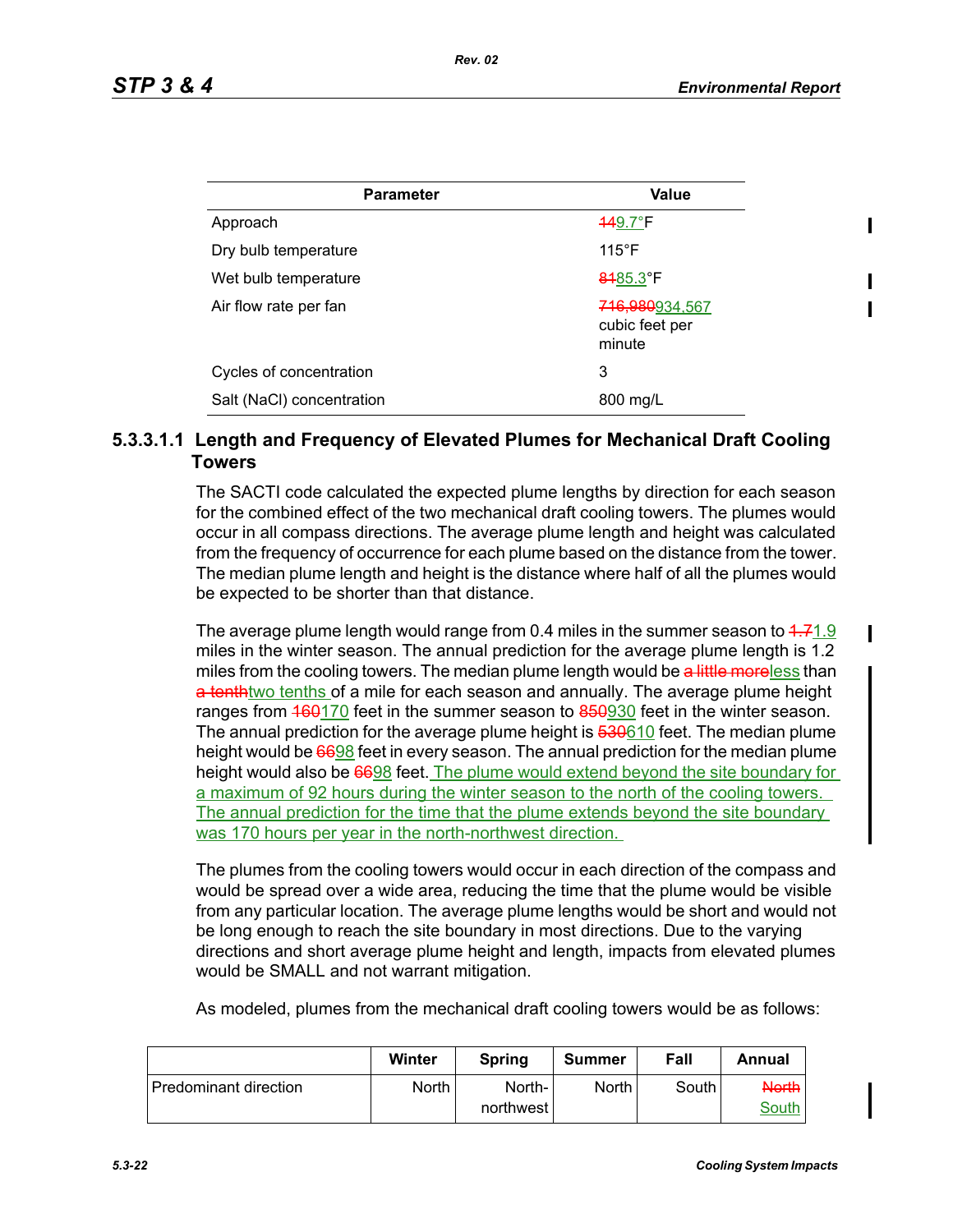| Parameter | Value |
|---|---|
| Approach | ~~14~~9.7°F |
| Dry bulb temperature | 115°F |
| Wet bulb temperature | ~~81~~85.3°F |
| Air flow rate per fan | ~~716,980~~934,567 cubic feet per minute |
| Cycles of concentration | 3 |
| Salt (NaCl) concentration | 800 mg/L |

#### 5.3.3.1.1 Length and Frequency of Elevated Plumes for Mechanical Draft Cooling Towers

The SACTI code calculated the expected plume lengths by direction for each season for the combined effect of the two mechanical draft cooling towers. The plumes would occur in all compass directions. The average plume length and height was calculated from the frequency of occurrence for each plume based on the distance from the tower. The median plume length and height is the distance where half of all the plumes would be expected to be shorter than that distance.

The average plume length would range from 0.4 miles in the summer season to ~~1.7~~1.9 miles in the winter season. The annual prediction for the average plume length is 1.2 miles from the cooling towers. The median plume length would be ~~a little more~~less than ~~a tenth~~two tenths of a mile for each season and annually. The average plume height ranges from ~~160~~170 feet in the summer season to ~~850~~930 feet in the winter season. The annual prediction for the average plume height is ~~530~~610 feet. The median plume height would be ~~66~~98 feet in every season. The annual prediction for the median plume height would also be ~~66~~98 feet. The plume would extend beyond the site boundary for a maximum of 92 hours during the winter season to the north of the cooling towers. The annual prediction for the time that the plume extends beyond the site boundary was 170 hours per year in the north-northwest direction.

The plumes from the cooling towers would occur in each direction of the compass and would be spread over a wide area, reducing the time that the plume would be visible from any particular location. The average plume lengths would be short and would not be long enough to reach the site boundary in most directions. Due to the varying directions and short average plume height and length, impacts from elevated plumes would be SMALL and not warrant mitigation.

As modeled, plumes from the mechanical draft cooling towers would be as follows:

| | Winter | Spring | Summer | Fall | Annual |
|---|---|---|---|---|---|
| Predominant direction | North | North-northwest | North | South | ~~North~~ South |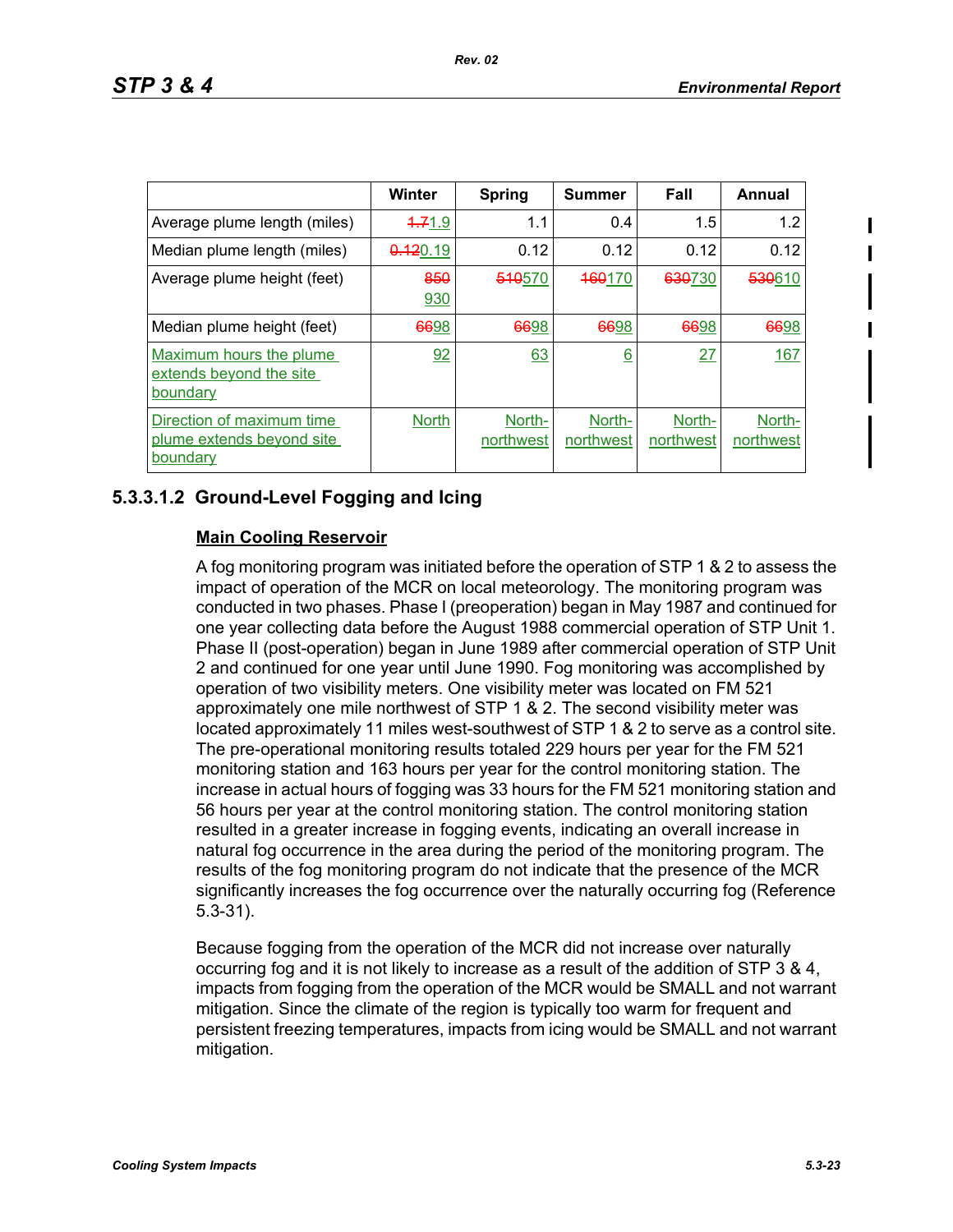| | Winter | Spring | Summer | Fall | Annual |
|---|---|---|---|---|---|
| Average plume length (miles) | ~~1.7~~1.9 | 1.1 | 0.4 | 1.5 | 1.2 |
| Median plume length (miles) | ~~0.12~~0.19 | 0.12 | 0.12 | 0.12 | 0.12 |
| Average plume height (feet) | ~~850~~ 930 | ~~510~~570 | ~~160~~170 | ~~630~~730 | ~~530~~610 |
| Median plume height (feet) | ~~66~~98 | ~~66~~98 | ~~66~~98 | ~~66~~98 | ~~66~~98 |
| Maximum hours the plume extends beyond the site boundary | 92 | 63 | 6 | 27 | 167 |
| Direction of maximum time plume extends beyond site boundary | North | North-northwest | North-northwest | North-northwest | North-northwest |

### 5.3.3.1.2 Ground-Level Fogging and Icing

**Main Cooling Reservoir**

A fog monitoring program was initiated before the operation of STP 1 & 2 to assess the impact of operation of the MCR on local meteorology. The monitoring program was conducted in two phases. Phase I (preoperation) began in May 1987 and continued for one year collecting data before the August 1988 commercial operation of STP Unit 1. Phase II (post-operation) began in June 1989 after commercial operation of STP Unit 2 and continued for one year until June 1990. Fog monitoring was accomplished by operation of two visibility meters. One visibility meter was located on FM 521 approximately one mile northwest of STP 1 & 2. The second visibility meter was located approximately 11 miles west-southwest of STP 1 & 2 to serve as a control site. The pre-operational monitoring results totaled 229 hours per year for the FM 521 monitoring station and 163 hours per year for the control monitoring station. The increase in actual hours of fogging was 33 hours for the FM 521 monitoring station and 56 hours per year at the control monitoring station. The control monitoring station resulted in a greater increase in fogging events, indicating an overall increase in natural fog occurrence in the area during the period of the monitoring program. The results of the fog monitoring program do not indicate that the presence of the MCR significantly increases the fog occurrence over the naturally occurring fog (Reference 5.3-31).

Because fogging from the operation of the MCR did not increase over naturally occurring fog and it is not likely to increase as a result of the addition of STP 3 & 4, impacts from fogging from the operation of the MCR would be SMALL and not warrant mitigation. Since the climate of the region is typically too warm for frequent and persistent freezing temperatures, impacts from icing would be SMALL and not warrant mitigation.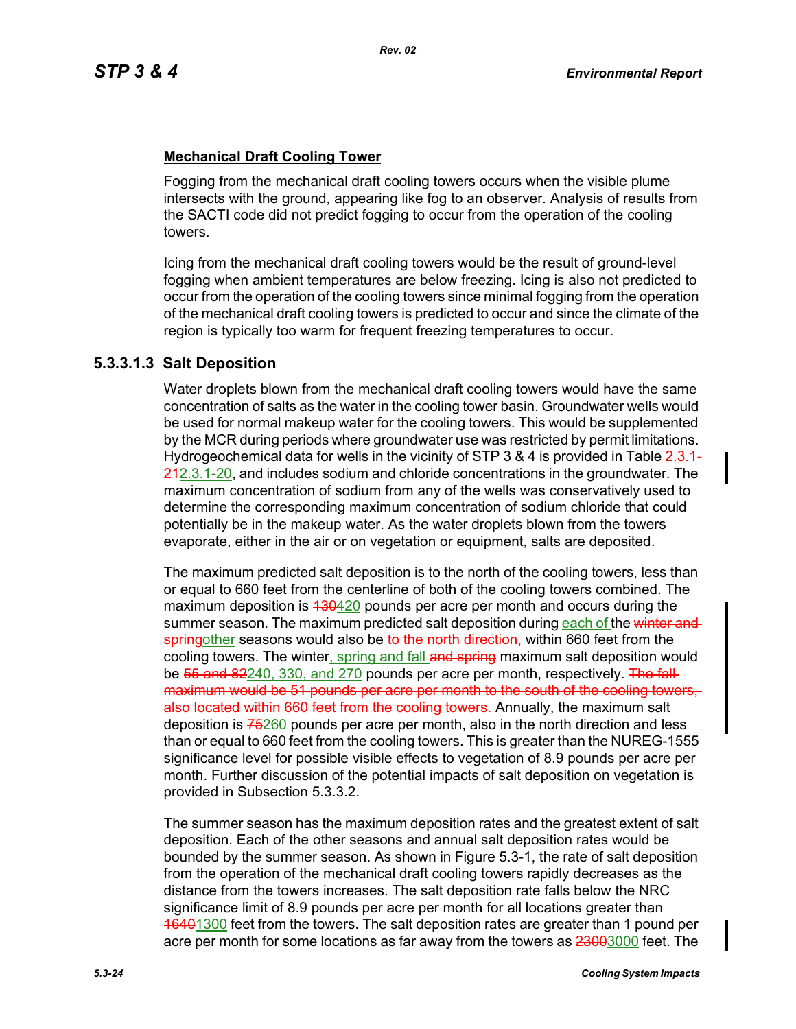**Mechanical Draft Cooling Tower**

Fogging from the mechanical draft cooling towers occurs when the visible plume intersects with the ground, appearing like fog to an observer. Analysis of results from the SACTI code did not predict fogging to occur from the operation of the cooling towers.

Icing from the mechanical draft cooling towers would be the result of ground-level fogging when ambient temperatures are below freezing. Icing is also not predicted to occur from the operation of the cooling towers since minimal fogging from the operation of the mechanical draft cooling towers is predicted to occur and since the climate of the region is typically too warm for frequent freezing temperatures to occur.

### 5.3.3.1.3 Salt Deposition

Water droplets blown from the mechanical draft cooling towers would have the same concentration of salts as the water in the cooling tower basin. Groundwater wells would be used for normal makeup water for the cooling towers. This would be supplemented by the MCR during periods where groundwater use was restricted by permit limitations. Hydrogeochemical data for wells in the vicinity of STP 3 & 4 is provided in Table ~~2.3.1-21~~2.3.1-20, and includes sodium and chloride concentrations in the groundwater. The maximum concentration of sodium from any of the wells was conservatively used to determine the corresponding maximum concentration of sodium chloride that could potentially be in the makeup water. As the water droplets blown from the towers evaporate, either in the air or on vegetation or equipment, salts are deposited.

The maximum predicted salt deposition is to the north of the cooling towers, less than or equal to 660 feet from the centerline of both of the cooling towers combined. The maximum deposition is ~~130~~420 pounds per acre per month and occurs during the summer season. The maximum predicted salt deposition during each of the ~~winter and spring~~other seasons would also be ~~to the north direction,~~ within 660 feet from the cooling towers. The winter, spring and fall ~~and spring~~ maximum salt deposition would be ~~55 and 82~~240, 330, and 270 pounds per acre per month, respectively. ~~The fall maximum would be 51 pounds per acre per month to the south of the cooling towers, also located within 660 feet from the cooling towers.~~ Annually, the maximum salt deposition is ~~75~~260 pounds per acre per month, also in the north direction and less than or equal to 660 feet from the cooling towers. This is greater than the NUREG-1555 significance level for possible visible effects to vegetation of 8.9 pounds per acre per month. Further discussion of the potential impacts of salt deposition on vegetation is provided in Subsection 5.3.3.2.

The summer season has the maximum deposition rates and the greatest extent of salt deposition. Each of the other seasons and annual salt deposition rates would be bounded by the summer season. As shown in Figure 5.3-1, the rate of salt deposition from the operation of the mechanical draft cooling towers rapidly decreases as the distance from the towers increases. The salt deposition rate falls below the NRC significance limit of 8.9 pounds per acre per month for all locations greater than ~~1640~~1300 feet from the towers. The salt deposition rates are greater than 1 pound per acre per month for some locations as far away from the towers as ~~2300~~3000 feet. The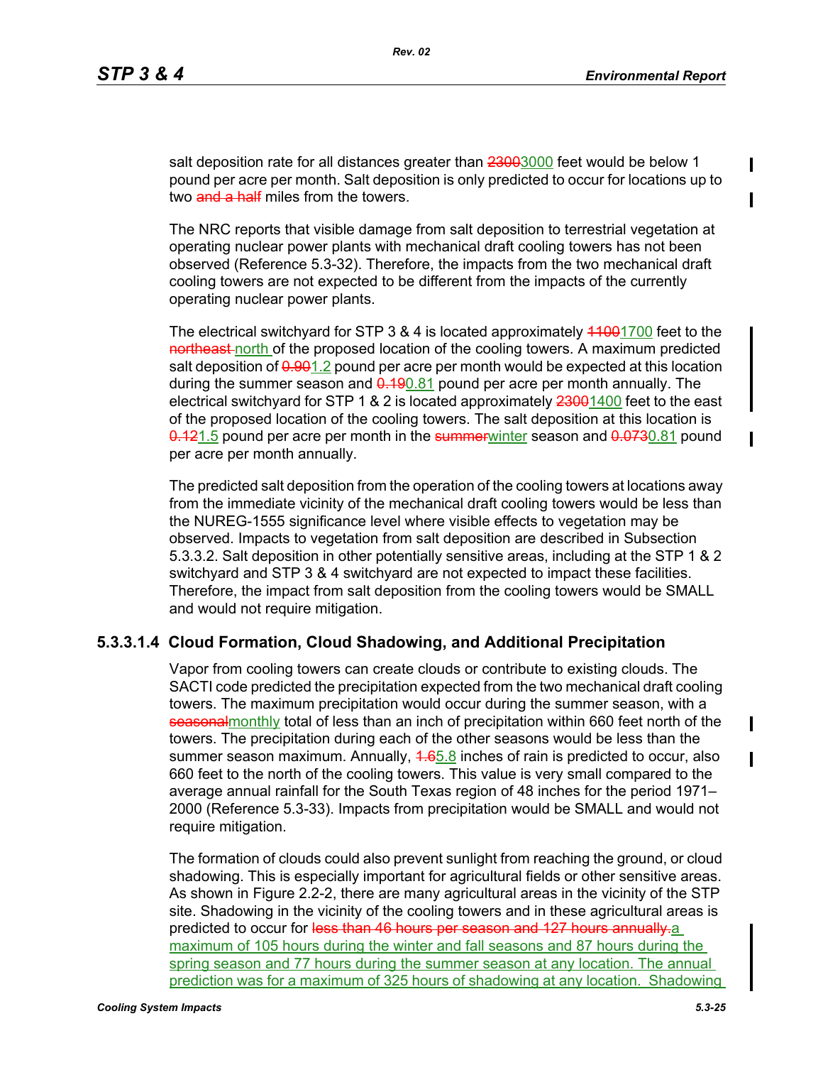salt deposition rate for all distances greater than ~~2300~~3000 feet would be below 1 pound per acre per month. Salt deposition is only predicted to occur for locations up to two ~~and a half~~ miles from the towers.

The NRC reports that visible damage from salt deposition to terrestrial vegetation at operating nuclear power plants with mechanical draft cooling towers has not been observed (Reference 5.3-32). Therefore, the impacts from the two mechanical draft cooling towers are not expected to be different from the impacts of the currently operating nuclear power plants.

The electrical switchyard for STP 3 & 4 is located approximately ~~1100~~1700 feet to the ~~northeast~~ north of the proposed location of the cooling towers. A maximum predicted salt deposition of ~~0.90~~1.2 pound per acre per month would be expected at this location during the summer season and ~~0.19~~0.81 pound per acre per month annually. The electrical switchyard for STP 1 & 2 is located approximately ~~2300~~1400 feet to the east of the proposed location of the cooling towers. The salt deposition at this location is ~~0.12~~1.5 pound per acre per month in the ~~summer~~winter season and ~~0.073~~0.81 pound per acre per month annually.

The predicted salt deposition from the operation of the cooling towers at locations away from the immediate vicinity of the mechanical draft cooling towers would be less than the NUREG-1555 significance level where visible effects to vegetation may be observed. Impacts to vegetation from salt deposition are described in Subsection 5.3.3.2. Salt deposition in other potentially sensitive areas, including at the STP 1 & 2 switchyard and STP 3 & 4 switchyard are not expected to impact these facilities. Therefore, the impact from salt deposition from the cooling towers would be SMALL and would not require mitigation.

### 5.3.3.1.4 Cloud Formation, Cloud Shadowing, and Additional Precipitation

Vapor from cooling towers can create clouds or contribute to existing clouds. The SACTI code predicted the precipitation expected from the two mechanical draft cooling towers. The maximum precipitation would occur during the summer season, with a ~~seasonal~~monthly total of less than an inch of precipitation within 660 feet north of the towers. The precipitation during each of the other seasons would be less than the summer season maximum. Annually, ~~1.6~~5.8 inches of rain is predicted to occur, also 660 feet to the north of the cooling towers. This value is very small compared to the average annual rainfall for the South Texas region of 48 inches for the period 1971–2000 (Reference 5.3-33). Impacts from precipitation would be SMALL and would not require mitigation.

The formation of clouds could also prevent sunlight from reaching the ground, or cloud shadowing. This is especially important for agricultural fields or other sensitive areas. As shown in Figure 2.2-2, there are many agricultural areas in the vicinity of the STP site. Shadowing in the vicinity of the cooling towers and in these agricultural areas is predicted to occur for ~~less than 46 hours per season and 127 hours annually.~~a maximum of 105 hours during the winter and fall seasons and 87 hours during the spring season and 77 hours during the summer season at any location. The annual prediction was for a maximum of 325 hours of shadowing at any location. Shadowing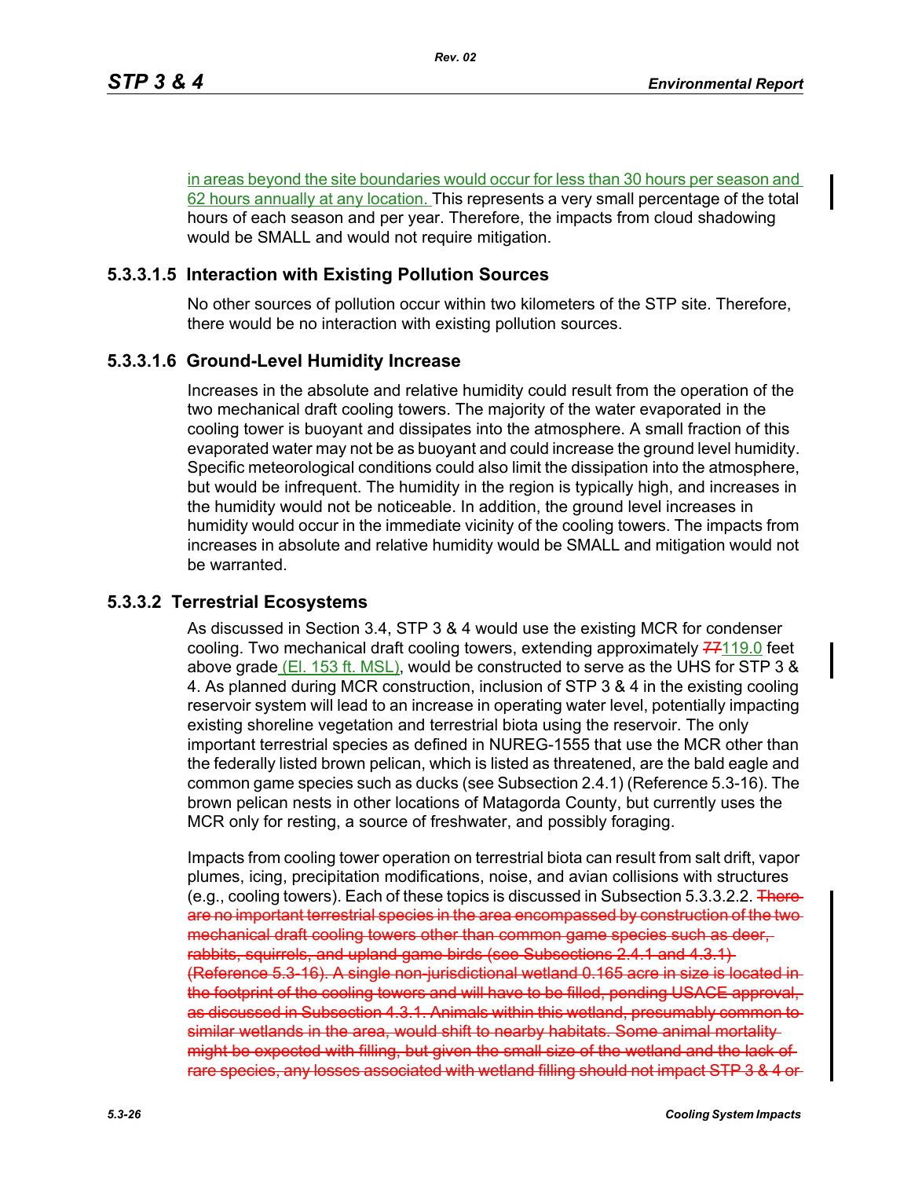in areas beyond the site boundaries would occur for less than 30 hours per season and 62 hours annually at any location. This represents a very small percentage of the total hours of each season and per year. Therefore, the impacts from cloud shadowing would be SMALL and would not require mitigation.

#### 5.3.3.1.5 Interaction with Existing Pollution Sources

No other sources of pollution occur within two kilometers of the STP site. Therefore, there would be no interaction with existing pollution sources.

#### 5.3.3.1.6 Ground-Level Humidity Increase

Increases in the absolute and relative humidity could result from the operation of the two mechanical draft cooling towers. The majority of the water evaporated in the cooling tower is buoyant and dissipates into the atmosphere. A small fraction of this evaporated water may not be as buoyant and could increase the ground level humidity. Specific meteorological conditions could also limit the dissipation into the atmosphere, but would be infrequent. The humidity in the region is typically high, and increases in the humidity would not be noticeable. In addition, the ground level increases in humidity would occur in the immediate vicinity of the cooling towers. The impacts from increases in absolute and relative humidity would be SMALL and mitigation would not be warranted.

### 5.3.3.2 Terrestrial Ecosystems

As discussed in Section 3.4, STP 3 & 4 would use the existing MCR for condenser cooling. Two mechanical draft cooling towers, extending approximately ~~77~~119.0 feet above grade (El. 153 ft. MSL), would be constructed to serve as the UHS for STP 3 & 4. As planned during MCR construction, inclusion of STP 3 & 4 in the existing cooling reservoir system will lead to an increase in operating water level, potentially impacting existing shoreline vegetation and terrestrial biota using the reservoir. The only important terrestrial species as defined in NUREG-1555 that use the MCR other than the federally listed brown pelican, which is listed as threatened, are the bald eagle and common game species such as ducks (see Subsection 2.4.1) (Reference 5.3-16). The brown pelican nests in other locations of Matagorda County, but currently uses the MCR only for resting, a source of freshwater, and possibly foraging.

Impacts from cooling tower operation on terrestrial biota can result from salt drift, vapor plumes, icing, precipitation modifications, noise, and avian collisions with structures (e.g., cooling towers). Each of these topics is discussed in Subsection 5.3.3.2.2. ~~There are no important terrestrial species in the area encompassed by construction of the two mechanical draft cooling towers other than common game species such as deer, rabbits, squirrels, and upland game birds (see Subsections 2.4.1 and 4.3.1) (Reference 5.3-16). A single non-jurisdictional wetland 0.165 acre in size is located in the footprint of the cooling towers and will have to be filled, pending USACE approval, as discussed in Subsection 4.3.1. Animals within this wetland, presumably common to similar wetlands in the area, would shift to nearby habitats. Some animal mortality might be expected with filling, but given the small size of the wetland and the lack of rare species, any losses associated with wetland filling should not impact STP 3 & 4 or~~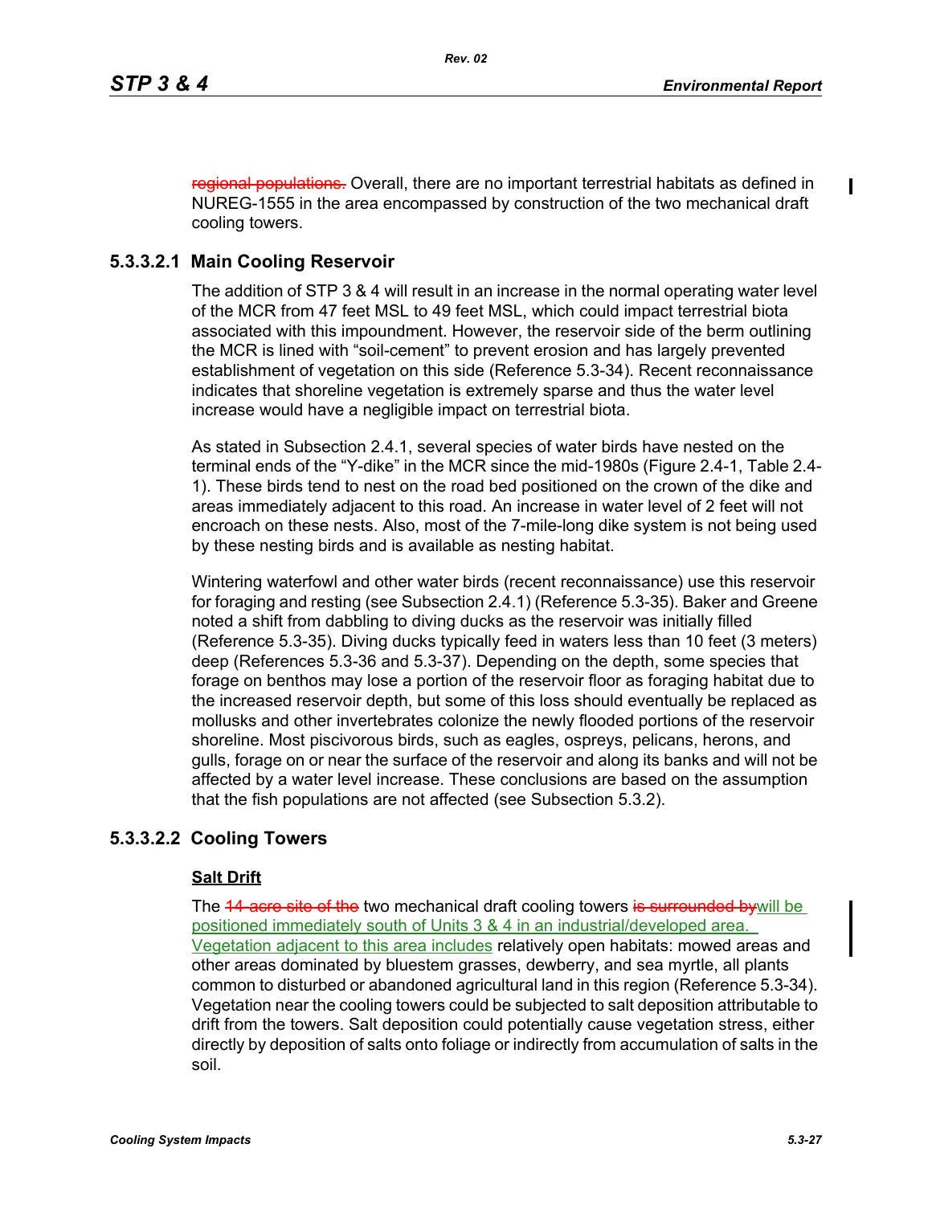~~regional populations.~~ Overall, there are no important terrestrial habitats as defined in NUREG-1555 in the area encompassed by construction of the two mechanical draft cooling towers.

### 5.3.3.2.1 Main Cooling Reservoir

The addition of STP 3 & 4 will result in an increase in the normal operating water level of the MCR from 47 feet MSL to 49 feet MSL, which could impact terrestrial biota associated with this impoundment. However, the reservoir side of the berm outlining the MCR is lined with “soil-cement” to prevent erosion and has largely prevented establishment of vegetation on this side (Reference 5.3-34). Recent reconnaissance indicates that shoreline vegetation is extremely sparse and thus the water level increase would have a negligible impact on terrestrial biota.

As stated in Subsection 2.4.1, several species of water birds have nested on the terminal ends of the “Y-dike” in the MCR since the mid-1980s (Figure 2.4-1, Table 2.4-1). These birds tend to nest on the road bed positioned on the crown of the dike and areas immediately adjacent to this road. An increase in water level of 2 feet will not encroach on these nests. Also, most of the 7-mile-long dike system is not being used by these nesting birds and is available as nesting habitat.

Wintering waterfowl and other water birds (recent reconnaissance) use this reservoir for foraging and resting (see Subsection 2.4.1) (Reference 5.3-35). Baker and Greene noted a shift from dabbling to diving ducks as the reservoir was initially filled (Reference 5.3-35). Diving ducks typically feed in waters less than 10 feet (3 meters) deep (References 5.3-36 and 5.3-37). Depending on the depth, some species that forage on benthos may lose a portion of the reservoir floor as foraging habitat due to the increased reservoir depth, but some of this loss should eventually be replaced as mollusks and other invertebrates colonize the newly flooded portions of the reservoir shoreline. Most piscivorous birds, such as eagles, ospreys, pelicans, herons, and gulls, forage on or near the surface of the reservoir and along its banks and will not be affected by a water level increase. These conclusions are based on the assumption that the fish populations are not affected (see Subsection 5.3.2).

### 5.3.3.2.2 Cooling Towers

**Salt Drift**

The ~~14-acre site of the~~ two mechanical draft cooling towers ~~is surrounded by~~will be positioned immediately south of Units 3 & 4 in an industrial/developed area. Vegetation adjacent to this area includes relatively open habitats: mowed areas and other areas dominated by bluestem grasses, dewberry, and sea myrtle, all plants common to disturbed or abandoned agricultural land in this region (Reference 5.3-34). Vegetation near the cooling towers could be subjected to salt deposition attributable to drift from the towers. Salt deposition could potentially cause vegetation stress, either directly by deposition of salts onto foliage or indirectly from accumulation of salts in the soil.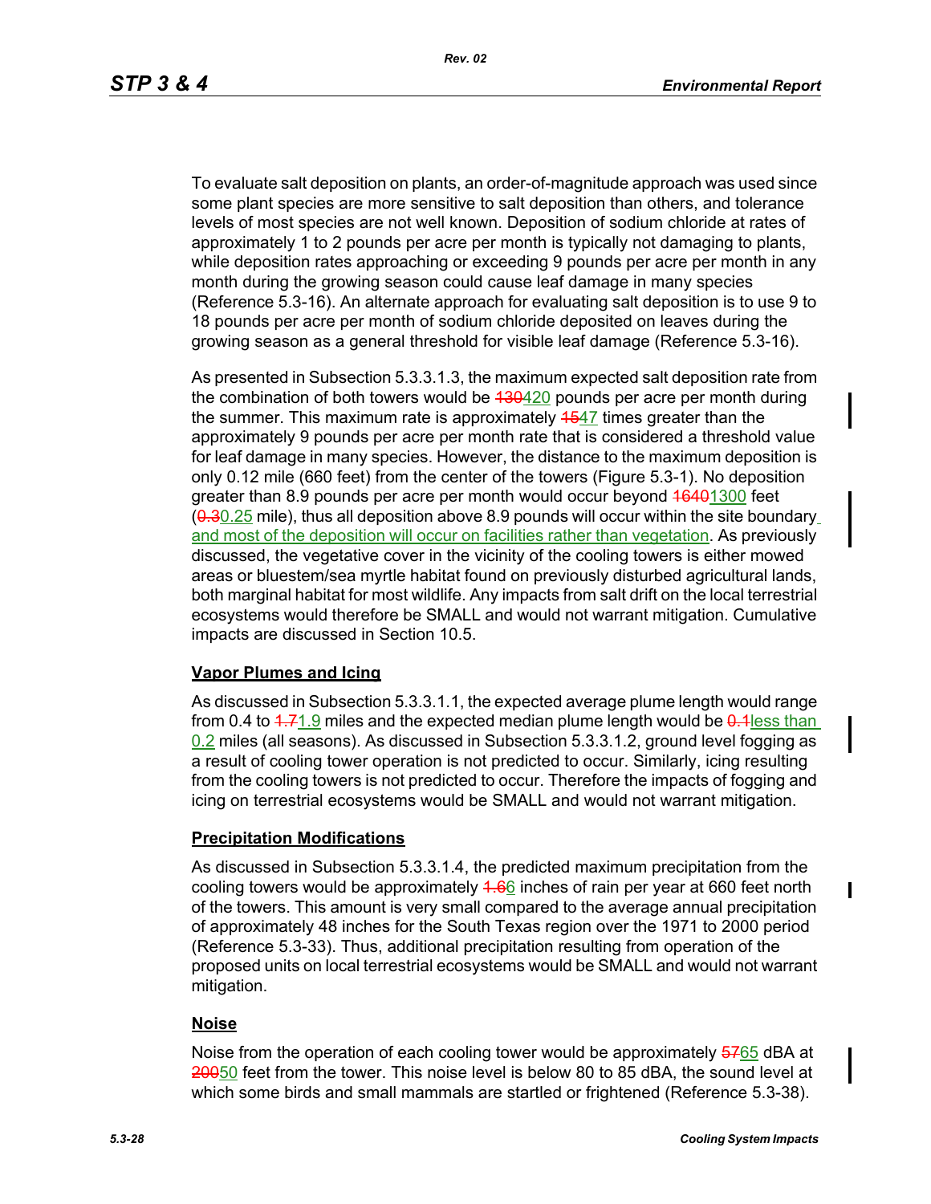To evaluate salt deposition on plants, an order-of-magnitude approach was used since some plant species are more sensitive to salt deposition than others, and tolerance levels of most species are not well known. Deposition of sodium chloride at rates of approximately 1 to 2 pounds per acre per month is typically not damaging to plants, while deposition rates approaching or exceeding 9 pounds per acre per month in any month during the growing season could cause leaf damage in many species (Reference 5.3-16). An alternate approach for evaluating salt deposition is to use 9 to 18 pounds per acre per month of sodium chloride deposited on leaves during the growing season as a general threshold for visible leaf damage (Reference 5.3-16).

As presented in Subsection 5.3.3.1.3, the maximum expected salt deposition rate from the combination of both towers would be ~~130~~420 pounds per acre per month during the summer. This maximum rate is approximately ~~15~~47 times greater than the approximately 9 pounds per acre per month rate that is considered a threshold value for leaf damage in many species. However, the distance to the maximum deposition is only 0.12 mile (660 feet) from the center of the towers (Figure 5.3-1). No deposition greater than 8.9 pounds per acre per month would occur beyond ~~1640~~1300 feet (~~0.3~~0.25 mile), thus all deposition above 8.9 pounds will occur within the site boundary and most of the deposition will occur on facilities rather than vegetation. As previously discussed, the vegetative cover in the vicinity of the cooling towers is either mowed areas or bluestem/sea myrtle habitat found on previously disturbed agricultural lands, both marginal habitat for most wildlife. Any impacts from salt drift on the local terrestrial ecosystems would therefore be SMALL and would not warrant mitigation. Cumulative impacts are discussed in Section 10.5.

**Vapor Plumes and Icing**

As discussed in Subsection 5.3.3.1.1, the expected average plume length would range from 0.4 to ~~1.7~~1.9 miles and the expected median plume length would be ~~0.1~~less than 0.2 miles (all seasons). As discussed in Subsection 5.3.3.1.2, ground level fogging as a result of cooling tower operation is not predicted to occur. Similarly, icing resulting from the cooling towers is not predicted to occur. Therefore the impacts of fogging and icing on terrestrial ecosystems would be SMALL and would not warrant mitigation.

**Precipitation Modifications**

As discussed in Subsection 5.3.3.1.4, the predicted maximum precipitation from the cooling towers would be approximately ~~1.6~~6 inches of rain per year at 660 feet north of the towers. This amount is very small compared to the average annual precipitation of approximately 48 inches for the South Texas region over the 1971 to 2000 period (Reference 5.3-33). Thus, additional precipitation resulting from operation of the proposed units on local terrestrial ecosystems would be SMALL and would not warrant mitigation.

**Noise**

Noise from the operation of each cooling tower would be approximately ~~57~~65 dBA at ~~200~~50 feet from the tower. This noise level is below 80 to 85 dBA, the sound level at which some birds and small mammals are startled or frightened (Reference 5.3-38).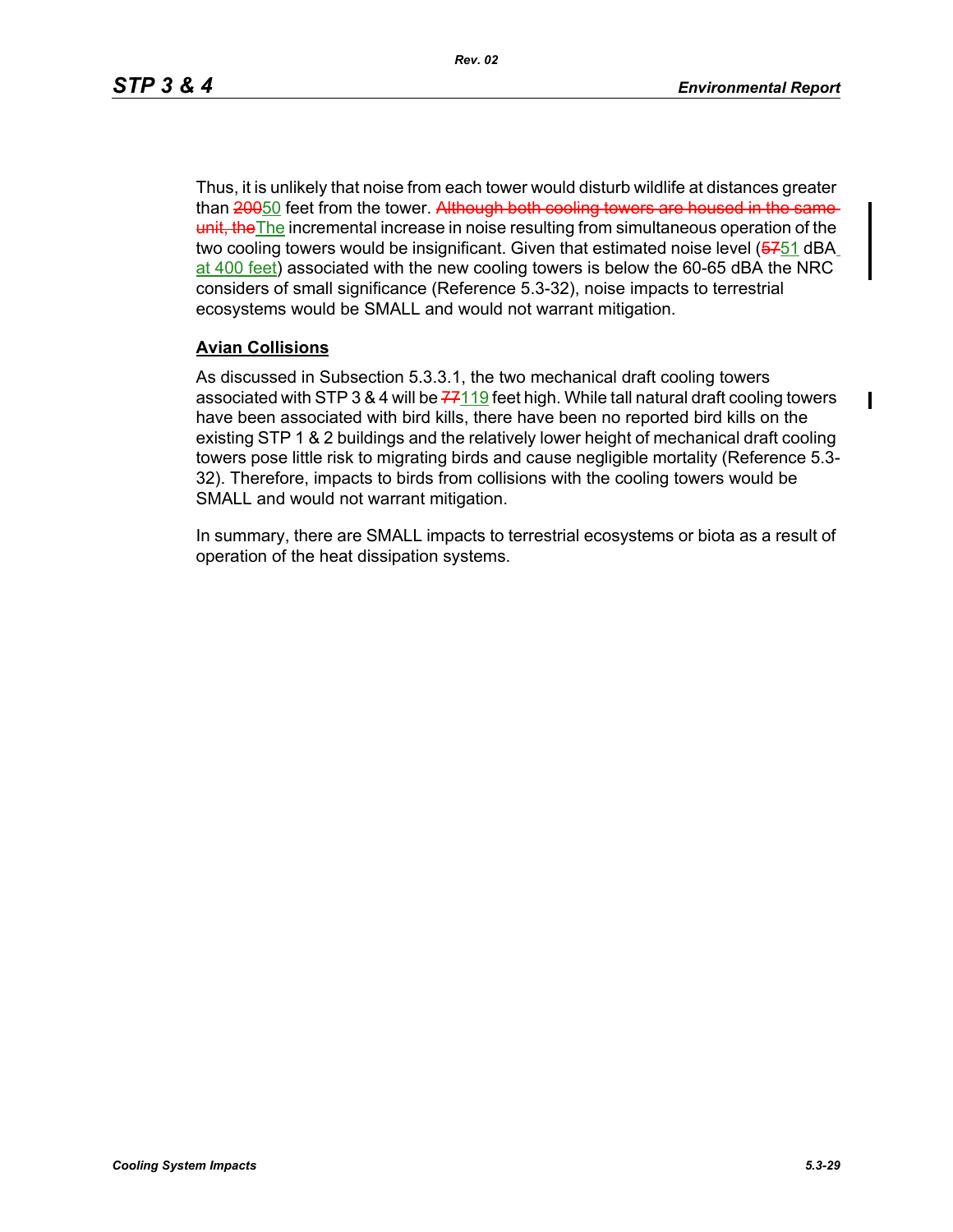Thus, it is unlikely that noise from each tower would disturb wildlife at distances greater than ~~200~~50 feet from the tower. ~~Although both cooling towers are housed in the same unit, the~~The incremental increase in noise resulting from simultaneous operation of the two cooling towers would be insignificant. Given that estimated noise level (~~57~~51 dBA at 400 feet) associated with the new cooling towers is below the 60-65 dBA the NRC considers of small significance (Reference 5.3-32), noise impacts to terrestrial ecosystems would be SMALL and would not warrant mitigation.

**Avian Collisions**

As discussed in Subsection 5.3.3.1, the two mechanical draft cooling towers associated with STP 3 & 4 will be ~~77~~119 feet high. While tall natural draft cooling towers have been associated with bird kills, there have been no reported bird kills on the existing STP 1 & 2 buildings and the relatively lower height of mechanical draft cooling towers pose little risk to migrating birds and cause negligible mortality (Reference 5.3-32). Therefore, impacts to birds from collisions with the cooling towers would be SMALL and would not warrant mitigation.

In summary, there are SMALL impacts to terrestrial ecosystems or biota as a result of operation of the heat dissipation systems.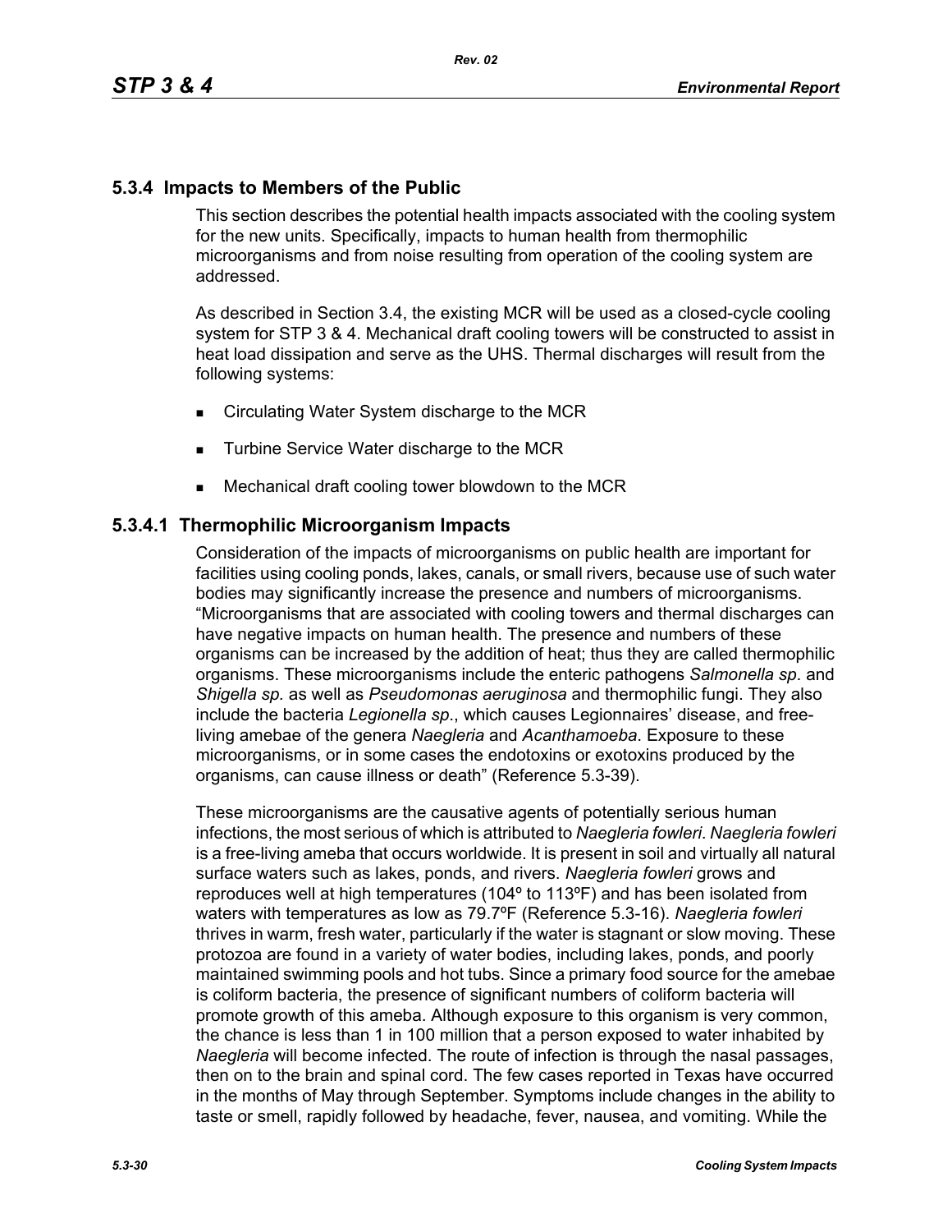## 5.3.4 Impacts to Members of the Public

This section describes the potential health impacts associated with the cooling system for the new units. Specifically, impacts to human health from thermophilic microorganisms and from noise resulting from operation of the cooling system are addressed.

As described in Section 3.4, the existing MCR will be used as a closed-cycle cooling system for STP 3 & 4. Mechanical draft cooling towers will be constructed to assist in heat load dissipation and serve as the UHS. Thermal discharges will result from the following systems:

- Circulating Water System discharge to the MCR
- Turbine Service Water discharge to the MCR
- Mechanical draft cooling tower blowdown to the MCR

### 5.3.4.1 Thermophilic Microorganism Impacts

Consideration of the impacts of microorganisms on public health are important for facilities using cooling ponds, lakes, canals, or small rivers, because use of such water bodies may significantly increase the presence and numbers of microorganisms. “Microorganisms that are associated with cooling towers and thermal discharges can have negative impacts on human health. The presence and numbers of these organisms can be increased by the addition of heat; thus they are called thermophilic organisms. These microorganisms include the enteric pathogens *Salmonella sp*. and *Shigella sp.* as well as *Pseudomonas aeruginosa* and thermophilic fungi. They also include the bacteria *Legionella sp*., which causes Legionnaires’ disease, and free-living amebae of the genera *Naegleria* and *Acanthamoeba*. Exposure to these microorganisms, or in some cases the endotoxins or exotoxins produced by the organisms, can cause illness or death” (Reference 5.3-39).

These microorganisms are the causative agents of potentially serious human infections, the most serious of which is attributed to *Naegleria fowleri*. *Naegleria fowleri* is a free-living ameba that occurs worldwide. It is present in soil and virtually all natural surface waters such as lakes, ponds, and rivers. *Naegleria fowleri* grows and reproduces well at high temperatures (104º to 113ºF) and has been isolated from waters with temperatures as low as 79.7ºF (Reference 5.3-16). *Naegleria fowleri* thrives in warm, fresh water, particularly if the water is stagnant or slow moving. These protozoa are found in a variety of water bodies, including lakes, ponds, and poorly maintained swimming pools and hot tubs. Since a primary food source for the amebae is coliform bacteria, the presence of significant numbers of coliform bacteria will promote growth of this ameba. Although exposure to this organism is very common, the chance is less than 1 in 100 million that a person exposed to water inhabited by *Naegleria* will become infected. The route of infection is through the nasal passages, then on to the brain and spinal cord. The few cases reported in Texas have occurred in the months of May through September. Symptoms include changes in the ability to taste or smell, rapidly followed by headache, fever, nausea, and vomiting. While the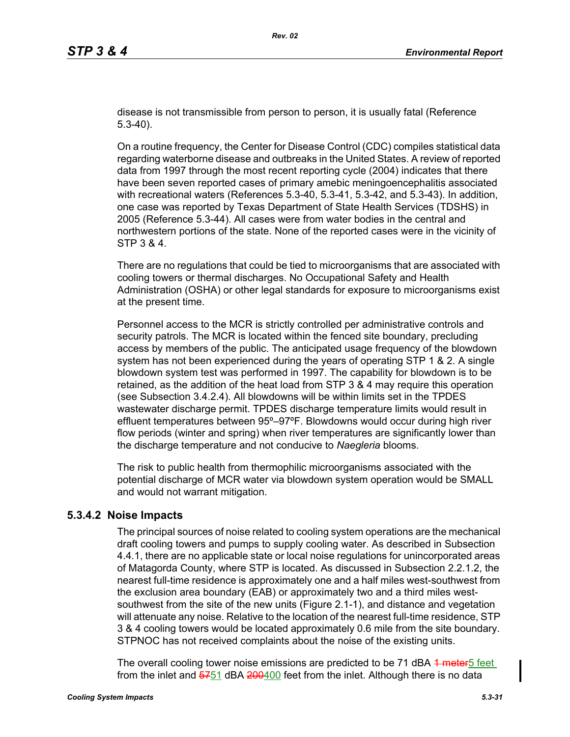disease is not transmissible from person to person, it is usually fatal (Reference 5.3-40).

On a routine frequency, the Center for Disease Control (CDC) compiles statistical data regarding waterborne disease and outbreaks in the United States. A review of reported data from 1997 through the most recent reporting cycle (2004) indicates that there have been seven reported cases of primary amebic meningoencephalitis associated with recreational waters (References 5.3-40, 5.3-41, 5.3-42, and 5.3-43). In addition, one case was reported by Texas Department of State Health Services (TDSHS) in 2005 (Reference 5.3-44). All cases were from water bodies in the central and northwestern portions of the state. None of the reported cases were in the vicinity of STP 3 & 4.

There are no regulations that could be tied to microorganisms that are associated with cooling towers or thermal discharges. No Occupational Safety and Health Administration (OSHA) or other legal standards for exposure to microorganisms exist at the present time.

Personnel access to the MCR is strictly controlled per administrative controls and security patrols. The MCR is located within the fenced site boundary, precluding access by members of the public. The anticipated usage frequency of the blowdown system has not been experienced during the years of operating STP 1 & 2. A single blowdown system test was performed in 1997. The capability for blowdown is to be retained, as the addition of the heat load from STP 3 & 4 may require this operation (see Subsection 3.4.2.4). All blowdowns will be within limits set in the TPDES wastewater discharge permit. TPDES discharge temperature limits would result in effluent temperatures between 95º–97ºF. Blowdowns would occur during high river flow periods (winter and spring) when river temperatures are significantly lower than the discharge temperature and not conducive to *Naegleria* blooms.

The risk to public health from thermophilic microorganisms associated with the potential discharge of MCR water via blowdown system operation would be SMALL and would not warrant mitigation.

### 5.3.4.2 Noise Impacts

The principal sources of noise related to cooling system operations are the mechanical draft cooling towers and pumps to supply cooling water. As described in Subsection 4.4.1, there are no applicable state or local noise regulations for unincorporated areas of Matagorda County, where STP is located. As discussed in Subsection 2.2.1.2, the nearest full-time residence is approximately one and a half miles west-southwest from the exclusion area boundary (EAB) or approximately two and a third miles west-southwest from the site of the new units (Figure 2.1-1), and distance and vegetation will attenuate any noise. Relative to the location of the nearest full-time residence, STP 3 & 4 cooling towers would be located approximately 0.6 mile from the site boundary. STPNOC has not received complaints about the noise of the existing units.

The overall cooling tower noise emissions are predicted to be 71 dBA ~~1 meter~~5 feet from the inlet and ~~57~~51 dBA ~~200~~400 feet from the inlet. Although there is no data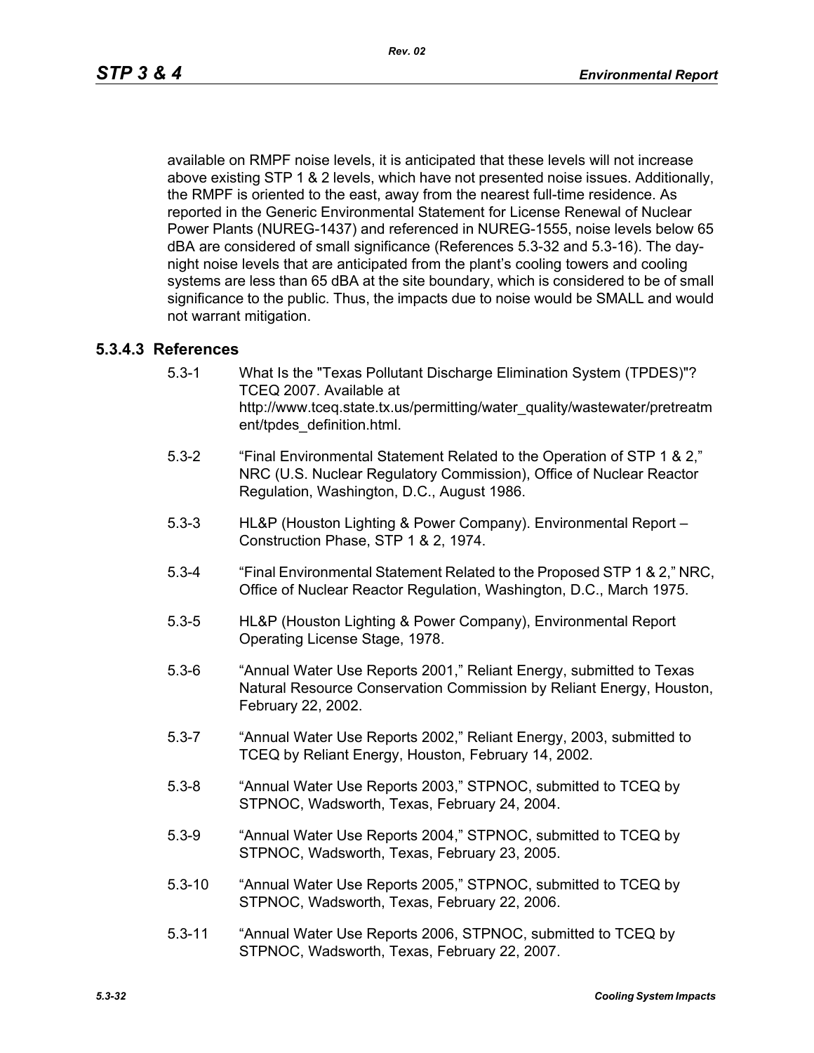available on RMPF noise levels, it is anticipated that these levels will not increase above existing STP 1 & 2 levels, which have not presented noise issues. Additionally, the RMPF is oriented to the east, away from the nearest full-time residence. As reported in the Generic Environmental Statement for License Renewal of Nuclear Power Plants (NUREG-1437) and referenced in NUREG-1555, noise levels below 65 dBA are considered of small significance (References 5.3-32 and 5.3-16). The day-night noise levels that are anticipated from the plant's cooling towers and cooling systems are less than 65 dBA at the site boundary, which is considered to be of small significance to the public. Thus, the impacts due to noise would be SMALL and would not warrant mitigation.

### 5.3.4.3 References

5.3-1 What Is the "Texas Pollutant Discharge Elimination System (TPDES)"? TCEQ 2007. Available at http://www.tceq.state.tx.us/permitting/water_quality/wastewater/pretreatment/tpdes_definition.html.

5.3-2 "Final Environmental Statement Related to the Operation of STP 1 & 2," NRC (U.S. Nuclear Regulatory Commission), Office of Nuclear Reactor Regulation, Washington, D.C., August 1986.

5.3-3 HL&P (Houston Lighting & Power Company). Environmental Report – Construction Phase, STP 1 & 2, 1974.

5.3-4 "Final Environmental Statement Related to the Proposed STP 1 & 2," NRC, Office of Nuclear Reactor Regulation, Washington, D.C., March 1975.

5.3-5 HL&P (Houston Lighting & Power Company), Environmental Report Operating License Stage, 1978.

5.3-6 "Annual Water Use Reports 2001," Reliant Energy, submitted to Texas Natural Resource Conservation Commission by Reliant Energy, Houston, February 22, 2002.

5.3-7 "Annual Water Use Reports 2002," Reliant Energy, 2003, submitted to TCEQ by Reliant Energy, Houston, February 14, 2002.

5.3-8 "Annual Water Use Reports 2003," STPNOC, submitted to TCEQ by STPNOC, Wadsworth, Texas, February 24, 2004.

5.3-9 "Annual Water Use Reports 2004," STPNOC, submitted to TCEQ by STPNOC, Wadsworth, Texas, February 23, 2005.

5.3-10 "Annual Water Use Reports 2005," STPNOC, submitted to TCEQ by STPNOC, Wadsworth, Texas, February 22, 2006.

5.3-11 "Annual Water Use Reports 2006, STPNOC, submitted to TCEQ by STPNOC, Wadsworth, Texas, February 22, 2007.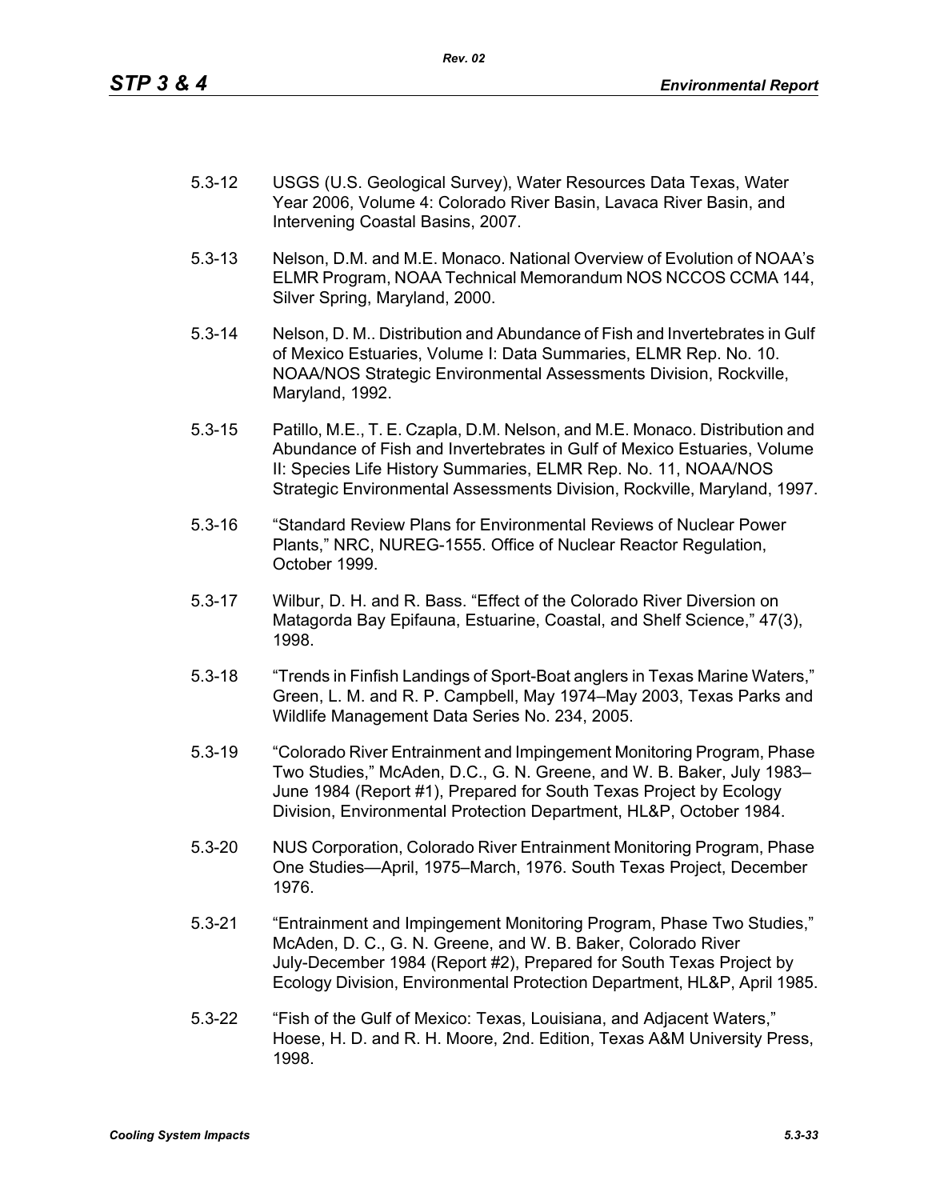5.3-12 USGS (U.S. Geological Survey), Water Resources Data Texas, Water Year 2006, Volume 4: Colorado River Basin, Lavaca River Basin, and Intervening Coastal Basins, 2007.

5.3-13 Nelson, D.M. and M.E. Monaco. National Overview of Evolution of NOAA's ELMR Program, NOAA Technical Memorandum NOS NCCOS CCMA 144, Silver Spring, Maryland, 2000.

5.3-14 Nelson, D. M.. Distribution and Abundance of Fish and Invertebrates in Gulf of Mexico Estuaries, Volume I: Data Summaries, ELMR Rep. No. 10. NOAA/NOS Strategic Environmental Assessments Division, Rockville, Maryland, 1992.

5.3-15 Patillo, M.E., T. E. Czapla, D.M. Nelson, and M.E. Monaco. Distribution and Abundance of Fish and Invertebrates in Gulf of Mexico Estuaries, Volume II: Species Life History Summaries, ELMR Rep. No. 11, NOAA/NOS Strategic Environmental Assessments Division, Rockville, Maryland, 1997.

5.3-16 "Standard Review Plans for Environmental Reviews of Nuclear Power Plants," NRC, NUREG-1555. Office of Nuclear Reactor Regulation, October 1999.

5.3-17 Wilbur, D. H. and R. Bass. "Effect of the Colorado River Diversion on Matagorda Bay Epifauna, Estuarine, Coastal, and Shelf Science," 47(3), 1998.

5.3-18 "Trends in Finfish Landings of Sport-Boat anglers in Texas Marine Waters," Green, L. M. and R. P. Campbell, May 1974–May 2003, Texas Parks and Wildlife Management Data Series No. 234, 2005.

5.3-19 "Colorado River Entrainment and Impingement Monitoring Program, Phase Two Studies," McAden, D.C., G. N. Greene, and W. B. Baker, July 1983–June 1984 (Report #1), Prepared for South Texas Project by Ecology Division, Environmental Protection Department, HL&P, October 1984.

5.3-20 NUS Corporation, Colorado River Entrainment Monitoring Program, Phase One Studies—April, 1975–March, 1976. South Texas Project, December 1976.

5.3-21 "Entrainment and Impingement Monitoring Program, Phase Two Studies," McAden, D. C., G. N. Greene, and W. B. Baker, Colorado River July-December 1984 (Report #2), Prepared for South Texas Project by Ecology Division, Environmental Protection Department, HL&P, April 1985.

5.3-22 "Fish of the Gulf of Mexico: Texas, Louisiana, and Adjacent Waters," Hoese, H. D. and R. H. Moore, 2nd. Edition, Texas A&M University Press, 1998.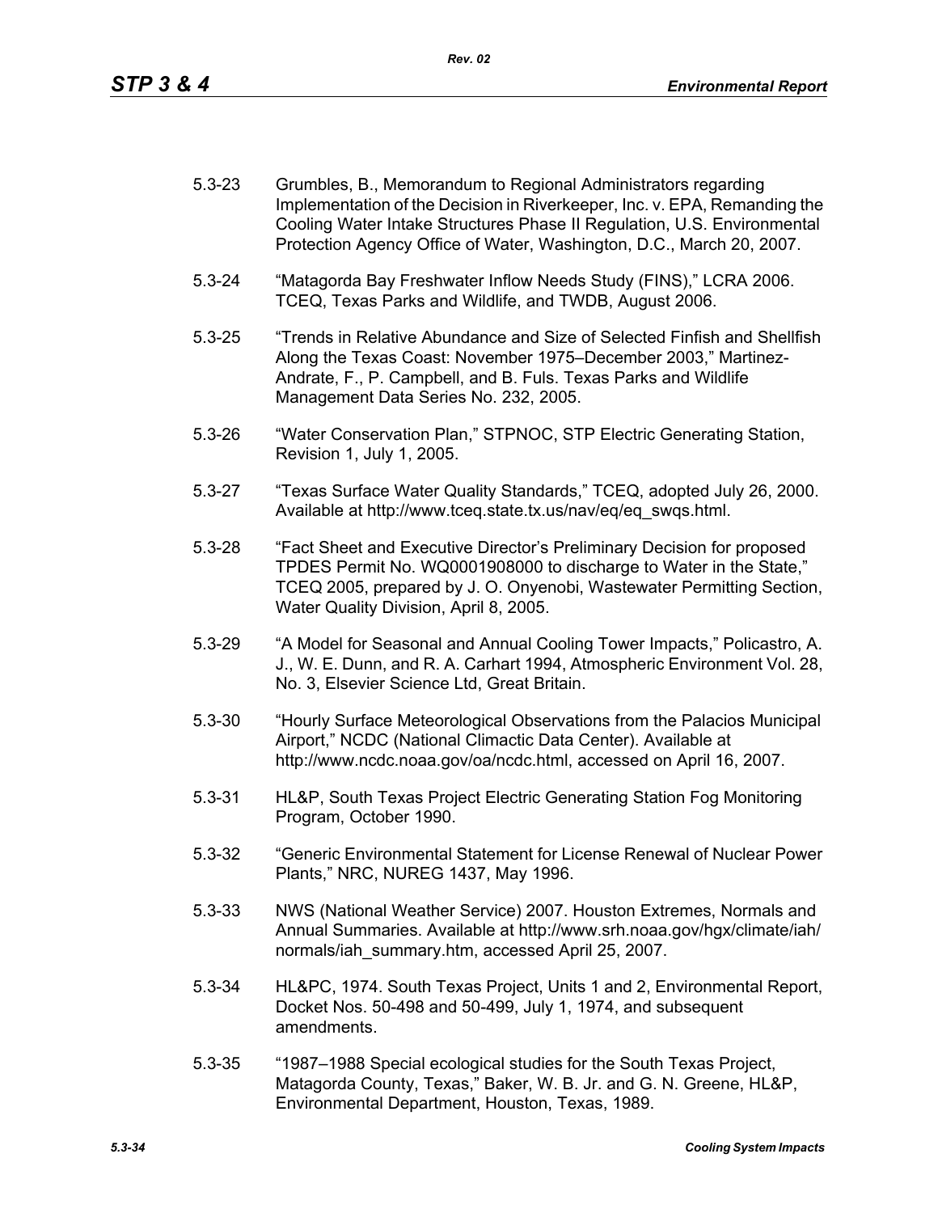5.3-23 Grumbles, B., Memorandum to Regional Administrators regarding Implementation of the Decision in Riverkeeper, Inc. v. EPA, Remanding the Cooling Water Intake Structures Phase II Regulation, U.S. Environmental Protection Agency Office of Water, Washington, D.C., March 20, 2007.

5.3-24 "Matagorda Bay Freshwater Inflow Needs Study (FINS)," LCRA 2006. TCEQ, Texas Parks and Wildlife, and TWDB, August 2006.

5.3-25 "Trends in Relative Abundance and Size of Selected Finfish and Shellfish Along the Texas Coast: November 1975–December 2003," Martinez-Andrate, F., P. Campbell, and B. Fuls. Texas Parks and Wildlife Management Data Series No. 232, 2005.

5.3-26 "Water Conservation Plan," STPNOC, STP Electric Generating Station, Revision 1, July 1, 2005.

5.3-27 "Texas Surface Water Quality Standards," TCEQ, adopted July 26, 2000. Available at http://www.tceq.state.tx.us/nav/eq/eq_swqs.html.

5.3-28 "Fact Sheet and Executive Director's Preliminary Decision for proposed TPDES Permit No. WQ0001908000 to discharge to Water in the State," TCEQ 2005, prepared by J. O. Onyenobi, Wastewater Permitting Section, Water Quality Division, April 8, 2005.

5.3-29 "A Model for Seasonal and Annual Cooling Tower Impacts," Policastro, A. J., W. E. Dunn, and R. A. Carhart 1994, Atmospheric Environment Vol. 28, No. 3, Elsevier Science Ltd, Great Britain.

5.3-30 "Hourly Surface Meteorological Observations from the Palacios Municipal Airport," NCDC (National Climactic Data Center). Available at http://www.ncdc.noaa.gov/oa/ncdc.html, accessed on April 16, 2007.

5.3-31 HL&P, South Texas Project Electric Generating Station Fog Monitoring Program, October 1990.

5.3-32 "Generic Environmental Statement for License Renewal of Nuclear Power Plants," NRC, NUREG 1437, May 1996.

5.3-33 NWS (National Weather Service) 2007. Houston Extremes, Normals and Annual Summaries. Available at http://www.srh.noaa.gov/hgx/climate/iah/normals/iah_summary.htm, accessed April 25, 2007.

5.3-34 HL&PC, 1974. South Texas Project, Units 1 and 2, Environmental Report, Docket Nos. 50-498 and 50-499, July 1, 1974, and subsequent amendments.

5.3-35 "1987–1988 Special ecological studies for the South Texas Project, Matagorda County, Texas," Baker, W. B. Jr. and G. N. Greene, HL&P, Environmental Department, Houston, Texas, 1989.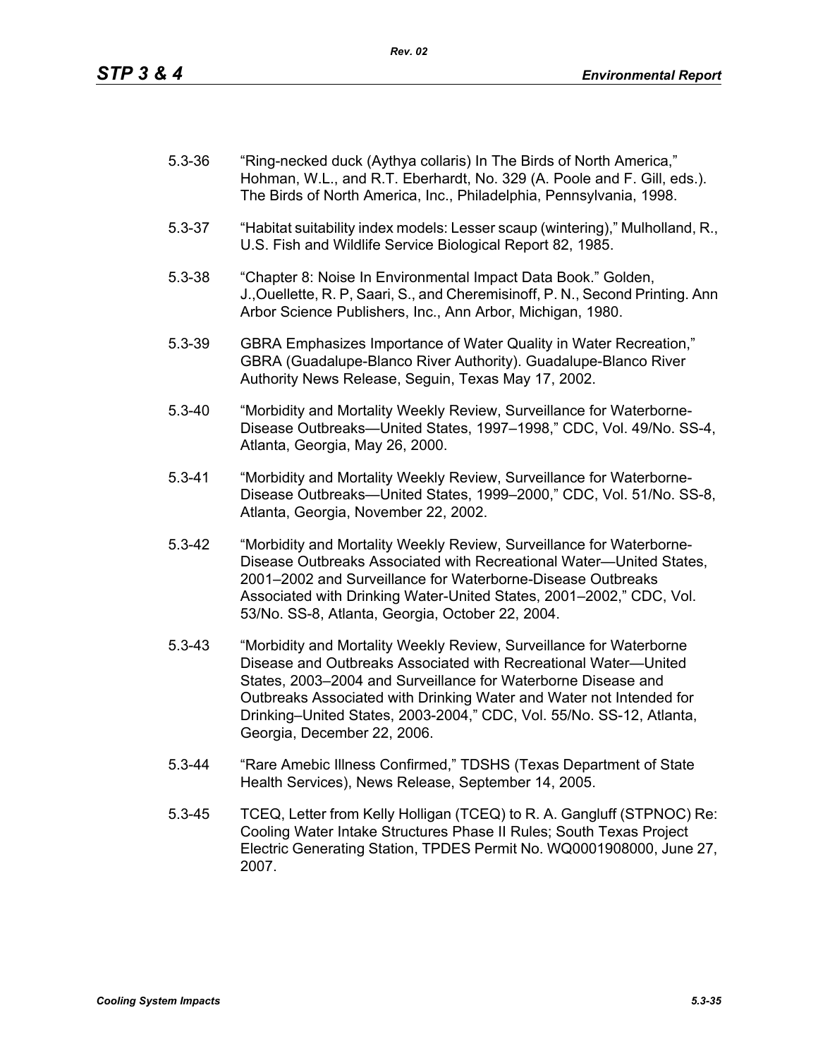5.3-36 "Ring-necked duck (Aythya collaris) In The Birds of North America," Hohman, W.L., and R.T. Eberhardt, No. 329 (A. Poole and F. Gill, eds.). The Birds of North America, Inc., Philadelphia, Pennsylvania, 1998.

5.3-37 "Habitat suitability index models: Lesser scaup (wintering)," Mulholland, R., U.S. Fish and Wildlife Service Biological Report 82, 1985.

5.3-38 "Chapter 8: Noise In Environmental Impact Data Book." Golden, J.,Ouellette, R. P, Saari, S., and Cheremisinoff, P. N., Second Printing. Ann Arbor Science Publishers, Inc., Ann Arbor, Michigan, 1980.

5.3-39 GBRA Emphasizes Importance of Water Quality in Water Recreation," GBRA (Guadalupe-Blanco River Authority). Guadalupe-Blanco River Authority News Release, Seguin, Texas May 17, 2002.

5.3-40 "Morbidity and Mortality Weekly Review, Surveillance for Waterborne-Disease Outbreaks—United States, 1997–1998," CDC, Vol. 49/No. SS-4, Atlanta, Georgia, May 26, 2000.

5.3-41 "Morbidity and Mortality Weekly Review, Surveillance for Waterborne-Disease Outbreaks—United States, 1999–2000," CDC, Vol. 51/No. SS-8, Atlanta, Georgia, November 22, 2002.

5.3-42 "Morbidity and Mortality Weekly Review, Surveillance for Waterborne-Disease Outbreaks Associated with Recreational Water—United States, 2001–2002 and Surveillance for Waterborne-Disease Outbreaks Associated with Drinking Water-United States, 2001–2002," CDC, Vol. 53/No. SS-8, Atlanta, Georgia, October 22, 2004.

5.3-43 "Morbidity and Mortality Weekly Review, Surveillance for Waterborne Disease and Outbreaks Associated with Recreational Water—United States, 2003–2004 and Surveillance for Waterborne Disease and Outbreaks Associated with Drinking Water and Water not Intended for Drinking–United States, 2003-2004," CDC, Vol. 55/No. SS-12, Atlanta, Georgia, December 22, 2006.

5.3-44 "Rare Amebic Illness Confirmed," TDSHS (Texas Department of State Health Services), News Release, September 14, 2005.

5.3-45 TCEQ, Letter from Kelly Holligan (TCEQ) to R. A. Gangluff (STPNOC) Re: Cooling Water Intake Structures Phase II Rules; South Texas Project Electric Generating Station, TPDES Permit No. WQ0001908000, June 27, 2007.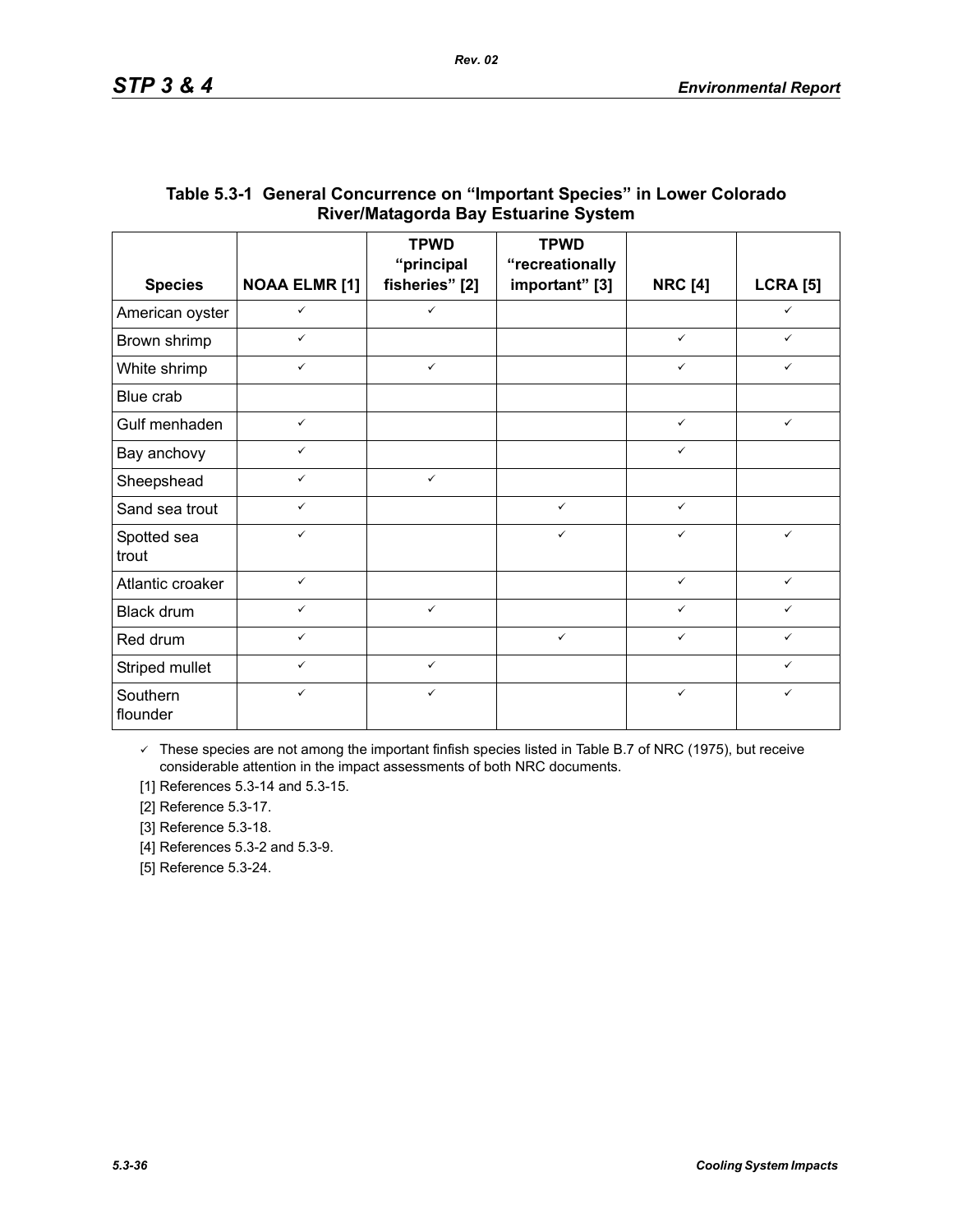**Table 5.3-1 General Concurrence on "Important Species" in Lower Colorado River/Matagorda Bay Estuarine System**

| Species | NOAA ELMR [1] | TPWD "principal fisheries" [2] | TPWD "recreationally important" [3] | NRC [4] | LCRA [5] |
|---|---|---|---|---|---|
| American oyster | ✓ | ✓ | | | ✓ |
| Brown shrimp | ✓ | | | ✓ | ✓ |
| White shrimp | ✓ | ✓ | | ✓ | ✓ |
| Blue crab | | | | | |
| Gulf menhaden | ✓ | | | ✓ | ✓ |
| Bay anchovy | ✓ | | | ✓ | |
| Sheepshead | ✓ | ✓ | | | |
| Sand sea trout | ✓ | | ✓ | ✓ | |
| Spotted sea trout | ✓ | | ✓ | ✓ | ✓ |
| Atlantic croaker | ✓ | | | ✓ | ✓ |
| Black drum | ✓ | ✓ | | ✓ | ✓ |
| Red drum | ✓ | | ✓ | ✓ | ✓ |
| Striped mullet | ✓ | ✓ | | | ✓ |
| Southern flounder | ✓ | ✓ | | ✓ | ✓ |

✓ These species are not among the important finfish species listed in Table B.7 of NRC (1975), but receive considerable attention in the impact assessments of both NRC documents.

[1] References 5.3-14 and 5.3-15.

[2] Reference 5.3-17.

[3] Reference 5.3-18.

[4] References 5.3-2 and 5.3-9.

[5] Reference 5.3-24.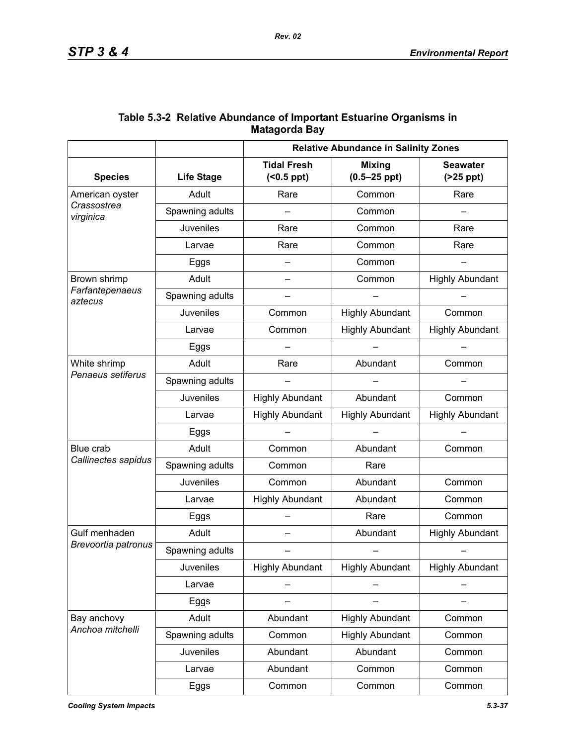**Table 5.3-2 Relative Abundance of Important Estuarine Organisms in Matagorda Bay**

| | | Relative Abundance in Salinity Zones | | |
|---|---|---|---|---|
| **Species** | **Life Stage** | **Tidal Fresh (<0.5 ppt)** | **Mixing (0.5–25 ppt)** | **Seawater (>25 ppt)** |
| American oyster *Crassostrea virginica* | Adult | Rare | Common | Rare |
| | Spawning adults | – | Common | – |
| | Juveniles | Rare | Common | Rare |
| | Larvae | Rare | Common | Rare |
| | Eggs | – | Common | – |
| Brown shrimp *Farfantepenaeus aztecus* | Adult | – | Common | Highly Abundant |
| | Spawning adults | – | – | – |
| | Juveniles | Common | Highly Abundant | Common |
| | Larvae | Common | Highly Abundant | Highly Abundant |
| | Eggs | – | – | – |
| White shrimp *Penaeus setiferus* | Adult | Rare | Abundant | Common |
| | Spawning adults | – | – | – |
| | Juveniles | Highly Abundant | Abundant | Common |
| | Larvae | Highly Abundant | Highly Abundant | Highly Abundant |
| | Eggs | – | – | – |
| Blue crab *Callinectes sapidus* | Adult | Common | Abundant | Common |
| | Spawning adults | Common | Rare | |
| | Juveniles | Common | Abundant | Common |
| | Larvae | Highly Abundant | Abundant | Common |
| | Eggs | – | Rare | Common |
| Gulf menhaden *Brevoortia patronus* | Adult | – | Abundant | Highly Abundant |
| | Spawning adults | – | – | – |
| | Juveniles | Highly Abundant | Highly Abundant | Highly Abundant |
| | Larvae | – | – | – |
| | Eggs | – | – | – |
| Bay anchovy *Anchoa mitchelli* | Adult | Abundant | Highly Abundant | Common |
| | Spawning adults | Common | Highly Abundant | Common |
| | Juveniles | Abundant | Abundant | Common |
| | Larvae | Abundant | Common | Common |
| | Eggs | Common | Common | Common |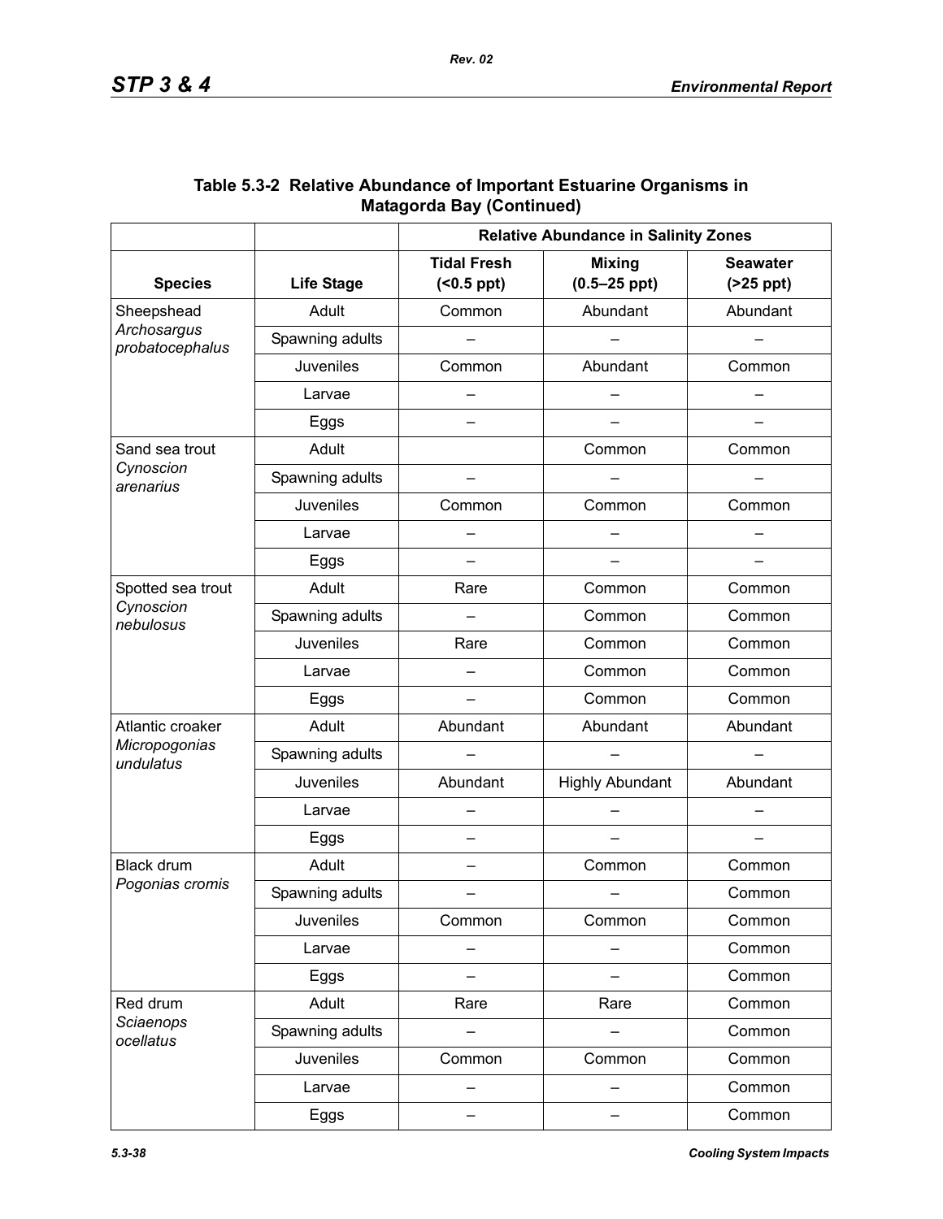**Table 5.3-2 Relative Abundance of Important Estuarine Organisms in Matagorda Bay (Continued)**

| | | Relative Abundance in Salinity Zones | | |
|---|---|---|---|---|
| **Species** | **Life Stage** | **Tidal Fresh (<0.5 ppt)** | **Mixing (0.5–25 ppt)** | **Seawater (>25 ppt)** |
| Sheepshead *Archosargus probatocephalus* | Adult | Common | Abundant | Abundant |
| | Spawning adults | – | – | – |
| | Juveniles | Common | Abundant | Common |
| | Larvae | – | – | – |
| | Eggs | – | – | – |
| Sand sea trout *Cynoscion arenarius* | Adult | | Common | Common |
| | Spawning adults | – | – | – |
| | Juveniles | Common | Common | Common |
| | Larvae | – | – | – |
| | Eggs | – | – | – |
| Spotted sea trout *Cynoscion nebulosus* | Adult | Rare | Common | Common |
| | Spawning adults | – | Common | Common |
| | Juveniles | Rare | Common | Common |
| | Larvae | – | Common | Common |
| | Eggs | – | Common | Common |
| Atlantic croaker *Micropogonias undulatus* | Adult | Abundant | Abundant | Abundant |
| | Spawning adults | – | – | – |
| | Juveniles | Abundant | Highly Abundant | Abundant |
| | Larvae | – | – | – |
| | Eggs | – | – | – |
| Black drum *Pogonias cromis* | Adult | – | Common | Common |
| | Spawning adults | – | – | Common |
| | Juveniles | Common | Common | Common |
| | Larvae | – | – | Common |
| | Eggs | – | – | Common |
| Red drum *Sciaenops ocellatus* | Adult | Rare | Rare | Common |
| | Spawning adults | – | – | Common |
| | Juveniles | Common | Common | Common |
| | Larvae | – | – | Common |
| | Eggs | – | – | Common |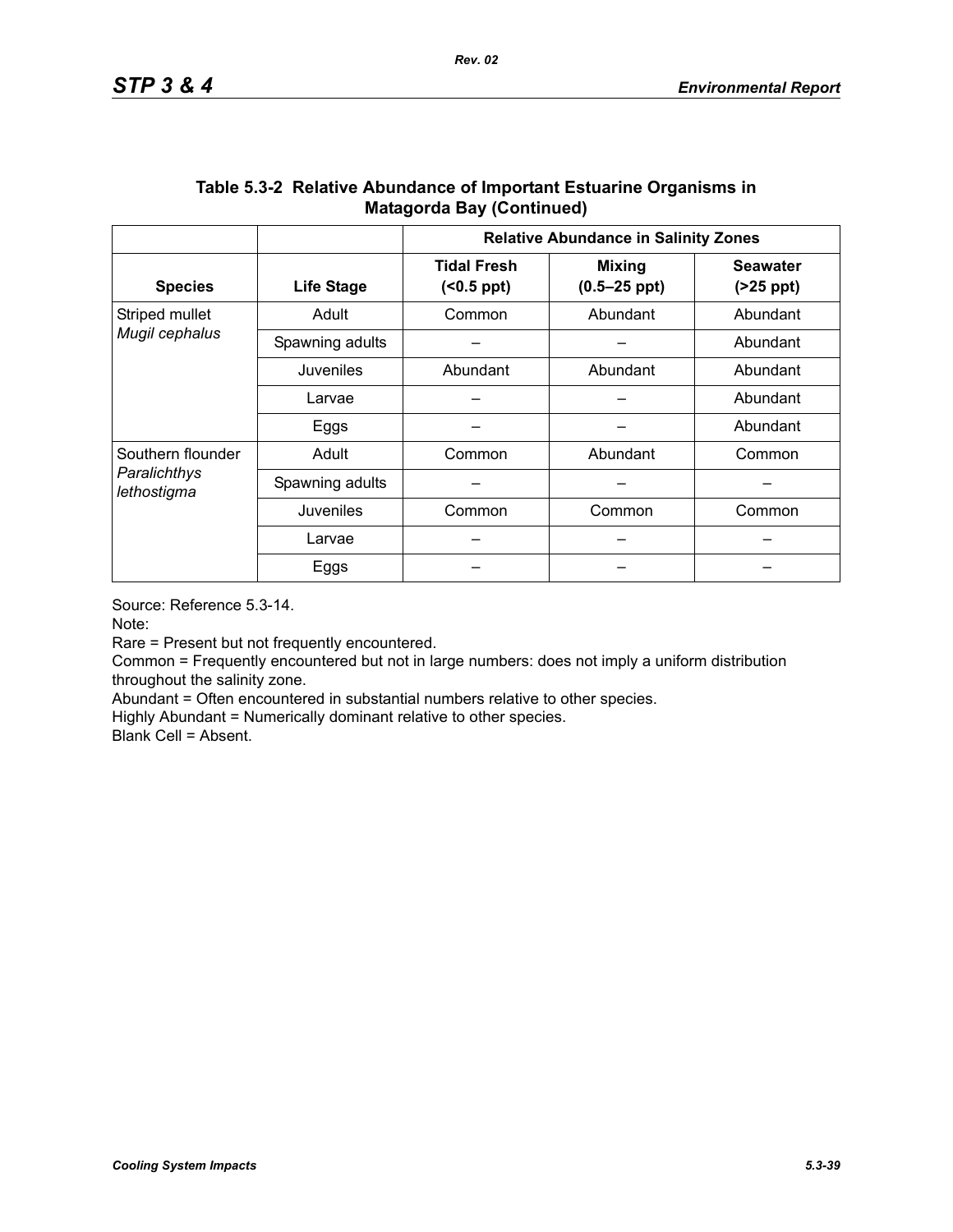**Table 5.3-2 Relative Abundance of Important Estuarine Organisms in Matagorda Bay (Continued)**

| | | Relative Abundance in Salinity Zones | | |
|---|---|---|---|---|
| **Species** | **Life Stage** | **Tidal Fresh (<0.5 ppt)** | **Mixing (0.5–25 ppt)** | **Seawater (>25 ppt)** |
| Striped mullet *Mugil cephalus* | Adult | Common | Abundant | Abundant |
| | Spawning adults | – | – | Abundant |
| | Juveniles | Abundant | Abundant | Abundant |
| | Larvae | – | – | Abundant |
| | Eggs | – | – | Abundant |
| Southern flounder *Paralichthys lethostigma* | Adult | Common | Abundant | Common |
| | Spawning adults | – | – | – |
| | Juveniles | Common | Common | Common |
| | Larvae | – | – | – |
| | Eggs | – | – | – |

Source: Reference 5.3-14.

Note:

Rare = Present but not frequently encountered.

Common = Frequently encountered but not in large numbers: does not imply a uniform distribution throughout the salinity zone.

Abundant = Often encountered in substantial numbers relative to other species.

Highly Abundant = Numerically dominant relative to other species.

Blank Cell = Absent.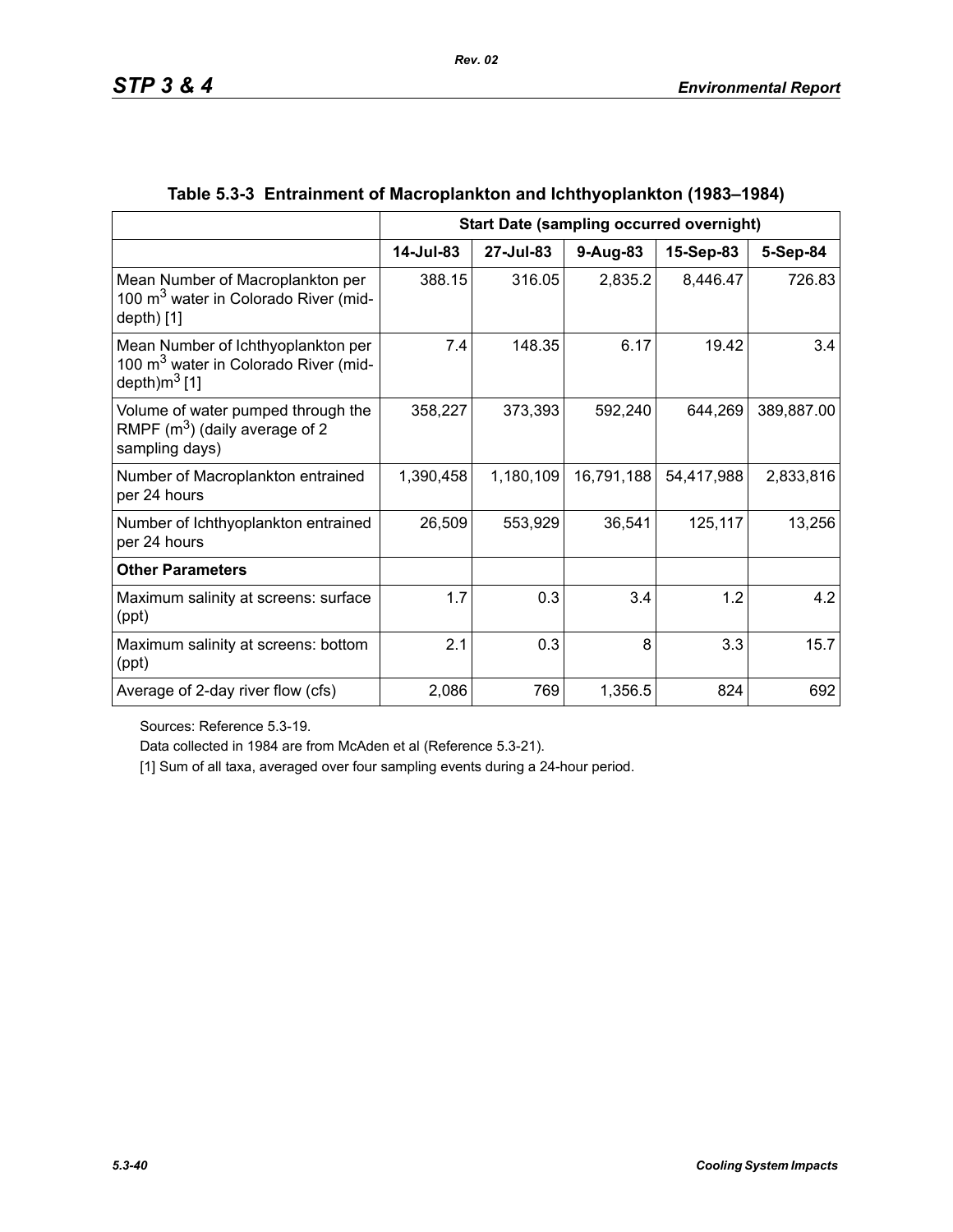**Table 5.3-3 Entrainment of Macroplankton and Ichthyoplankton (1983–1984)**

| | Start Date (sampling occurred overnight) | | | | |
|---|---|---|---|---|---|
| | 14-Jul-83 | 27-Jul-83 | 9-Aug-83 | 15-Sep-83 | 5-Sep-84 |
| Mean Number of Macroplankton per 100 $m^3$ water in Colorado River (mid-depth) [1] | 388.15 | 316.05 | 2,835.2 | 8,446.47 | 726.83 |
| Mean Number of Ichthyoplankton per 100 $m^3$ water in Colorado River (mid-depth)$m^3$ [1] | 7.4 | 148.35 | 6.17 | 19.42 | 3.4 |
| Volume of water pumped through the RMPF ($m^3$) (daily average of 2 sampling days) | 358,227 | 373,393 | 592,240 | 644,269 | 389,887.00 |
| Number of Macroplankton entrained per 24 hours | 1,390,458 | 1,180,109 | 16,791,188 | 54,417,988 | 2,833,816 |
| Number of Ichthyoplankton entrained per 24 hours | 26,509 | 553,929 | 36,541 | 125,117 | 13,256 |
| **Other Parameters** | | | | | |
| Maximum salinity at screens: surface (ppt) | 1.7 | 0.3 | 3.4 | 1.2 | 4.2 |
| Maximum salinity at screens: bottom (ppt) | 2.1 | 0.3 | 8 | 3.3 | 15.7 |
| Average of 2-day river flow (cfs) | 2,086 | 769 | 1,356.5 | 824 | 692 |

Sources: Reference 5.3-19.

Data collected in 1984 are from McAden et al (Reference 5.3-21).

[1] Sum of all taxa, averaged over four sampling events during a 24-hour period.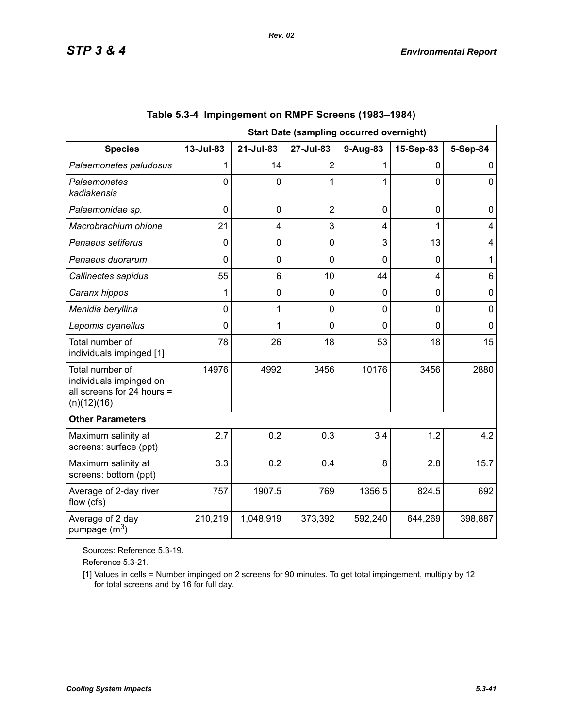**Table 5.3-4 Impingement on RMPF Screens (1983–1984)**

| | Start Date (sampling occurred overnight) | | | | | |
|---|---|---|---|---|---|---|
| **Species** | **13-Jul-83** | **21-Jul-83** | **27-Jul-83** | **9-Aug-83** | **15-Sep-83** | **5-Sep-84** |
| *Palaemonetes paludosus* | 1 | 14 | 2 | 1 | 0 | 0 |
| *Palaemonetes kadiakensis* | 0 | 0 | 1 | 1 | 0 | 0 |
| *Palaemonidae sp.* | 0 | 0 | 2 | 0 | 0 | 0 |
| *Macrobrachium ohione* | 21 | 4 | 3 | 4 | 1 | 4 |
| *Penaeus setiferus* | 0 | 0 | 0 | 3 | 13 | 4 |
| *Penaeus duorarum* | 0 | 0 | 0 | 0 | 0 | 1 |
| *Callinectes sapidus* | 55 | 6 | 10 | 44 | 4 | 6 |
| *Caranx hippos* | 1 | 0 | 0 | 0 | 0 | 0 |
| *Menidia beryllina* | 0 | 1 | 0 | 0 | 0 | 0 |
| *Lepomis cyanellus* | 0 | 1 | 0 | 0 | 0 | 0 |
| Total number of individuals impinged [1] | 78 | 26 | 18 | 53 | 18 | 15 |
| Total number of individuals impinged on all screens for 24 hours = (n)(12)(16) | 14976 | 4992 | 3456 | 10176 | 3456 | 2880 |
| **Other Parameters** | | | | | | |
| Maximum salinity at screens: surface (ppt) | 2.7 | 0.2 | 0.3 | 3.4 | 1.2 | 4.2 |
| Maximum salinity at screens: bottom (ppt) | 3.3 | 0.2 | 0.4 | 8 | 2.8 | 15.7 |
| Average of 2-day river flow (cfs) | 757 | 1907.5 | 769 | 1356.5 | 824.5 | 692 |
| Average of 2 day pumpage ($m^3$) | 210,219 | 1,048,919 | 373,392 | 592,240 | 644,269 | 398,887 |

Sources: Reference 5.3-19.

Reference 5.3-21.

[1] Values in cells = Number impinged on 2 screens for 90 minutes. To get total impingement, multiply by 12 for total screens and by 16 for full day.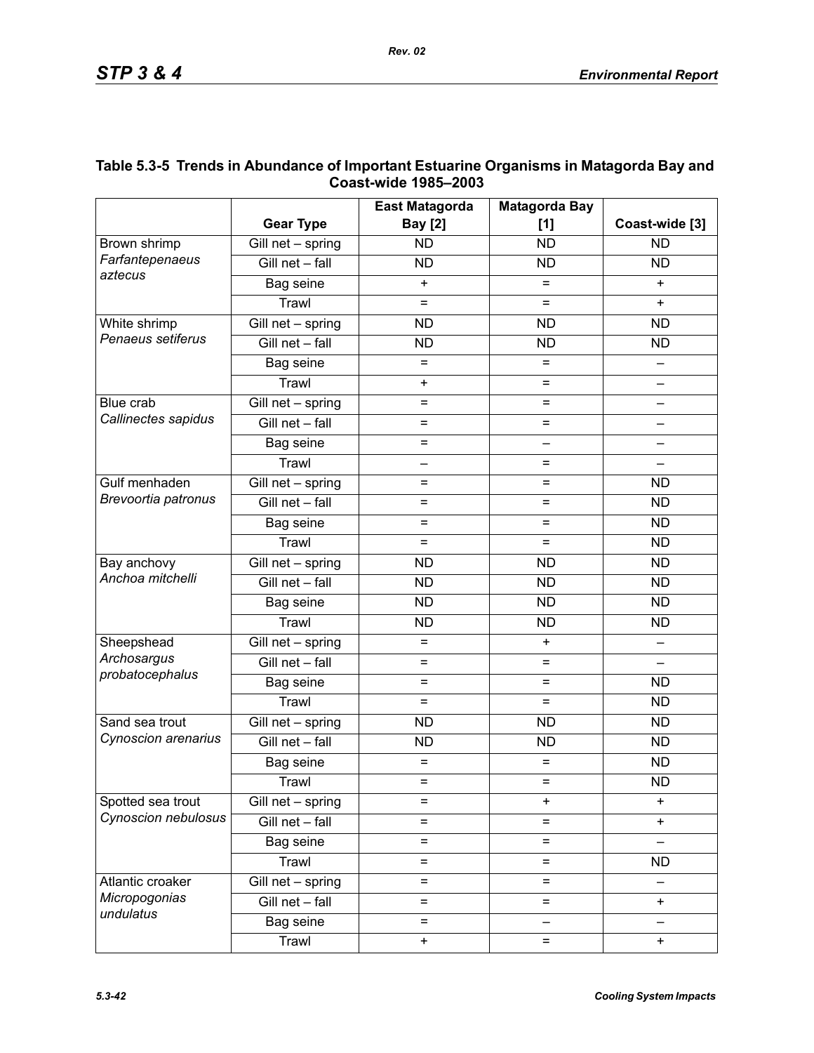## Table 5.3-5 Trends in Abundance of Important Estuarine Organisms in Matagorda Bay and Coast-wide 1985–2003

| | Gear Type | East Matagorda Bay [2] | Matagorda Bay [1] | Coast-wide [3] |
|---|---|---|---|---|
| Brown shrimp *Farfantepenaeus aztecus* | Gill net – spring | ND | ND | ND |
| | Gill net – fall | ND | ND | ND |
| | Bag seine | + | = | + |
| | Trawl | = | = | + |
| White shrimp *Penaeus setiferus* | Gill net – spring | ND | ND | ND |
| | Gill net – fall | ND | ND | ND |
| | Bag seine | = | = | – |
| | Trawl | + | = | – |
| Blue crab *Callinectes sapidus* | Gill net – spring | = | = | – |
| | Gill net – fall | = | = | – |
| | Bag seine | = | – | – |
| | Trawl | – | = | – |
| Gulf menhaden *Brevoortia patronus* | Gill net – spring | = | = | ND |
| | Gill net – fall | = | = | ND |
| | Bag seine | = | = | ND |
| | Trawl | = | = | ND |
| Bay anchovy *Anchoa mitchelli* | Gill net – spring | ND | ND | ND |
| | Gill net – fall | ND | ND | ND |
| | Bag seine | ND | ND | ND |
| | Trawl | ND | ND | ND |
| Sheepshead *Archosargus probatocephalus* | Gill net – spring | = | + | – |
| | Gill net – fall | = | = | – |
| | Bag seine | = | = | ND |
| | Trawl | = | = | ND |
| Sand sea trout *Cynoscion arenarius* | Gill net – spring | ND | ND | ND |
| | Gill net – fall | ND | ND | ND |
| | Bag seine | = | = | ND |
| | Trawl | = | = | ND |
| Spotted sea trout *Cynoscion nebulosus* | Gill net – spring | = | + | + |
| | Gill net – fall | = | = | + |
| | Bag seine | = | = | – |
| | Trawl | = | = | ND |
| Atlantic croaker *Micropogonias undulatus* | Gill net – spring | = | = | – |
| | Gill net – fall | = | = | + |
| | Bag seine | = | – | – |
| | Trawl | + | = | + |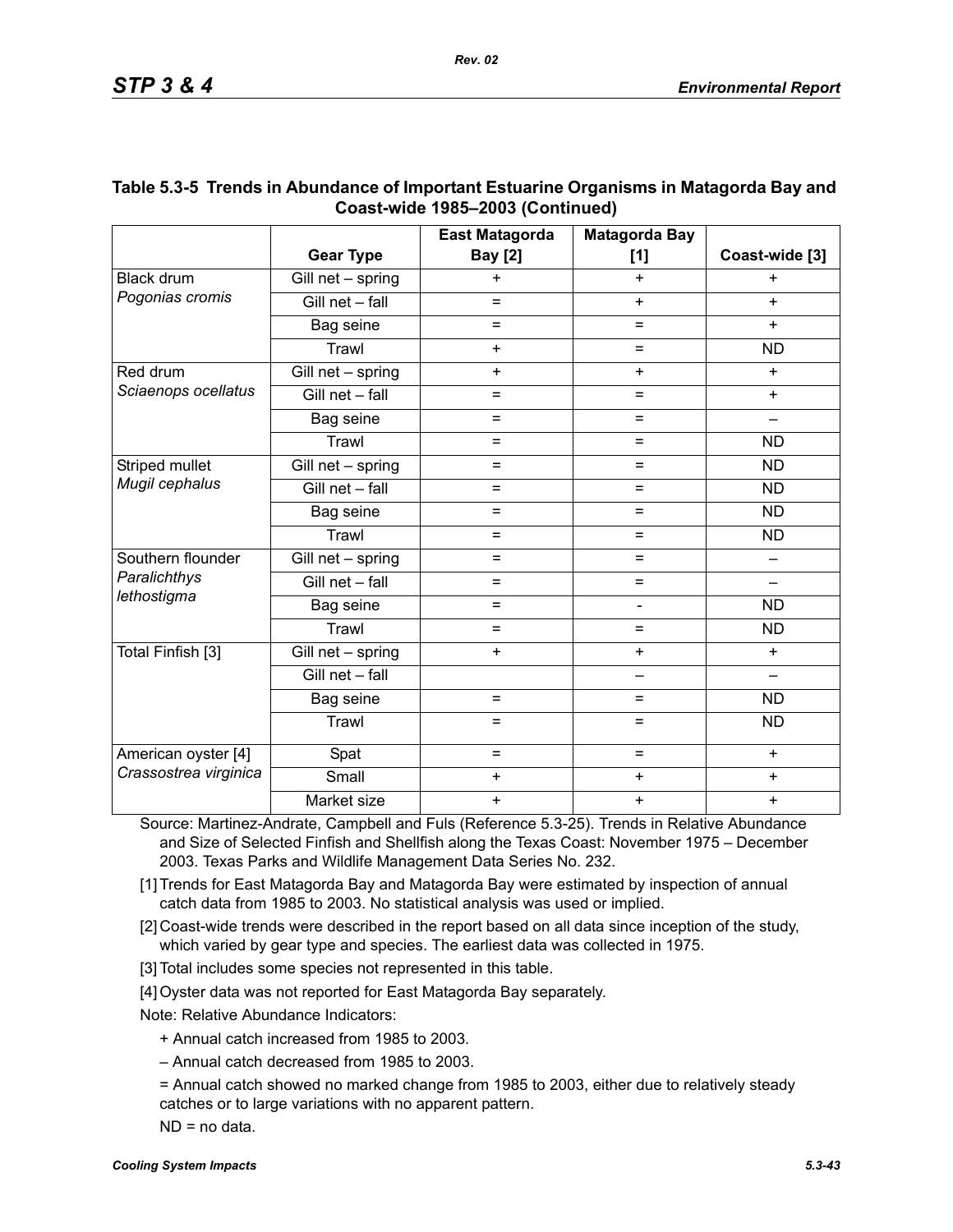**Table 5.3-5 Trends in Abundance of Important Estuarine Organisms in Matagorda Bay and Coast-wide 1985–2003 (Continued)**

| | Gear Type | East Matagorda Bay [2] | Matagorda Bay [1] | Coast-wide [3] |
|---|---|---|---|---|
| Black drum *Pogonias cromis* | Gill net – spring | + | + | + |
| | Gill net – fall | = | + | + |
| | Bag seine | = | = | + |
| | Trawl | + | = | ND |
| Red drum *Sciaenops ocellatus* | Gill net – spring | + | + | + |
| | Gill net – fall | = | = | + |
| | Bag seine | = | = | – |
| | Trawl | = | = | ND |
| Striped mullet *Mugil cephalus* | Gill net – spring | = | = | ND |
| | Gill net – fall | = | = | ND |
| | Bag seine | = | = | ND |
| | Trawl | = | = | ND |
| Southern flounder *Paralichthys lethostigma* | Gill net – spring | = | = | – |
| | Gill net – fall | = | = | – |
| | Bag seine | = | - | ND |
| | Trawl | = | = | ND |
| Total Finfish [3] | Gill net – spring | + | + | + |
| | Gill net – fall | | – | – |
| | Bag seine | = | = | ND |
| | Trawl | = | = | ND |
| American oyster [4] *Crassostrea virginica* | Spat | = | = | + |
| | Small | + | + | + |
| | Market size | + | + | + |

Source: Martinez-Andrate, Campbell and Fuls (Reference 5.3-25). Trends in Relative Abundance and Size of Selected Finfish and Shellfish along the Texas Coast: November 1975 – December 2003. Texas Parks and Wildlife Management Data Series No. 232.

[1] Trends for East Matagorda Bay and Matagorda Bay were estimated by inspection of annual catch data from 1985 to 2003. No statistical analysis was used or implied.

[2] Coast-wide trends were described in the report based on all data since inception of the study, which varied by gear type and species. The earliest data was collected in 1975.

[3] Total includes some species not represented in this table.

[4] Oyster data was not reported for East Matagorda Bay separately.

Note: Relative Abundance Indicators:

+ Annual catch increased from 1985 to 2003.

– Annual catch decreased from 1985 to 2003.

= Annual catch showed no marked change from 1985 to 2003, either due to relatively steady catches or to large variations with no apparent pattern.

ND = no data.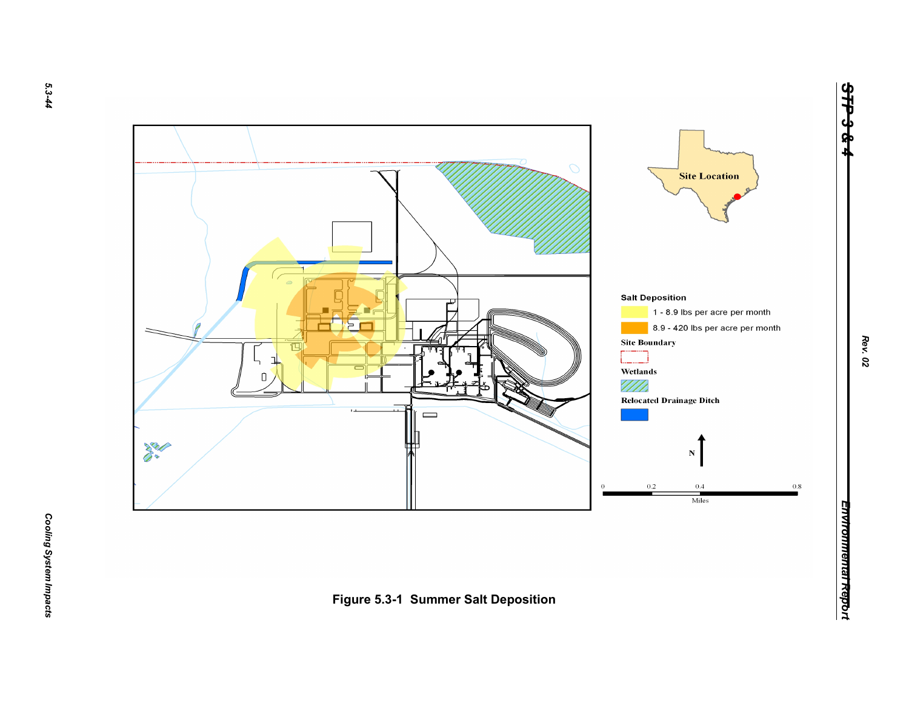Site Location

Salt Deposition

1 - 8.9 lbs per acre per month

8.9 - 420 lbs per acre per month

Site Boundary

Wetlands

Relocated Drainage Ditch

N

0 0.2 0.4 0.8

Miles

Figure 5.3-1 Summer Salt Deposition